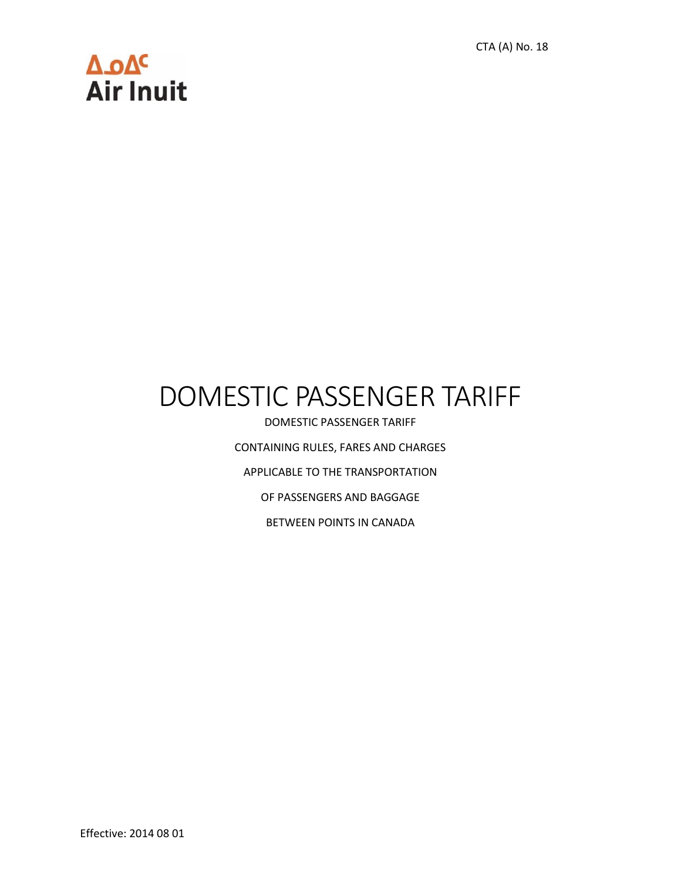CTA (A) No. 18

ᐃᓄᐃᑦ
Air Inuit

# DOMESTIC PASSENGER TARIFF

DOMESTIC PASSENGER TARIFF

CONTAINING RULES, FARES AND CHARGES

APPLICABLE TO THE TRANSPORTATION

OF PASSENGERS AND BAGGAGE

BETWEEN POINTS IN CANADA

Effective: 2014 08 01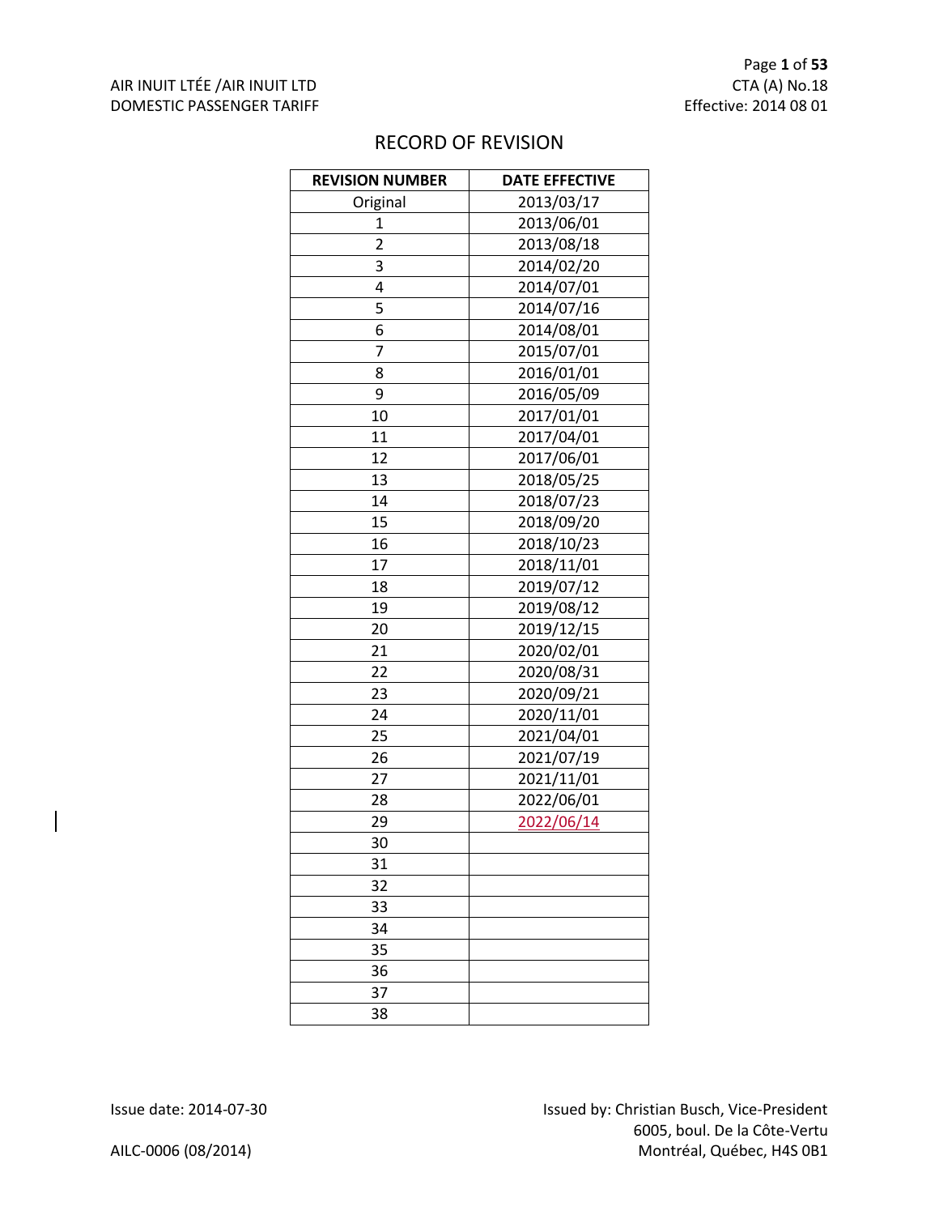# RECORD OF REVISION

| REVISION NUMBER | DATE EFFECTIVE |
|---|---|
| Original | 2013/03/17 |
| 1 | 2013/06/01 |
| 2 | 2013/08/18 |
| 3 | 2014/02/20 |
| 4 | 2014/07/01 |
| 5 | 2014/07/16 |
| 6 | 2014/08/01 |
| 7 | 2015/07/01 |
| 8 | 2016/01/01 |
| 9 | 2016/05/09 |
| 10 | 2017/01/01 |
| 11 | 2017/04/01 |
| 12 | 2017/06/01 |
| 13 | 2018/05/25 |
| 14 | 2018/07/23 |
| 15 | 2018/09/20 |
| 16 | 2018/10/23 |
| 17 | 2018/11/01 |
| 18 | 2019/07/12 |
| 19 | 2019/08/12 |
| 20 | 2019/12/15 |
| 21 | 2020/02/01 |
| 22 | 2020/08/31 |
| 23 | 2020/09/21 |
| 24 | 2020/11/01 |
| 25 | 2021/04/01 |
| 26 | 2021/07/19 |
| 27 | 2021/11/01 |
| 28 | 2022/06/01 |
| 29 | 2022/06/14 |
| 30 | |
| 31 | |
| 32 | |
| 33 | |
| 34 | |
| 35 | |
| 36 | |
| 37 | |
| 38 | |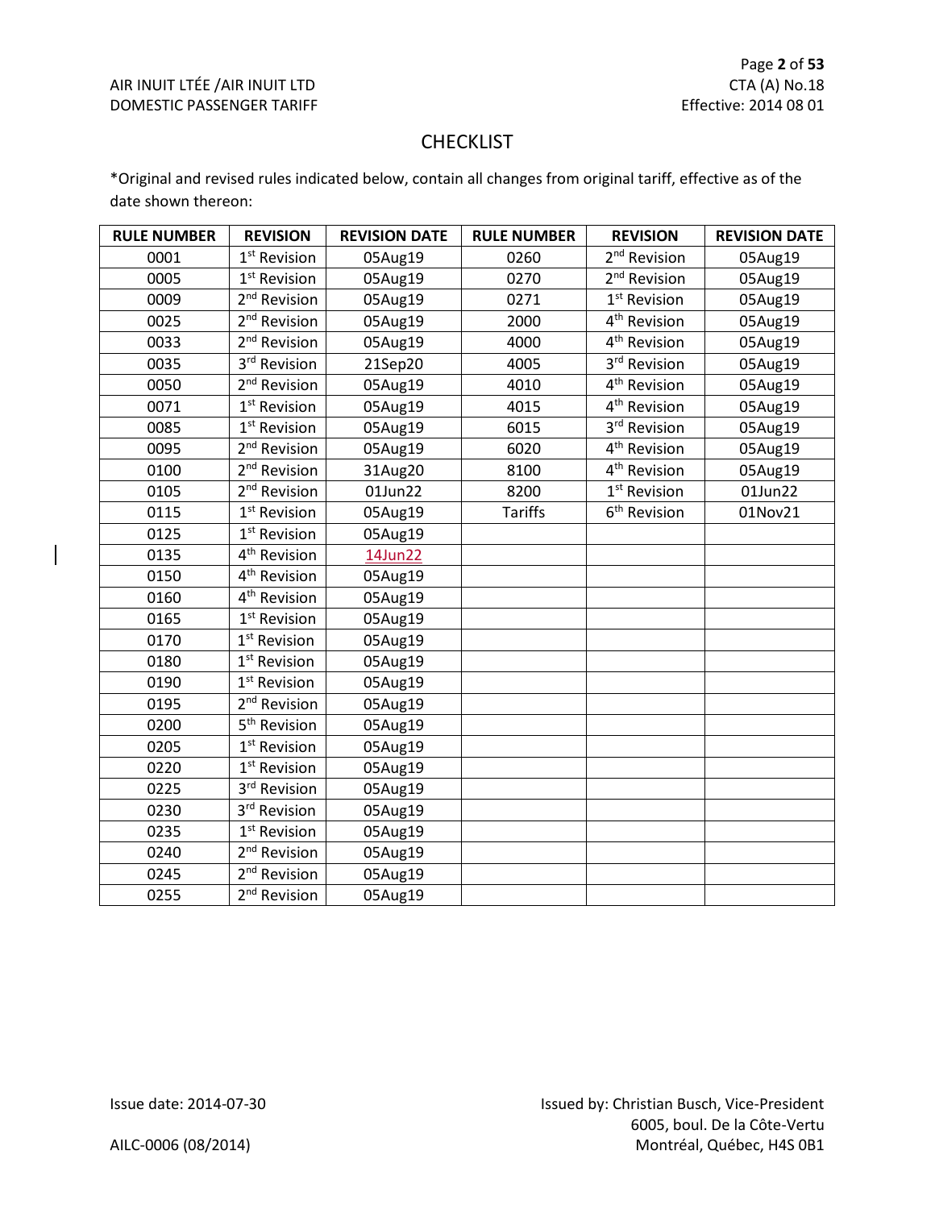## CHECKLIST

*Original and revised rules indicated below, contain all changes from original tariff, effective as of the date shown thereon:

| RULE NUMBER | REVISION | REVISION DATE | RULE NUMBER | REVISION | REVISION DATE |
|---|---|---|---|---|---|
| 0001 | 1st Revision | 05Aug19 | 0260 | 2nd Revision | 05Aug19 |
| 0005 | 1st Revision | 05Aug19 | 0270 | 2nd Revision | 05Aug19 |
| 0009 | 2nd Revision | 05Aug19 | 0271 | 1st Revision | 05Aug19 |
| 0025 | 2nd Revision | 05Aug19 | 2000 | 4th Revision | 05Aug19 |
| 0033 | 2nd Revision | 05Aug19 | 4000 | 4th Revision | 05Aug19 |
| 0035 | 3rd Revision | 21Sep20 | 4005 | 3rd Revision | 05Aug19 |
| 0050 | 2nd Revision | 05Aug19 | 4010 | 4th Revision | 05Aug19 |
| 0071 | 1st Revision | 05Aug19 | 4015 | 4th Revision | 05Aug19 |
| 0085 | 1st Revision | 05Aug19 | 6015 | 3rd Revision | 05Aug19 |
| 0095 | 2nd Revision | 05Aug19 | 6020 | 4th Revision | 05Aug19 |
| 0100 | 2nd Revision | 31Aug20 | 8100 | 4th Revision | 05Aug19 |
| 0105 | 2nd Revision | 01Jun22 | 8200 | 1st Revision | 01Jun22 |
| 0115 | 1st Revision | 05Aug19 | Tariffs | 6th Revision | 01Nov21 |
| 0125 | 1st Revision | 05Aug19 | | | |
| 0135 | 4th Revision | 14Jun22 | | | |
| 0150 | 4th Revision | 05Aug19 | | | |
| 0160 | 4th Revision | 05Aug19 | | | |
| 0165 | 1st Revision | 05Aug19 | | | |
| 0170 | 1st Revision | 05Aug19 | | | |
| 0180 | 1st Revision | 05Aug19 | | | |
| 0190 | 1st Revision | 05Aug19 | | | |
| 0195 | 2nd Revision | 05Aug19 | | | |
| 0200 | 5th Revision | 05Aug19 | | | |
| 0205 | 1st Revision | 05Aug19 | | | |
| 0220 | 1st Revision | 05Aug19 | | | |
| 0225 | 3rd Revision | 05Aug19 | | | |
| 0230 | 3rd Revision | 05Aug19 | | | |
| 0235 | 1st Revision | 05Aug19 | | | |
| 0240 | 2nd Revision | 05Aug19 | | | |
| 0245 | 2nd Revision | 05Aug19 | | | |
| 0255 | 2nd Revision | 05Aug19 | | | |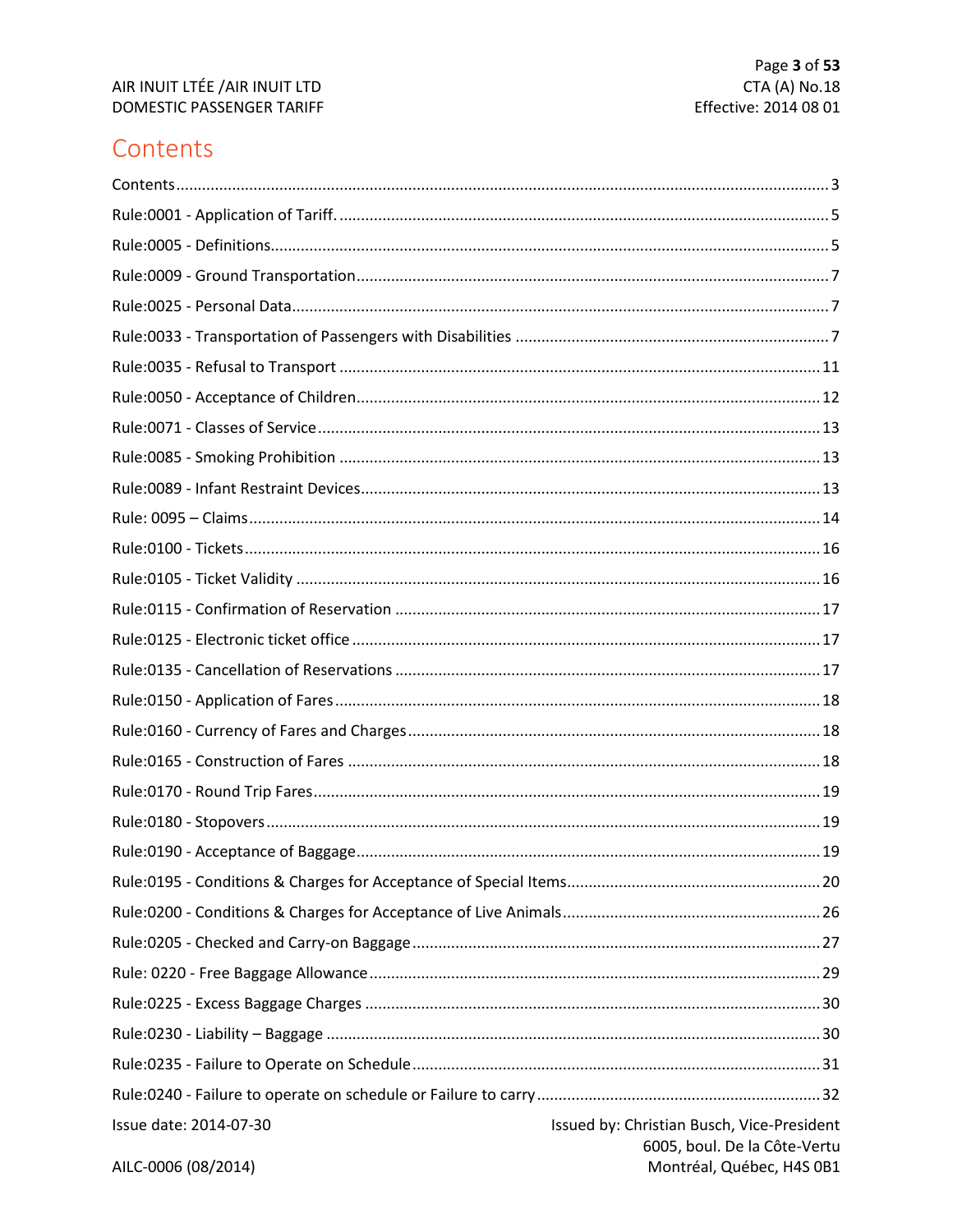# Contents

Contents ........................................................................................................................ 3

Rule:0001 - Application of Tariff. ......................................................................................... 5

Rule:0005 - Definitions.......................................................................................................... 5

Rule:0009 - Ground Transportation ...................................................................................... 7

Rule:0025 - Personal Data..................................................................................................... 7

Rule:0033 - Transportation of Passengers with Disabilities .................................................. 7

Rule:0035 - Refusal to Transport ........................................................................................ 11

Rule:0050 - Acceptance of Children..................................................................................... 12

Rule:0071 - Classes of Service ............................................................................................. 13

Rule:0085 - Smoking Prohibition ......................................................................................... 13

Rule:0089 - Infant Restraint Devices.................................................................................... 13

Rule: 0095 – Claims ............................................................................................................. 14

Rule:0100 - Tickets ............................................................................................................... 16

Rule:0105 - Ticket Validity ................................................................................................... 16

Rule:0115 - Confirmation of Reservation ............................................................................ 17

Rule:0125 - Electronic ticket office ...................................................................................... 17

Rule:0135 - Cancellation of Reservations ............................................................................ 17

Rule:0150 - Application of Fares .......................................................................................... 18

Rule:0160 - Currency of Fares and Charges .......................................................................... 18

Rule:0165 - Construction of Fares ....................................................................................... 18

Rule:0170 - Round Trip Fares............................................................................................... 19

Rule:0180 - Stopovers .......................................................................................................... 19

Rule:0190 - Acceptance of Baggage..................................................................................... 19

Rule:0195 - Conditions & Charges for Acceptance of Special Items..................................... 20

Rule:0200 - Conditions & Charges for Acceptance of Live Animals...................................... 26

Rule:0205 - Checked and Carry-on Baggage ........................................................................ 27

Rule: 0220 - Free Baggage Allowance................................................................................... 29

Rule:0225 - Excess Baggage Charges ................................................................................... 30

Rule:0230 - Liability – Baggage ............................................................................................ 30

Rule:0235 - Failure to Operate on Schedule ........................................................................ 31

Rule:0240 - Failure to operate on schedule or Failure to carry ............................................ 32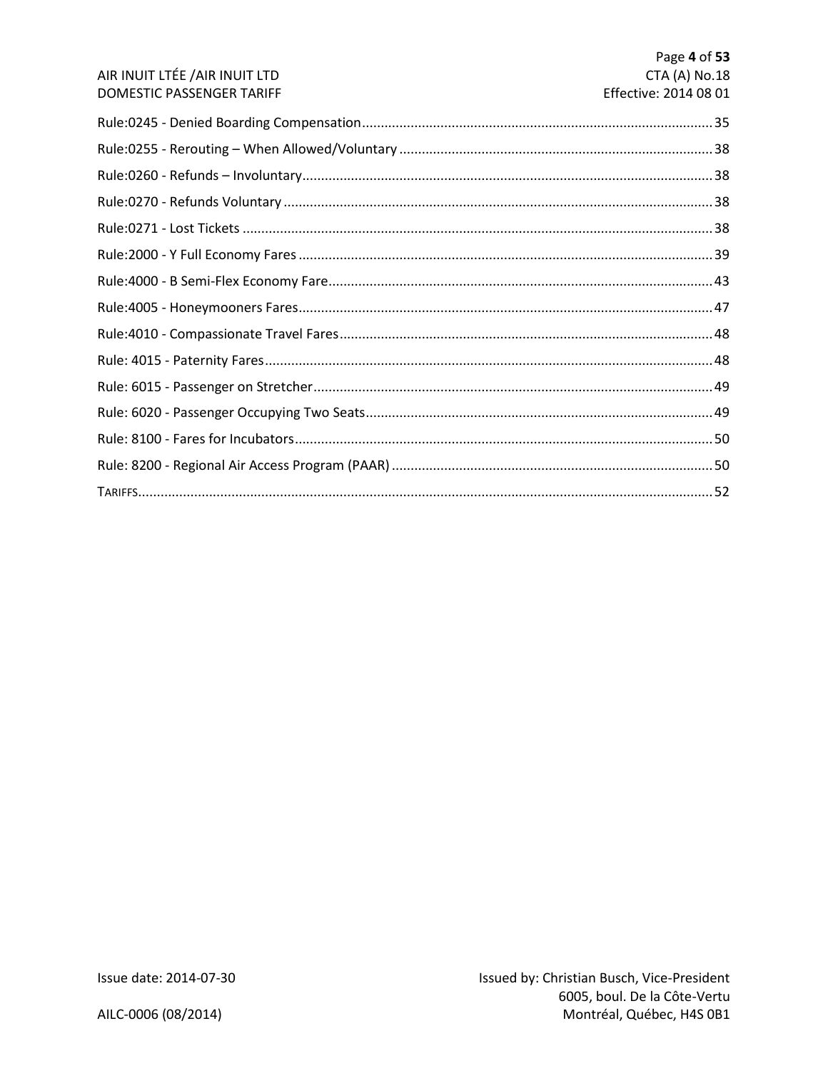Rule:0245 - Denied Boarding Compensation ........ 35

Rule:0255 - Rerouting – When Allowed/Voluntary ........ 38

Rule:0260 - Refunds – Involuntary ........ 38

Rule:0270 - Refunds Voluntary ........ 38

Rule:0271 - Lost Tickets ........ 38

Rule:2000 - Y Full Economy Fares ........ 39

Rule:4000 - B Semi-Flex Economy Fare ........ 43

Rule:4005 - Honeymooners Fares ........ 47

Rule:4010 - Compassionate Travel Fares ........ 48

Rule: 4015 - Paternity Fares ........ 48

Rule: 6015 - Passenger on Stretcher ........ 49

Rule: 6020 - Passenger Occupying Two Seats ........ 49

Rule: 8100 - Fares for Incubators ........ 50

Rule: 8200 - Regional Air Access Program (PAAR) ........ 50

TARIFFS ........ 52

Issue date: 2014-07-30

AILC-0006 (08/2014)

Issued by: Christian Busch, Vice-President
6005, boul. De la Côte-Vertu
Montréal, Québec, H4S 0B1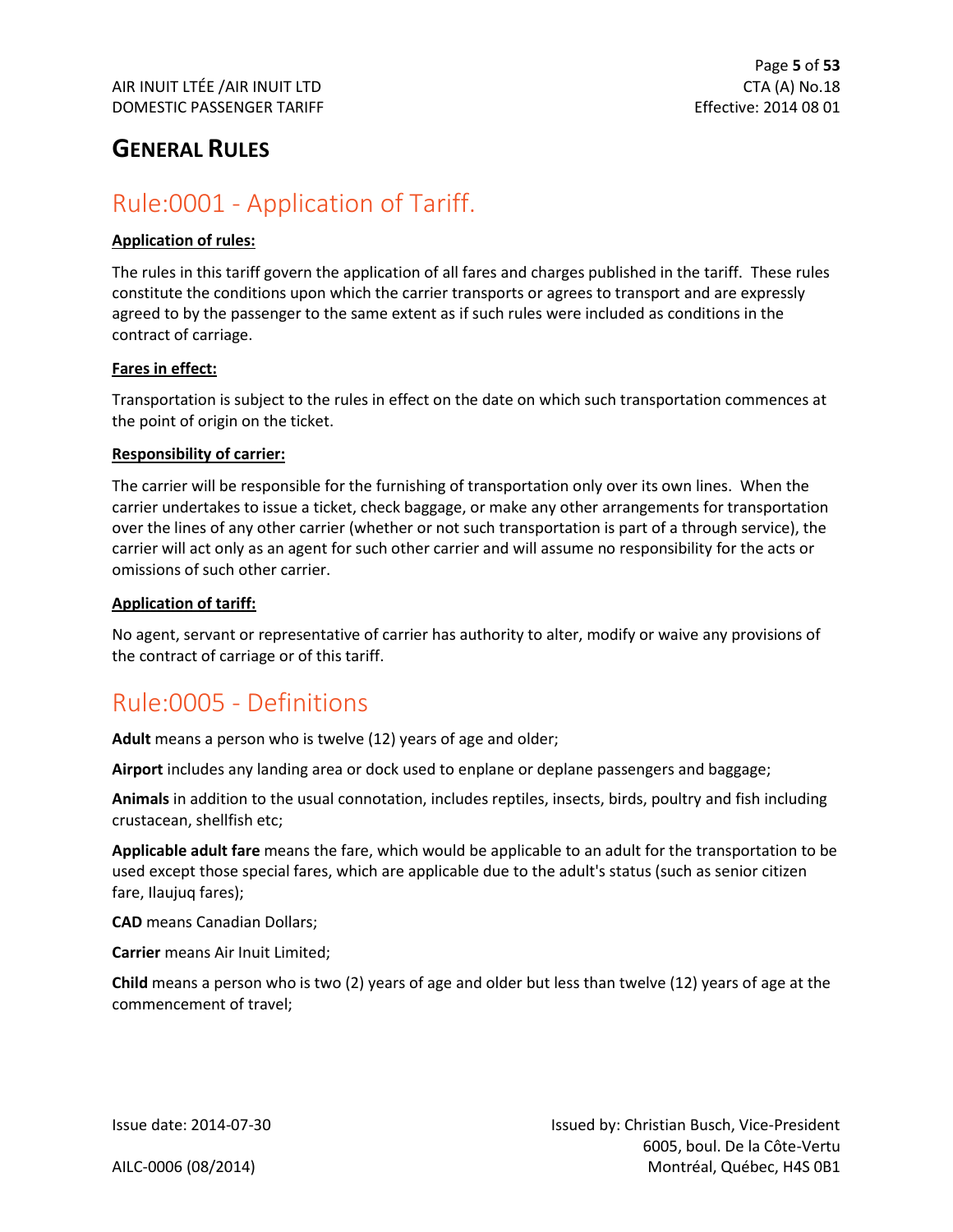# GENERAL RULES

## Rule:0001 - Application of Tariff.

**Application of rules:**

The rules in this tariff govern the application of all fares and charges published in the tariff. These rules constitute the conditions upon which the carrier transports or agrees to transport and are expressly agreed to by the passenger to the same extent as if such rules were included as conditions in the contract of carriage.

**Fares in effect:**

Transportation is subject to the rules in effect on the date on which such transportation commences at the point of origin on the ticket.

**Responsibility of carrier:**

The carrier will be responsible for the furnishing of transportation only over its own lines. When the carrier undertakes to issue a ticket, check baggage, or make any other arrangements for transportation over the lines of any other carrier (whether or not such transportation is part of a through service), the carrier will act only as an agent for such other carrier and will assume no responsibility for the acts or omissions of such other carrier.

**Application of tariff:**

No agent, servant or representative of carrier has authority to alter, modify or waive any provisions of the contract of carriage or of this tariff.

## Rule:0005 - Definitions

**Adult** means a person who is twelve (12) years of age and older;

**Airport** includes any landing area or dock used to enplane or deplane passengers and baggage;

**Animals** in addition to the usual connotation, includes reptiles, insects, birds, poultry and fish including crustacean, shellfish etc;

**Applicable adult fare** means the fare, which would be applicable to an adult for the transportation to be used except those special fares, which are applicable due to the adult's status (such as senior citizen fare, Ilaujuq fares);

**CAD** means Canadian Dollars;

**Carrier** means Air Inuit Limited;

**Child** means a person who is two (2) years of age and older but less than twelve (12) years of age at the commencement of travel;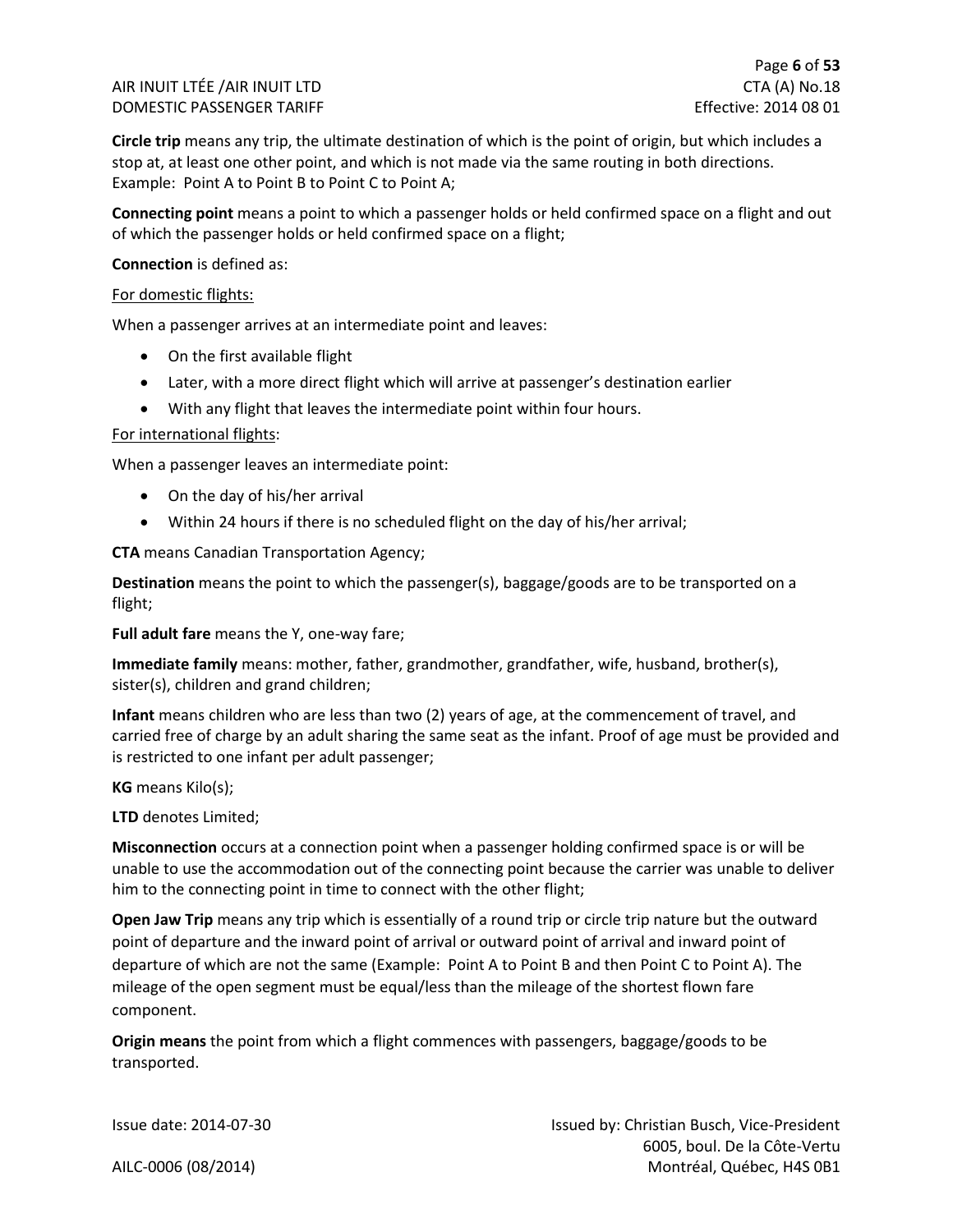**Circle trip** means any trip, the ultimate destination of which is the point of origin, but which includes a stop at, at least one other point, and which is not made via the same routing in both directions. Example: Point A to Point B to Point C to Point A;

**Connecting point** means a point to which a passenger holds or held confirmed space on a flight and out of which the passenger holds or held confirmed space on a flight;

**Connection** is defined as:

For domestic flights:

When a passenger arrives at an intermediate point and leaves:

- On the first available flight
- Later, with a more direct flight which will arrive at passenger's destination earlier
- With any flight that leaves the intermediate point within four hours.

For international flights:

When a passenger leaves an intermediate point:

- On the day of his/her arrival
- Within 24 hours if there is no scheduled flight on the day of his/her arrival;

**CTA** means Canadian Transportation Agency;

**Destination** means the point to which the passenger(s), baggage/goods are to be transported on a flight;

**Full adult fare** means the Y, one-way fare;

**Immediate family** means: mother, father, grandmother, grandfather, wife, husband, brother(s), sister(s), children and grand children;

**Infant** means children who are less than two (2) years of age, at the commencement of travel, and carried free of charge by an adult sharing the same seat as the infant. Proof of age must be provided and is restricted to one infant per adult passenger;

**KG** means Kilo(s);

**LTD** denotes Limited;

**Misconnection** occurs at a connection point when a passenger holding confirmed space is or will be unable to use the accommodation out of the connecting point because the carrier was unable to deliver him to the connecting point in time to connect with the other flight;

**Open Jaw Trip** means any trip which is essentially of a round trip or circle trip nature but the outward point of departure and the inward point of arrival or outward point of arrival and inward point of departure of which are not the same (Example: Point A to Point B and then Point C to Point A). The mileage of the open segment must be equal/less than the mileage of the shortest flown fare component.

**Origin means** the point from which a flight commences with passengers, baggage/goods to be transported.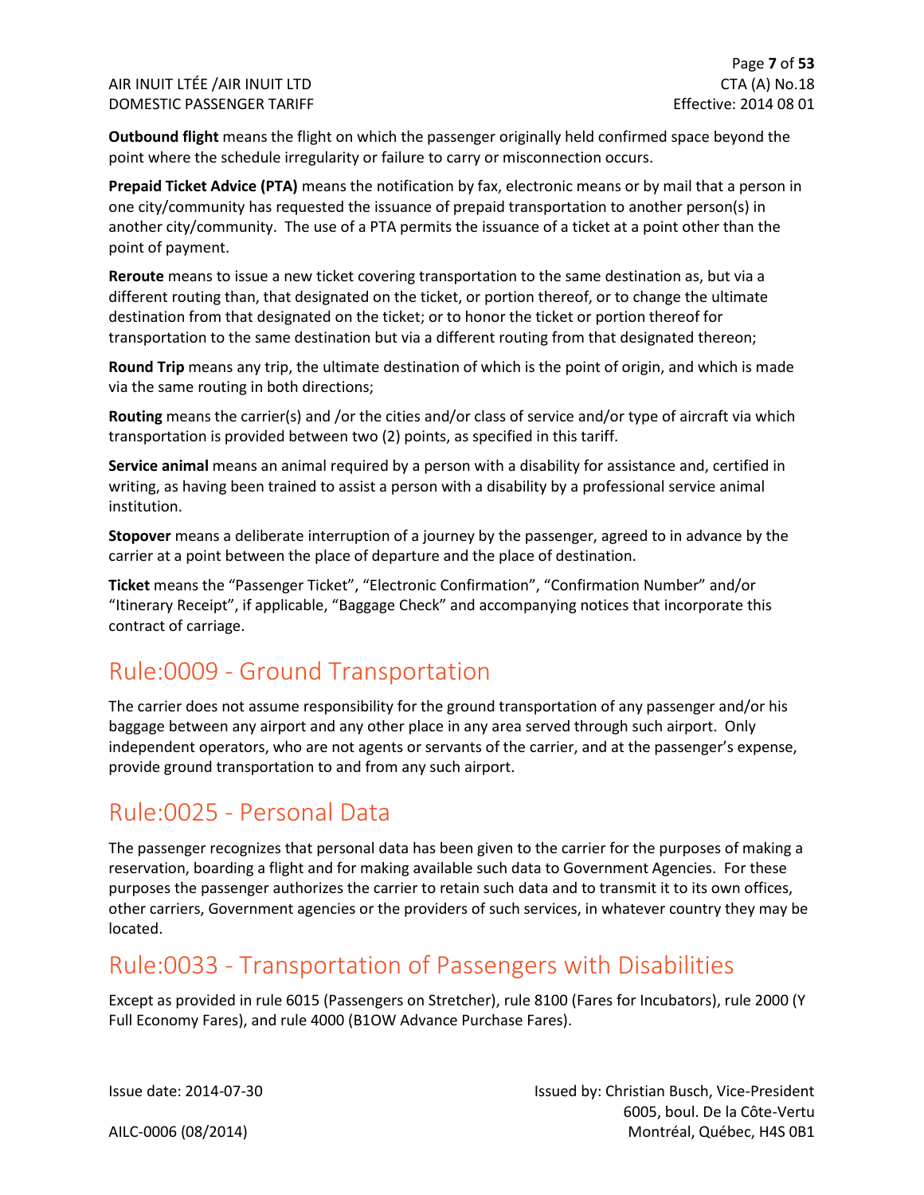**Outbound flight** means the flight on which the passenger originally held confirmed space beyond the point where the schedule irregularity or failure to carry or misconnection occurs.

**Prepaid Ticket Advice (PTA)** means the notification by fax, electronic means or by mail that a person in one city/community has requested the issuance of prepaid transportation to another person(s) in another city/community. The use of a PTA permits the issuance of a ticket at a point other than the point of payment.

**Reroute** means to issue a new ticket covering transportation to the same destination as, but via a different routing than, that designated on the ticket, or portion thereof, or to change the ultimate destination from that designated on the ticket; or to honor the ticket or portion thereof for transportation to the same destination but via a different routing from that designated thereon;

**Round Trip** means any trip, the ultimate destination of which is the point of origin, and which is made via the same routing in both directions;

**Routing** means the carrier(s) and /or the cities and/or class of service and/or type of aircraft via which transportation is provided between two (2) points, as specified in this tariff.

**Service animal** means an animal required by a person with a disability for assistance and, certified in writing, as having been trained to assist a person with a disability by a professional service animal institution.

**Stopover** means a deliberate interruption of a journey by the passenger, agreed to in advance by the carrier at a point between the place of departure and the place of destination.

**Ticket** means the “Passenger Ticket”, “Electronic Confirmation”, “Confirmation Number” and/or “Itinerary Receipt”, if applicable, “Baggage Check” and accompanying notices that incorporate this contract of carriage.

# Rule:0009 - Ground Transportation

The carrier does not assume responsibility for the ground transportation of any passenger and/or his baggage between any airport and any other place in any area served through such airport. Only independent operators, who are not agents or servants of the carrier, and at the passenger’s expense, provide ground transportation to and from any such airport.

# Rule:0025 - Personal Data

The passenger recognizes that personal data has been given to the carrier for the purposes of making a reservation, boarding a flight and for making available such data to Government Agencies. For these purposes the passenger authorizes the carrier to retain such data and to transmit it to its own offices, other carriers, Government agencies or the providers of such services, in whatever country they may be located.

# Rule:0033 - Transportation of Passengers with Disabilities

Except as provided in rule 6015 (Passengers on Stretcher), rule 8100 (Fares for Incubators), rule 2000 (Y Full Economy Fares), and rule 4000 (B1OW Advance Purchase Fares).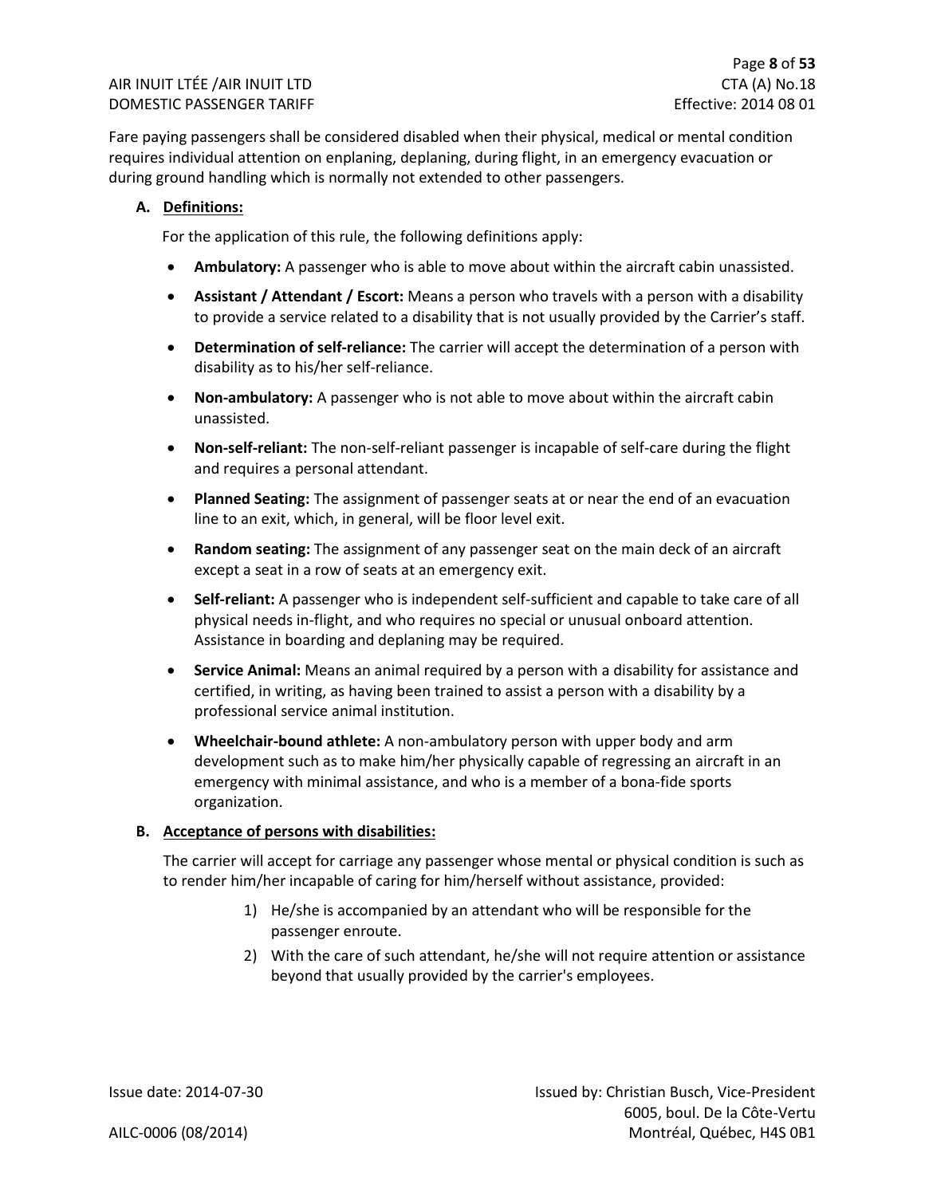Fare paying passengers shall be considered disabled when their physical, medical or mental condition requires individual attention on enplaning, deplaning, during flight, in an emergency evacuation or during ground handling which is normally not extended to other passengers.

**A. Definitions:**

For the application of this rule, the following definitions apply:

- **Ambulatory:** A passenger who is able to move about within the aircraft cabin unassisted.
- **Assistant / Attendant / Escort:** Means a person who travels with a person with a disability to provide a service related to a disability that is not usually provided by the Carrier's staff.
- **Determination of self-reliance:** The carrier will accept the determination of a person with disability as to his/her self-reliance.
- **Non-ambulatory:** A passenger who is not able to move about within the aircraft cabin unassisted.
- **Non-self-reliant:** The non-self-reliant passenger is incapable of self-care during the flight and requires a personal attendant.
- **Planned Seating:** The assignment of passenger seats at or near the end of an evacuation line to an exit, which, in general, will be floor level exit.
- **Random seating:** The assignment of any passenger seat on the main deck of an aircraft except a seat in a row of seats at an emergency exit.
- **Self-reliant:** A passenger who is independent self-sufficient and capable to take care of all physical needs in-flight, and who requires no special or unusual onboard attention. Assistance in boarding and deplaning may be required.
- **Service Animal:** Means an animal required by a person with a disability for assistance and certified, in writing, as having been trained to assist a person with a disability by a professional service animal institution.
- **Wheelchair-bound athlete:** A non-ambulatory person with upper body and arm development such as to make him/her physically capable of regressing an aircraft in an emergency with minimal assistance, and who is a member of a bona-fide sports organization.

**B. Acceptance of persons with disabilities:**

The carrier will accept for carriage any passenger whose mental or physical condition is such as to render him/her incapable of caring for him/herself without assistance, provided:

1) He/she is accompanied by an attendant who will be responsible for the passenger enroute.
2) With the care of such attendant, he/she will not require attention or assistance beyond that usually provided by the carrier's employees.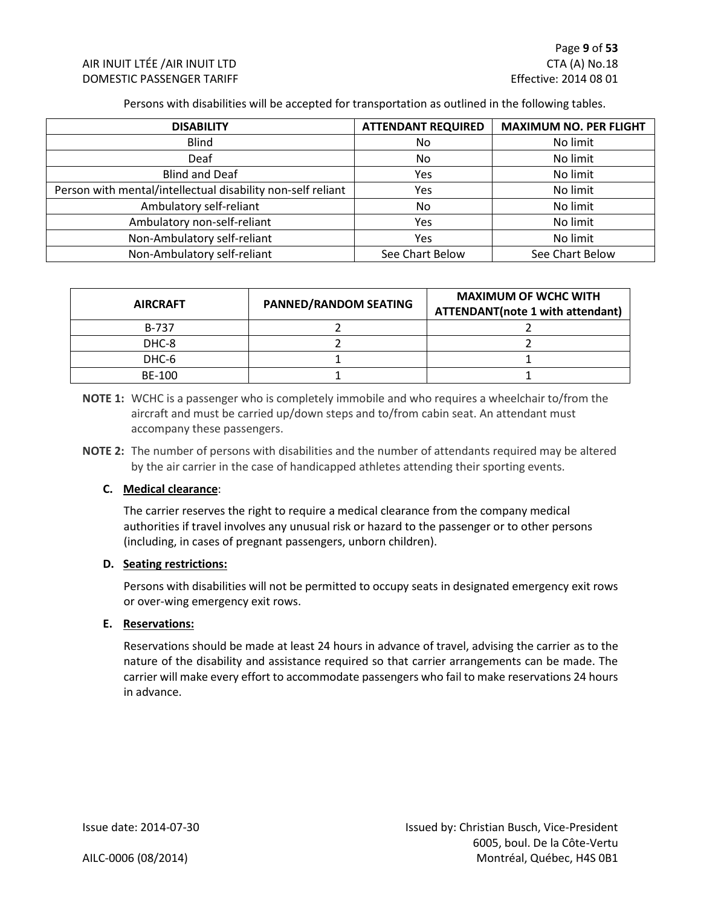Persons with disabilities will be accepted for transportation as outlined in the following tables.

| DISABILITY | ATTENDANT REQUIRED | MAXIMUM NO. PER FLIGHT |
|---|---|---|
| Blind | No | No limit |
| Deaf | No | No limit |
| Blind and Deaf | Yes | No limit |
| Person with mental/intellectual disability non-self reliant | Yes | No limit |
| Ambulatory self-reliant | No | No limit |
| Ambulatory non-self-reliant | Yes | No limit |
| Non-Ambulatory self-reliant | Yes | No limit |
| Non-Ambulatory self-reliant | See Chart Below | See Chart Below |

| AIRCRAFT | PANNED/RANDOM SEATING | MAXIMUM OF WCHC WITH ATTENDANT(note 1 with attendant) |
|---|---|---|
| B-737 | 2 | 2 |
| DHC-8 | 2 | 2 |
| DHC-6 | 1 | 1 |
| BE-100 | 1 | 1 |

**NOTE 1:** WCHC is a passenger who is completely immobile and who requires a wheelchair to/from the aircraft and must be carried up/down steps and to/from cabin seat. An attendant must accompany these passengers.

**NOTE 2:** The number of persons with disabilities and the number of attendants required may be altered by the air carrier in the case of handicapped athletes attending their sporting events.

**C. Medical clearance**:

The carrier reserves the right to require a medical clearance from the company medical authorities if travel involves any unusual risk or hazard to the passenger or to other persons (including, in cases of pregnant passengers, unborn children).

**D. Seating restrictions:**

Persons with disabilities will not be permitted to occupy seats in designated emergency exit rows or over-wing emergency exit rows.

**E. Reservations:**

Reservations should be made at least 24 hours in advance of travel, advising the carrier as to the nature of the disability and assistance required so that carrier arrangements can be made. The carrier will make every effort to accommodate passengers who fail to make reservations 24 hours in advance.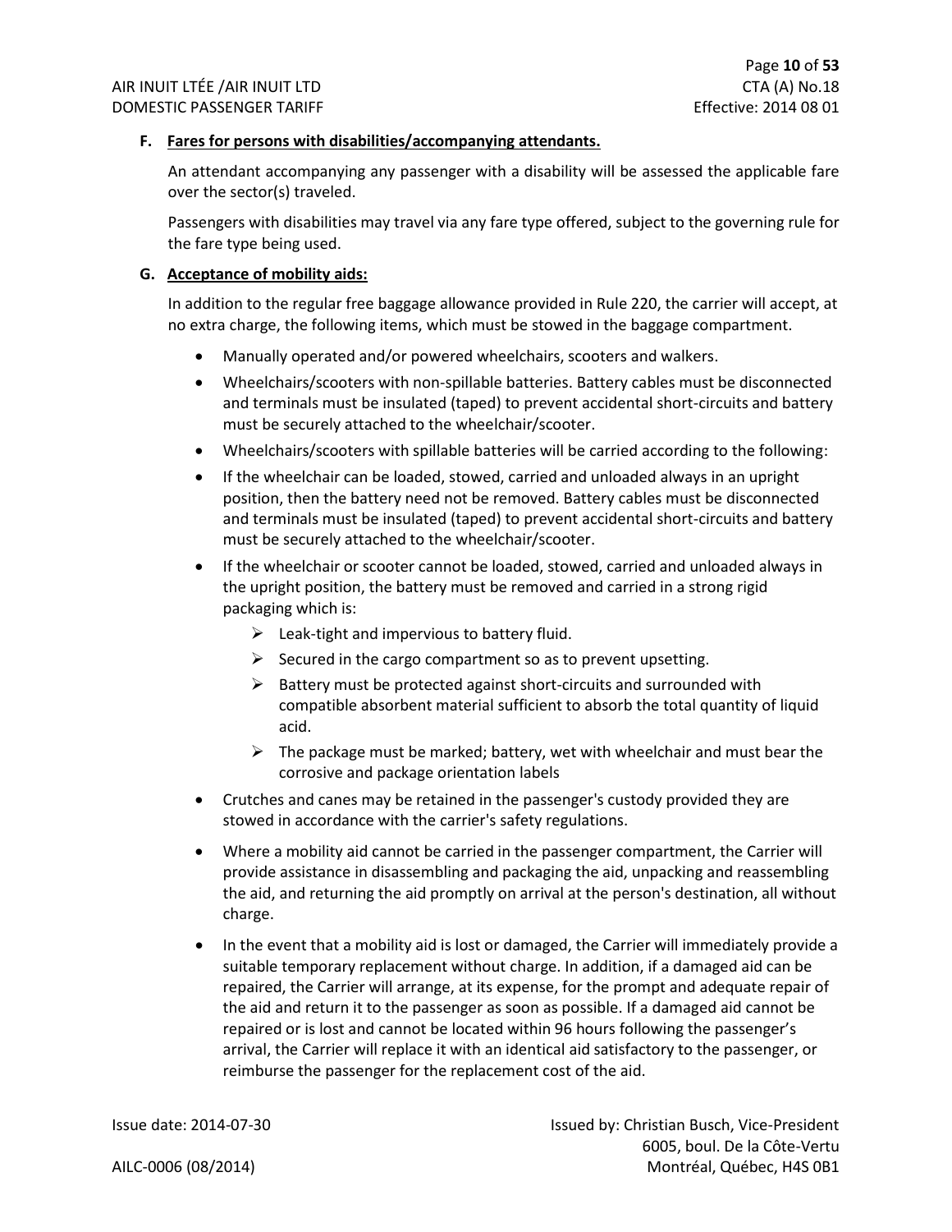**F. Fares for persons with disabilities/accompanying attendants.**

An attendant accompanying any passenger with a disability will be assessed the applicable fare over the sector(s) traveled.

Passengers with disabilities may travel via any fare type offered, subject to the governing rule for the fare type being used.

**G. Acceptance of mobility aids:**

In addition to the regular free baggage allowance provided in Rule 220, the carrier will accept, at no extra charge, the following items, which must be stowed in the baggage compartment.

- Manually operated and/or powered wheelchairs, scooters and walkers.
- Wheelchairs/scooters with non-spillable batteries. Battery cables must be disconnected and terminals must be insulated (taped) to prevent accidental short-circuits and battery must be securely attached to the wheelchair/scooter.
- Wheelchairs/scooters with spillable batteries will be carried according to the following:
- If the wheelchair can be loaded, stowed, carried and unloaded always in an upright position, then the battery need not be removed. Battery cables must be disconnected and terminals must be insulated (taped) to prevent accidental short-circuits and battery must be securely attached to the wheelchair/scooter.
- If the wheelchair or scooter cannot be loaded, stowed, carried and unloaded always in the upright position, the battery must be removed and carried in a strong rigid packaging which is:
  - Leak-tight and impervious to battery fluid.
  - Secured in the cargo compartment so as to prevent upsetting.
  - Battery must be protected against short-circuits and surrounded with compatible absorbent material sufficient to absorb the total quantity of liquid acid.
  - The package must be marked; battery, wet with wheelchair and must bear the corrosive and package orientation labels
- Crutches and canes may be retained in the passenger's custody provided they are stowed in accordance with the carrier's safety regulations.
- Where a mobility aid cannot be carried in the passenger compartment, the Carrier will provide assistance in disassembling and packaging the aid, unpacking and reassembling the aid, and returning the aid promptly on arrival at the person's destination, all without charge.
- In the event that a mobility aid is lost or damaged, the Carrier will immediately provide a suitable temporary replacement without charge. In addition, if a damaged aid can be repaired, the Carrier will arrange, at its expense, for the prompt and adequate repair of the aid and return it to the passenger as soon as possible. If a damaged aid cannot be repaired or is lost and cannot be located within 96 hours following the passenger's arrival, the Carrier will replace it with an identical aid satisfactory to the passenger, or reimburse the passenger for the replacement cost of the aid.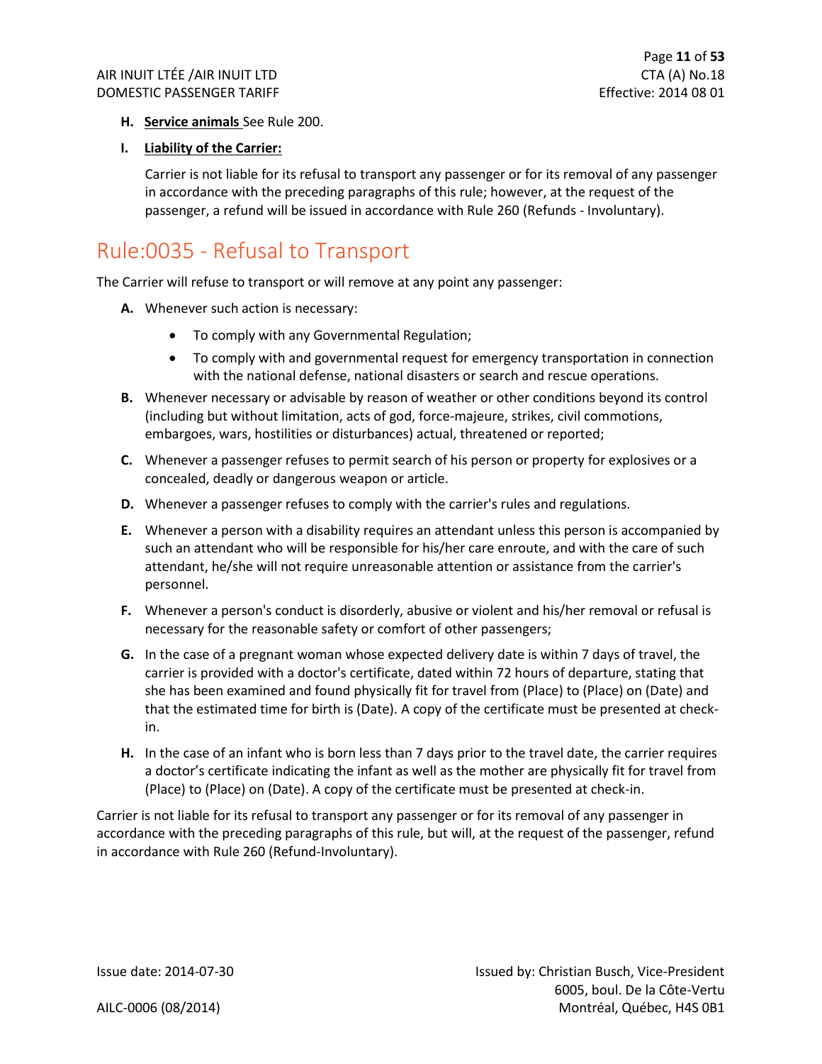**H.** **Service animals** See Rule 200.

**I.** **Liability of the Carrier:**

Carrier is not liable for its refusal to transport any passenger or for its removal of any passenger in accordance with the preceding paragraphs of this rule; however, at the request of the passenger, a refund will be issued in accordance with Rule 260 (Refunds - Involuntary).

# Rule:0035 - Refusal to Transport

The Carrier will refuse to transport or will remove at any point any passenger:

**A.** Whenever such action is necessary:

- To comply with any Governmental Regulation;
- To comply with and governmental request for emergency transportation in connection with the national defense, national disasters or search and rescue operations.

**B.** Whenever necessary or advisable by reason of weather or other conditions beyond its control (including but without limitation, acts of god, force-majeure, strikes, civil commotions, embargoes, wars, hostilities or disturbances) actual, threatened or reported;

**C.** Whenever a passenger refuses to permit search of his person or property for explosives or a concealed, deadly or dangerous weapon or article.

**D.** Whenever a passenger refuses to comply with the carrier's rules and regulations.

**E.** Whenever a person with a disability requires an attendant unless this person is accompanied by such an attendant who will be responsible for his/her care enroute, and with the care of such attendant, he/she will not require unreasonable attention or assistance from the carrier's personnel.

**F.** Whenever a person's conduct is disorderly, abusive or violent and his/her removal or refusal is necessary for the reasonable safety or comfort of other passengers;

**G.** In the case of a pregnant woman whose expected delivery date is within 7 days of travel, the carrier is provided with a doctor's certificate, dated within 72 hours of departure, stating that she has been examined and found physically fit for travel from (Place) to (Place) on (Date) and that the estimated time for birth is (Date). A copy of the certificate must be presented at check-in.

**H.** In the case of an infant who is born less than 7 days prior to the travel date, the carrier requires a doctor's certificate indicating the infant as well as the mother are physically fit for travel from (Place) to (Place) on (Date). A copy of the certificate must be presented at check-in.

Carrier is not liable for its refusal to transport any passenger or for its removal of any passenger in accordance with the preceding paragraphs of this rule, but will, at the request of the passenger, refund in accordance with Rule 260 (Refund-Involuntary).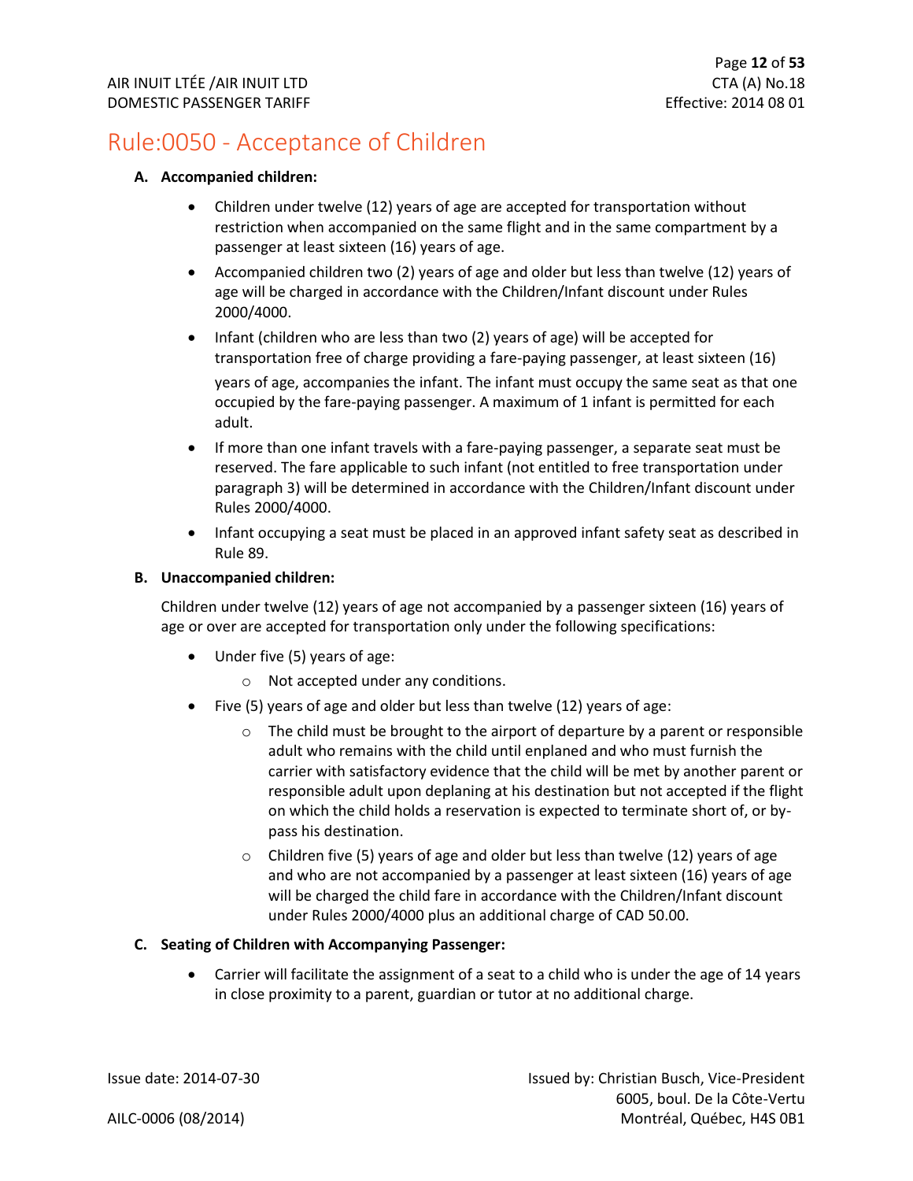# Rule:0050 - Acceptance of Children

**A. Accompanied children:**

- Children under twelve (12) years of age are accepted for transportation without restriction when accompanied on the same flight and in the same compartment by a passenger at least sixteen (16) years of age.
- Accompanied children two (2) years of age and older but less than twelve (12) years of age will be charged in accordance with the Children/Infant discount under Rules 2000/4000.
- Infant (children who are less than two (2) years of age) will be accepted for transportation free of charge providing a fare-paying passenger, at least sixteen (16) years of age, accompanies the infant. The infant must occupy the same seat as that one occupied by the fare-paying passenger. A maximum of 1 infant is permitted for each adult.
- If more than one infant travels with a fare-paying passenger, a separate seat must be reserved. The fare applicable to such infant (not entitled to free transportation under paragraph 3) will be determined in accordance with the Children/Infant discount under Rules 2000/4000.
- Infant occupying a seat must be placed in an approved infant safety seat as described in Rule 89.

**B. Unaccompanied children:**

Children under twelve (12) years of age not accompanied by a passenger sixteen (16) years of age or over are accepted for transportation only under the following specifications:

- Under five (5) years of age:
  - Not accepted under any conditions.
- Five (5) years of age and older but less than twelve (12) years of age:
  - The child must be brought to the airport of departure by a parent or responsible adult who remains with the child until enplaned and who must furnish the carrier with satisfactory evidence that the child will be met by another parent or responsible adult upon deplaning at his destination but not accepted if the flight on which the child holds a reservation is expected to terminate short of, or by-pass his destination.
  - Children five (5) years of age and older but less than twelve (12) years of age and who are not accompanied by a passenger at least sixteen (16) years of age will be charged the child fare in accordance with the Children/Infant discount under Rules 2000/4000 plus an additional charge of CAD 50.00.

**C. Seating of Children with Accompanying Passenger:**

- Carrier will facilitate the assignment of a seat to a child who is under the age of 14 years in close proximity to a parent, guardian or tutor at no additional charge.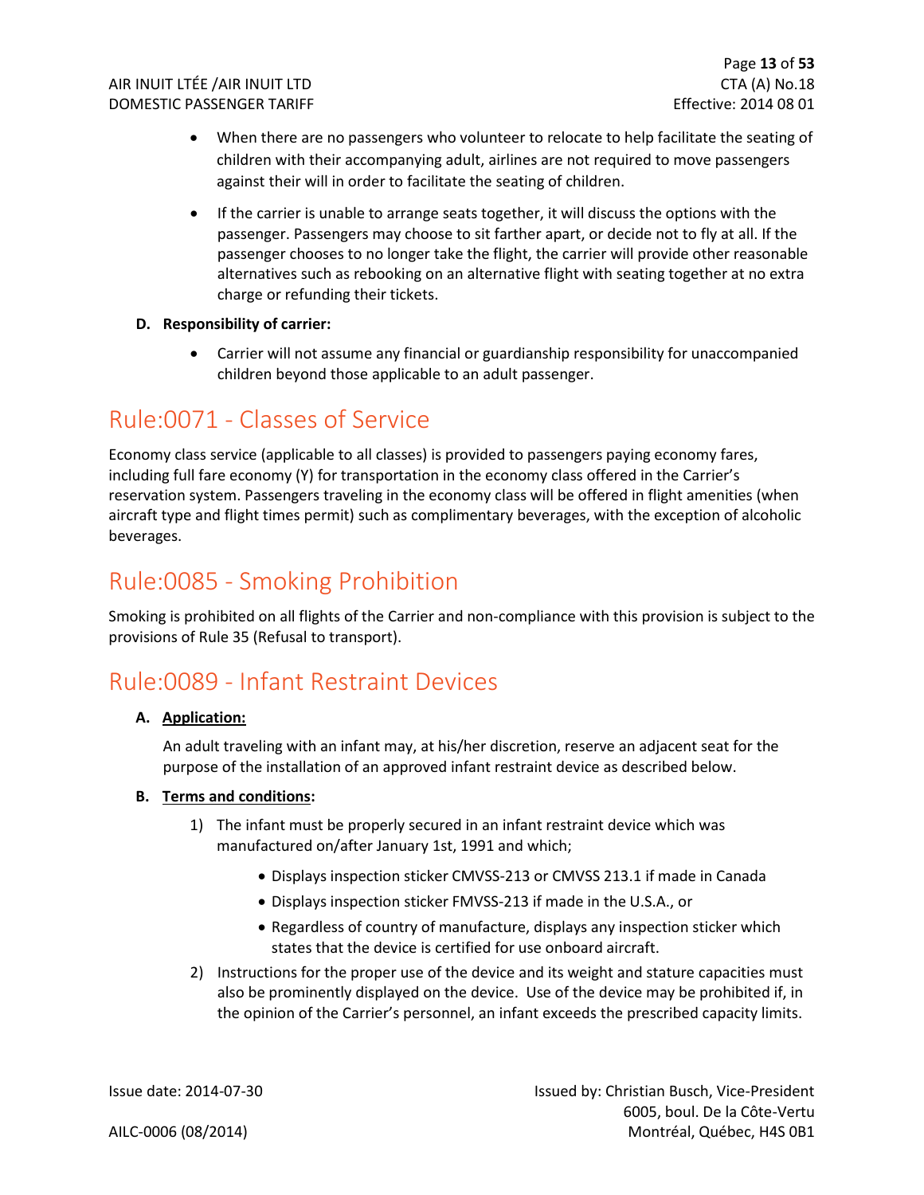- When there are no passengers who volunteer to relocate to help facilitate the seating of children with their accompanying adult, airlines are not required to move passengers against their will in order to facilitate the seating of children.
- If the carrier is unable to arrange seats together, it will discuss the options with the passenger. Passengers may choose to sit farther apart, or decide not to fly at all. If the passenger chooses to no longer take the flight, the carrier will provide other reasonable alternatives such as rebooking on an alternative flight with seating together at no extra charge or refunding their tickets.

**D. Responsibility of carrier:**

- Carrier will not assume any financial or guardianship responsibility for unaccompanied children beyond those applicable to an adult passenger.

# Rule:0071 - Classes of Service

Economy class service (applicable to all classes) is provided to passengers paying economy fares, including full fare economy (Y) for transportation in the economy class offered in the Carrier's reservation system. Passengers traveling in the economy class will be offered in flight amenities (when aircraft type and flight times permit) such as complimentary beverages, with the exception of alcoholic beverages.

# Rule:0085 - Smoking Prohibition

Smoking is prohibited on all flights of the Carrier and non-compliance with this provision is subject to the provisions of Rule 35 (Refusal to transport).

# Rule:0089 - Infant Restraint Devices

**A. Application:**

An adult traveling with an infant may, at his/her discretion, reserve an adjacent seat for the purpose of the installation of an approved infant restraint device as described below.

**B. Terms and conditions:**

1) The infant must be properly secured in an infant restraint device which was manufactured on/after January 1st, 1991 and which;
   - Displays inspection sticker CMVSS-213 or CMVSS 213.1 if made in Canada
   - Displays inspection sticker FMVSS-213 if made in the U.S.A., or
   - Regardless of country of manufacture, displays any inspection sticker which states that the device is certified for use onboard aircraft.
2) Instructions for the proper use of the device and its weight and stature capacities must also be prominently displayed on the device. Use of the device may be prohibited if, in the opinion of the Carrier's personnel, an infant exceeds the prescribed capacity limits.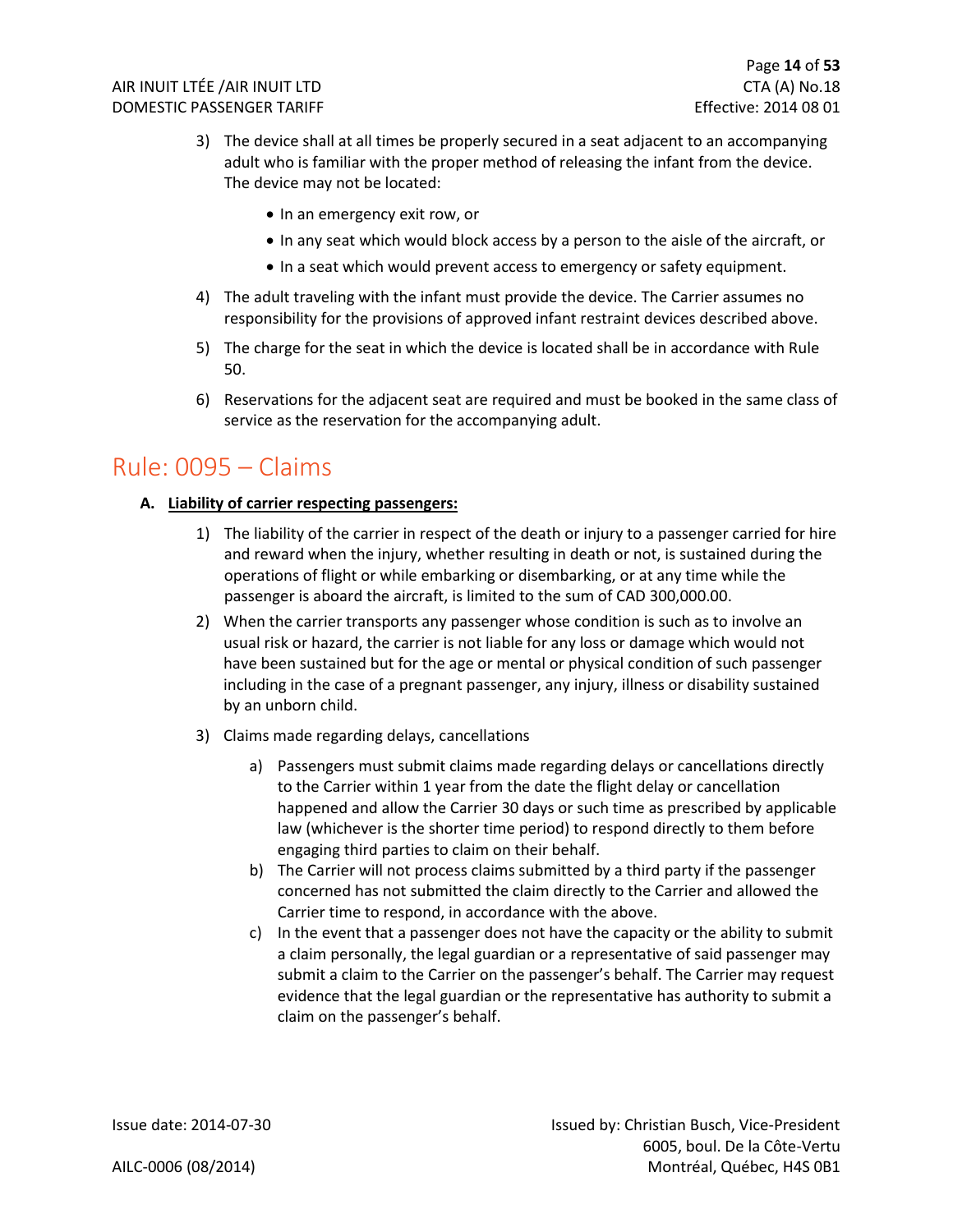3) The device shall at all times be properly secured in a seat adjacent to an accompanying adult who is familiar with the proper method of releasing the infant from the device. The device may not be located:

    - In an emergency exit row, or
    - In any seat which would block access by a person to the aisle of the aircraft, or
    - In a seat which would prevent access to emergency or safety equipment.

4) The adult traveling with the infant must provide the device. The Carrier assumes no responsibility for the provisions of approved infant restraint devices described above.

5) The charge for the seat in which the device is located shall be in accordance with Rule 50.

6) Reservations for the adjacent seat are required and must be booked in the same class of service as the reservation for the accompanying adult.

# Rule: 0095 – Claims

**A. Liability of carrier respecting passengers:**

1) The liability of the carrier in respect of the death or injury to a passenger carried for hire and reward when the injury, whether resulting in death or not, is sustained during the operations of flight or while embarking or disembarking, or at any time while the passenger is aboard the aircraft, is limited to the sum of CAD 300,000.00.

2) When the carrier transports any passenger whose condition is such as to involve an usual risk or hazard, the carrier is not liable for any loss or damage which would not have been sustained but for the age or mental or physical condition of such passenger including in the case of a pregnant passenger, any injury, illness or disability sustained by an unborn child.

3) Claims made regarding delays, cancellations

    a) Passengers must submit claims made regarding delays or cancellations directly to the Carrier within 1 year from the date the flight delay or cancellation happened and allow the Carrier 30 days or such time as prescribed by applicable law (whichever is the shorter time period) to respond directly to them before engaging third parties to claim on their behalf.

    b) The Carrier will not process claims submitted by a third party if the passenger concerned has not submitted the claim directly to the Carrier and allowed the Carrier time to respond, in accordance with the above.

    c) In the event that a passenger does not have the capacity or the ability to submit a claim personally, the legal guardian or a representative of said passenger may submit a claim to the Carrier on the passenger's behalf. The Carrier may request evidence that the legal guardian or the representative has authority to submit a claim on the passenger's behalf.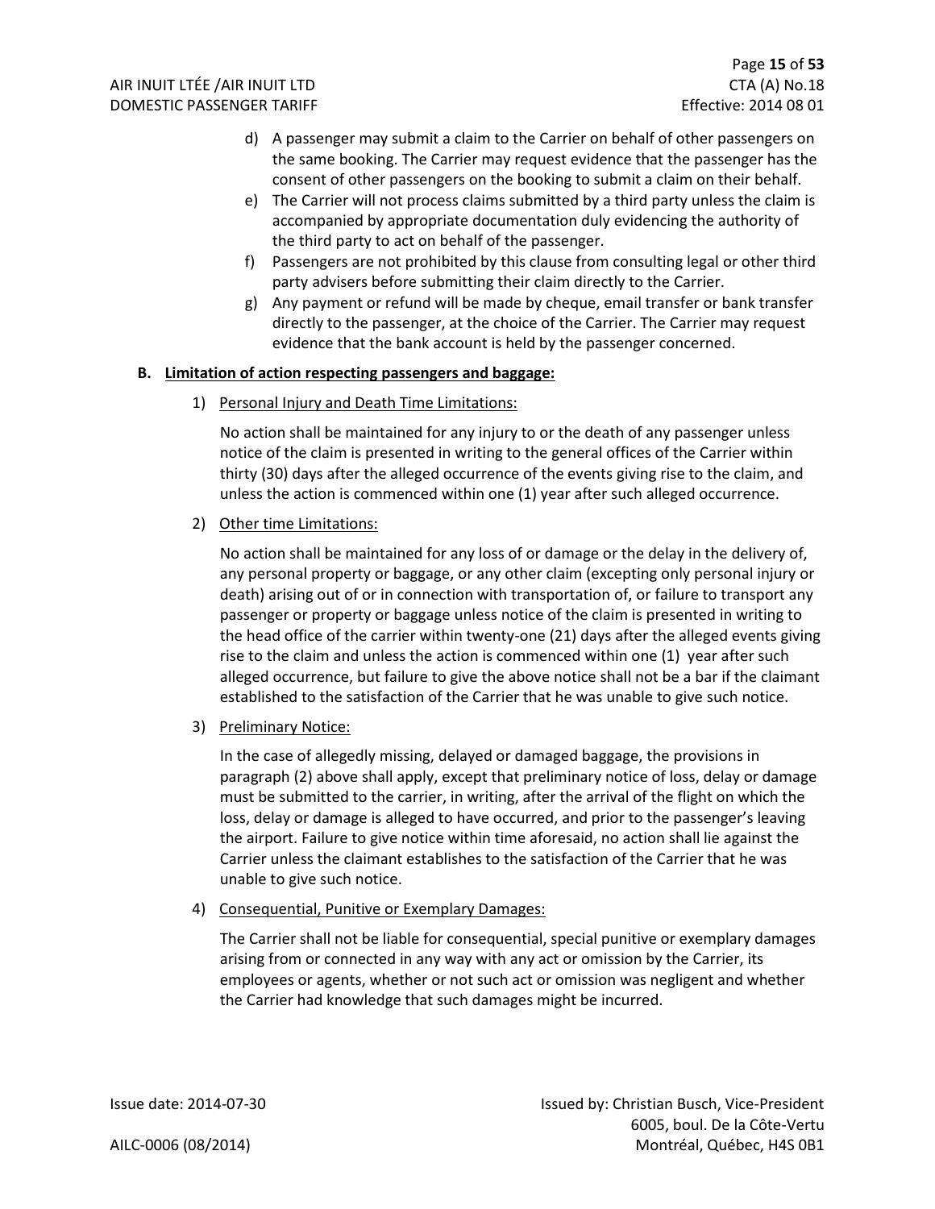d) A passenger may submit a claim to the Carrier on behalf of other passengers on the same booking. The Carrier may request evidence that the passenger has the consent of other passengers on the booking to submit a claim on their behalf.

e) The Carrier will not process claims submitted by a third party unless the claim is accompanied by appropriate documentation duly evidencing the authority of the third party to act on behalf of the passenger.

f) Passengers are not prohibited by this clause from consulting legal or other third party advisers before submitting their claim directly to the Carrier.

g) Any payment or refund will be made by cheque, email transfer or bank transfer directly to the passenger, at the choice of the Carrier. The Carrier may request evidence that the bank account is held by the passenger concerned.

**B. Limitation of action respecting passengers and baggage:**

1) Personal Injury and Death Time Limitations:

No action shall be maintained for any injury to or the death of any passenger unless notice of the claim is presented in writing to the general offices of the Carrier within thirty (30) days after the alleged occurrence of the events giving rise to the claim, and unless the action is commenced within one (1) year after such alleged occurrence.

2) Other time Limitations:

No action shall be maintained for any loss of or damage or the delay in the delivery of, any personal property or baggage, or any other claim (excepting only personal injury or death) arising out of or in connection with transportation of, or failure to transport any passenger or property or baggage unless notice of the claim is presented in writing to the head office of the carrier within twenty-one (21) days after the alleged events giving rise to the claim and unless the action is commenced within one (1) year after such alleged occurrence, but failure to give the above notice shall not be a bar if the claimant established to the satisfaction of the Carrier that he was unable to give such notice.

3) Preliminary Notice:

In the case of allegedly missing, delayed or damaged baggage, the provisions in paragraph (2) above shall apply, except that preliminary notice of loss, delay or damage must be submitted to the carrier, in writing, after the arrival of the flight on which the loss, delay or damage is alleged to have occurred, and prior to the passenger's leaving the airport. Failure to give notice within time aforesaid, no action shall lie against the Carrier unless the claimant establishes to the satisfaction of the Carrier that he was unable to give such notice.

4) Consequential, Punitive or Exemplary Damages:

The Carrier shall not be liable for consequential, special punitive or exemplary damages arising from or connected in any way with any act or omission by the Carrier, its employees or agents, whether or not such act or omission was negligent and whether the Carrier had knowledge that such damages might be incurred.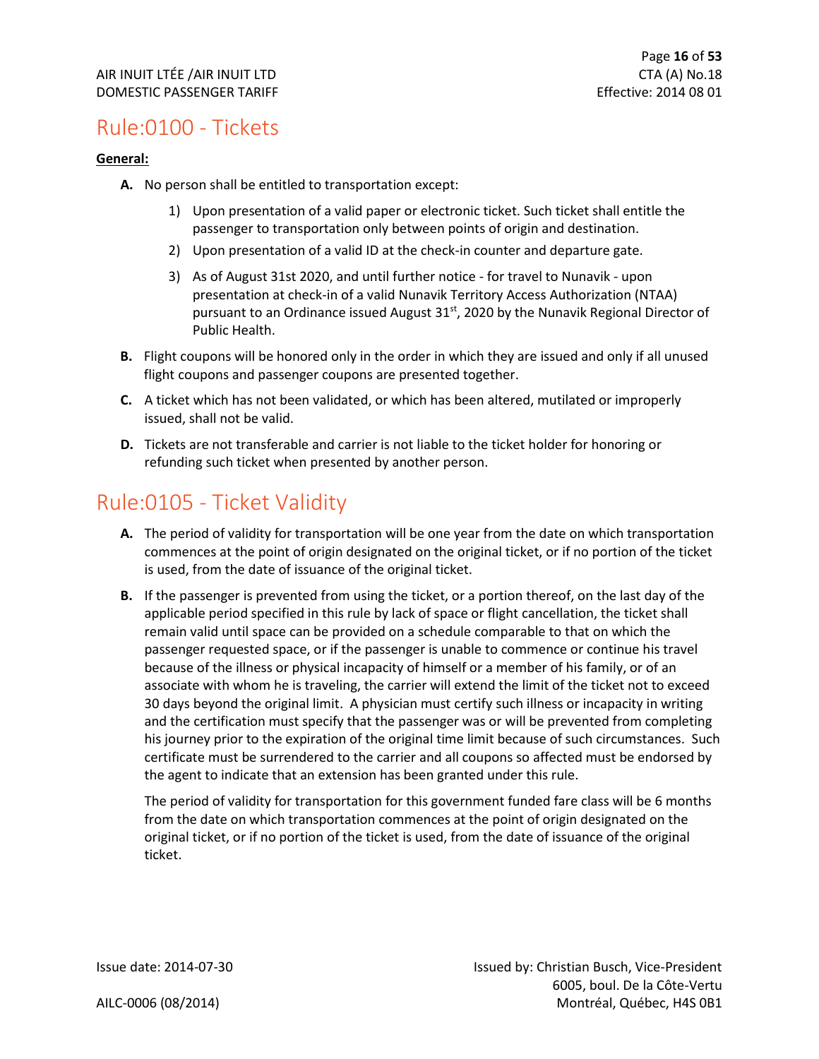# Rule:0100 - Tickets

**General:**

**A.** No person shall be entitled to transportation except:

1) Upon presentation of a valid paper or electronic ticket. Such ticket shall entitle the passenger to transportation only between points of origin and destination.
2) Upon presentation of a valid ID at the check-in counter and departure gate.
3) As of August 31st 2020, and until further notice - for travel to Nunavik - upon presentation at check-in of a valid Nunavik Territory Access Authorization (NTAA) pursuant to an Ordinance issued August 31st, 2020 by the Nunavik Regional Director of Public Health.

**B.** Flight coupons will be honored only in the order in which they are issued and only if all unused flight coupons and passenger coupons are presented together.

**C.** A ticket which has not been validated, or which has been altered, mutilated or improperly issued, shall not be valid.

**D.** Tickets are not transferable and carrier is not liable to the ticket holder for honoring or refunding such ticket when presented by another person.

# Rule:0105 - Ticket Validity

**A.** The period of validity for transportation will be one year from the date on which transportation commences at the point of origin designated on the original ticket, or if no portion of the ticket is used, from the date of issuance of the original ticket.

**B.** If the passenger is prevented from using the ticket, or a portion thereof, on the last day of the applicable period specified in this rule by lack of space or flight cancellation, the ticket shall remain valid until space can be provided on a schedule comparable to that on which the passenger requested space, or if the passenger is unable to commence or continue his travel because of the illness or physical incapacity of himself or a member of his family, or of an associate with whom he is traveling, the carrier will extend the limit of the ticket not to exceed 30 days beyond the original limit. A physician must certify such illness or incapacity in writing and the certification must specify that the passenger was or will be prevented from completing his journey prior to the expiration of the original time limit because of such circumstances. Such certificate must be surrendered to the carrier and all coupons so affected must be endorsed by the agent to indicate that an extension has been granted under this rule.

The period of validity for transportation for this government funded fare class will be 6 months from the date on which transportation commences at the point of origin designated on the original ticket, or if no portion of the ticket is used, from the date of issuance of the original ticket.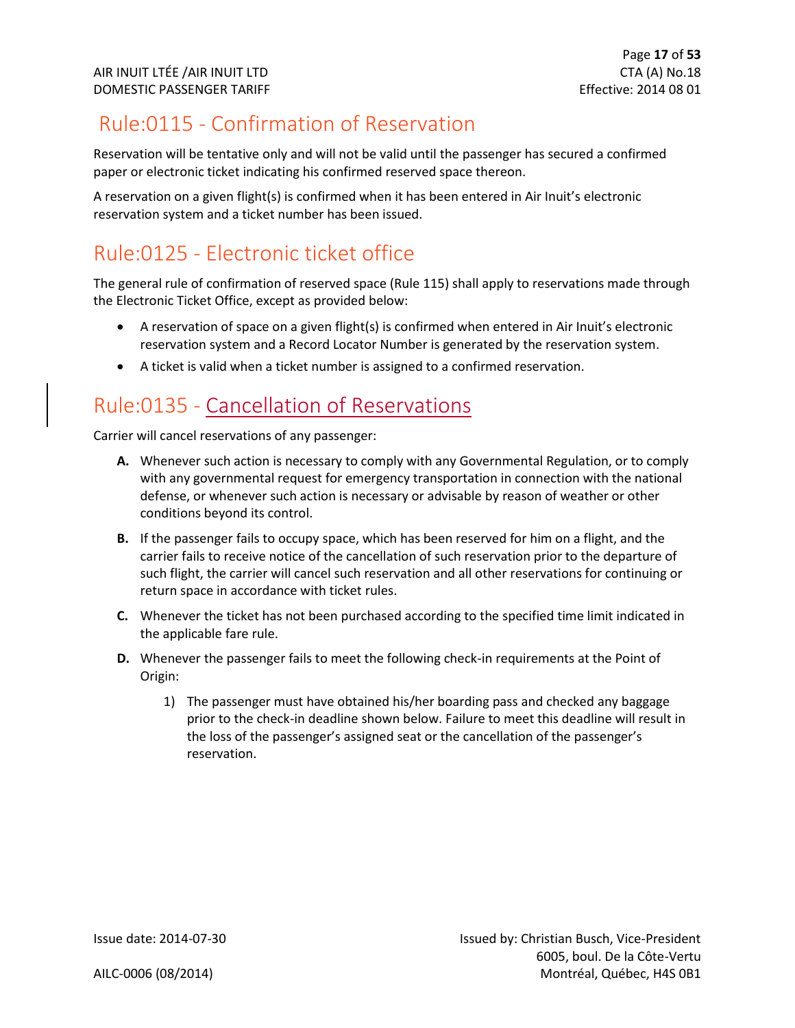## Rule:0115 - Confirmation of Reservation

Reservation will be tentative only and will not be valid until the passenger has secured a confirmed paper or electronic ticket indicating his confirmed reserved space thereon.

A reservation on a given flight(s) is confirmed when it has been entered in Air Inuit's electronic reservation system and a ticket number has been issued.

## Rule:0125 - Electronic ticket office

The general rule of confirmation of reserved space (Rule 115) shall apply to reservations made through the Electronic Ticket Office, except as provided below:

- A reservation of space on a given flight(s) is confirmed when entered in Air Inuit's electronic reservation system and a Record Locator Number is generated by the reservation system.
- A ticket is valid when a ticket number is assigned to a confirmed reservation.

## Rule:0135 - Cancellation of Reservations

Carrier will cancel reservations of any passenger:

**A.** Whenever such action is necessary to comply with any Governmental Regulation, or to comply with any governmental request for emergency transportation in connection with the national defense, or whenever such action is necessary or advisable by reason of weather or other conditions beyond its control.

**B.** If the passenger fails to occupy space, which has been reserved for him on a flight, and the carrier fails to receive notice of the cancellation of such reservation prior to the departure of such flight, the carrier will cancel such reservation and all other reservations for continuing or return space in accordance with ticket rules.

**C.** Whenever the ticket has not been purchased according to the specified time limit indicated in the applicable fare rule.

**D.** Whenever the passenger fails to meet the following check-in requirements at the Point of Origin:

1) The passenger must have obtained his/her boarding pass and checked any baggage prior to the check-in deadline shown below. Failure to meet this deadline will result in the loss of the passenger's assigned seat or the cancellation of the passenger's reservation.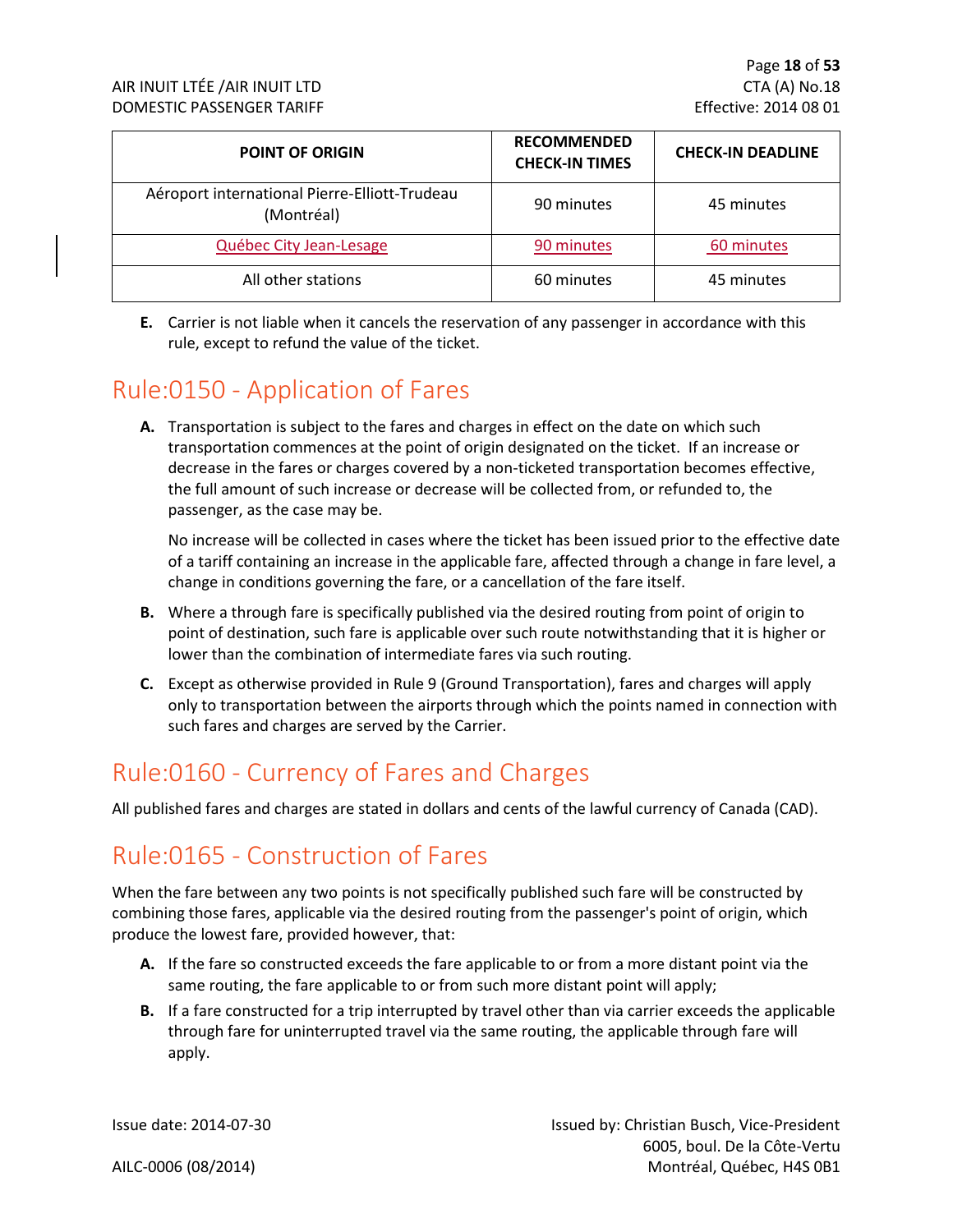| POINT OF ORIGIN | RECOMMENDED CHECK-IN TIMES | CHECK-IN DEADLINE |
|---|---|---|
| Aéroport international Pierre-Elliott-Trudeau (Montréal) | 90 minutes | 45 minutes |
| Québec City Jean-Lesage | 90 minutes | 60 minutes |
| All other stations | 60 minutes | 45 minutes |

**E.** Carrier is not liable when it cancels the reservation of any passenger in accordance with this rule, except to refund the value of the ticket.

## Rule:0150 - Application of Fares

**A.** Transportation is subject to the fares and charges in effect on the date on which such transportation commences at the point of origin designated on the ticket. If an increase or decrease in the fares or charges covered by a non-ticketed transportation becomes effective, the full amount of such increase or decrease will be collected from, or refunded to, the passenger, as the case may be.

No increase will be collected in cases where the ticket has been issued prior to the effective date of a tariff containing an increase in the applicable fare, affected through a change in fare level, a change in conditions governing the fare, or a cancellation of the fare itself.

**B.** Where a through fare is specifically published via the desired routing from point of origin to point of destination, such fare is applicable over such route notwithstanding that it is higher or lower than the combination of intermediate fares via such routing.

**C.** Except as otherwise provided in Rule 9 (Ground Transportation), fares and charges will apply only to transportation between the airports through which the points named in connection with such fares and charges are served by the Carrier.

## Rule:0160 - Currency of Fares and Charges

All published fares and charges are stated in dollars and cents of the lawful currency of Canada (CAD).

## Rule:0165 - Construction of Fares

When the fare between any two points is not specifically published such fare will be constructed by combining those fares, applicable via the desired routing from the passenger's point of origin, which produce the lowest fare, provided however, that:

**A.** If the fare so constructed exceeds the fare applicable to or from a more distant point via the same routing, the fare applicable to or from such more distant point will apply;

**B.** If a fare constructed for a trip interrupted by travel other than via carrier exceeds the applicable through fare for uninterrupted travel via the same routing, the applicable through fare will apply.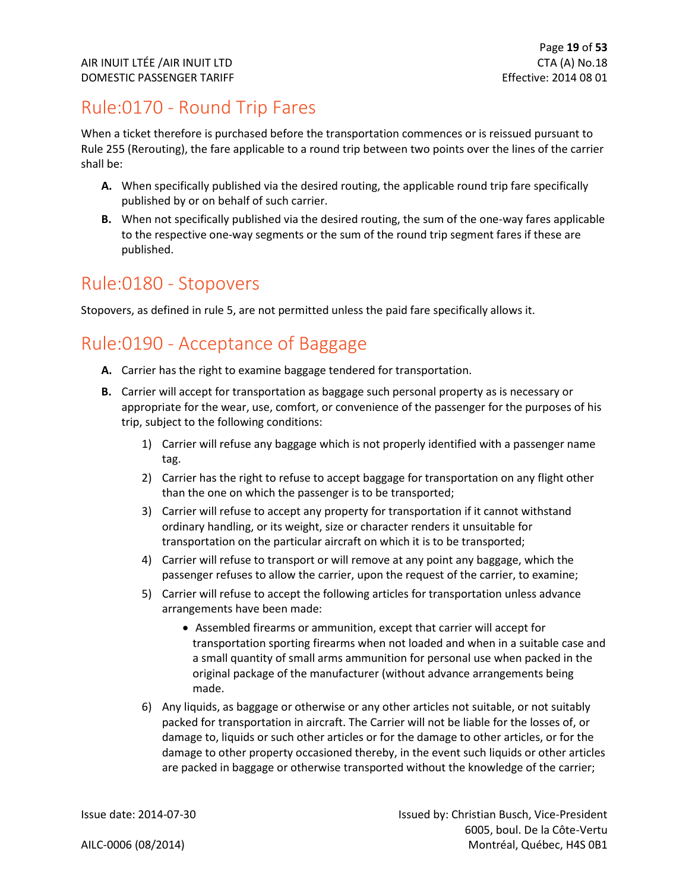# Rule:0170 - Round Trip Fares

When a ticket therefore is purchased before the transportation commences or is reissued pursuant to Rule 255 (Rerouting), the fare applicable to a round trip between two points over the lines of the carrier shall be:

**A.** When specifically published via the desired routing, the applicable round trip fare specifically published by or on behalf of such carrier.

**B.** When not specifically published via the desired routing, the sum of the one-way fares applicable to the respective one-way segments or the sum of the round trip segment fares if these are published.

# Rule:0180 - Stopovers

Stopovers, as defined in rule 5, are not permitted unless the paid fare specifically allows it.

# Rule:0190 - Acceptance of Baggage

**A.** Carrier has the right to examine baggage tendered for transportation.

**B.** Carrier will accept for transportation as baggage such personal property as is necessary or appropriate for the wear, use, comfort, or convenience of the passenger for the purposes of his trip, subject to the following conditions:

1) Carrier will refuse any baggage which is not properly identified with a passenger name tag.
2) Carrier has the right to refuse to accept baggage for transportation on any flight other than the one on which the passenger is to be transported;
3) Carrier will refuse to accept any property for transportation if it cannot withstand ordinary handling, or its weight, size or character renders it unsuitable for transportation on the particular aircraft on which it is to be transported;
4) Carrier will refuse to transport or will remove at any point any baggage, which the passenger refuses to allow the carrier, upon the request of the carrier, to examine;
5) Carrier will refuse to accept the following articles for transportation unless advance arrangements have been made:
    - Assembled firearms or ammunition, except that carrier will accept for transportation sporting firearms when not loaded and when in a suitable case and a small quantity of small arms ammunition for personal use when packed in the original package of the manufacturer (without advance arrangements being made.
6) Any liquids, as baggage or otherwise or any other articles not suitable, or not suitably packed for transportation in aircraft. The Carrier will not be liable for the losses of, or damage to, liquids or such other articles or for the damage to other articles, or for the damage to other property occasioned thereby, in the event such liquids or other articles are packed in baggage or otherwise transported without the knowledge of the carrier;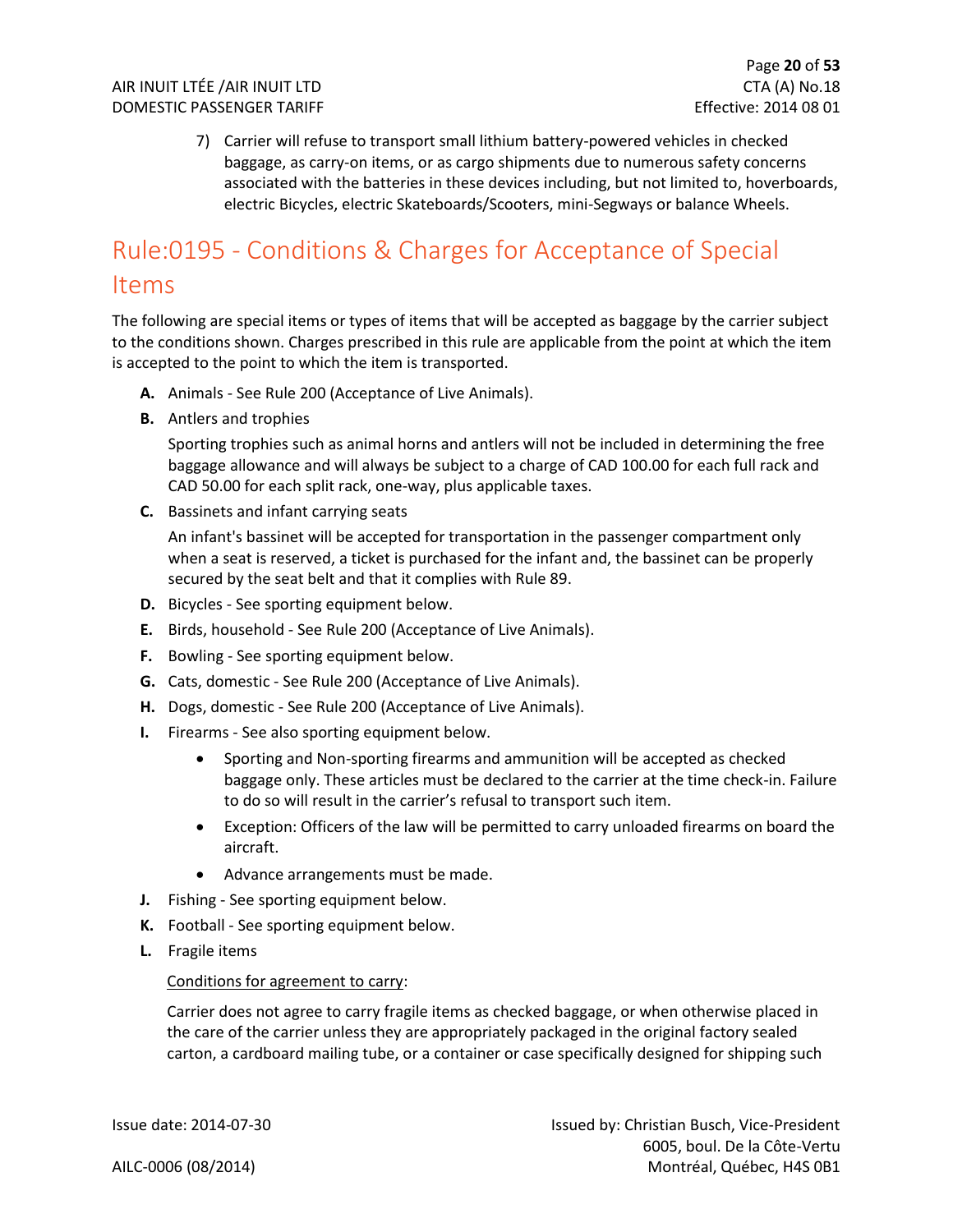7) Carrier will refuse to transport small lithium battery-powered vehicles in checked baggage, as carry-on items, or as cargo shipments due to numerous safety concerns associated with the batteries in these devices including, but not limited to, hoverboards, electric Bicycles, electric Skateboards/Scooters, mini-Segways or balance Wheels.

## Rule:0195 - Conditions & Charges for Acceptance of Special Items

The following are special items or types of items that will be accepted as baggage by the carrier subject to the conditions shown. Charges prescribed in this rule are applicable from the point at which the item is accepted to the point to which the item is transported.

**A.** Animals - See Rule 200 (Acceptance of Live Animals).

**B.** Antlers and trophies

Sporting trophies such as animal horns and antlers will not be included in determining the free baggage allowance and will always be subject to a charge of CAD 100.00 for each full rack and CAD 50.00 for each split rack, one-way, plus applicable taxes.

**C.** Bassinets and infant carrying seats

An infant's bassinet will be accepted for transportation in the passenger compartment only when a seat is reserved, a ticket is purchased for the infant and, the bassinet can be properly secured by the seat belt and that it complies with Rule 89.

**D.** Bicycles - See sporting equipment below.

**E.** Birds, household - See Rule 200 (Acceptance of Live Animals).

**F.** Bowling - See sporting equipment below.

**G.** Cats, domestic - See Rule 200 (Acceptance of Live Animals).

**H.** Dogs, domestic - See Rule 200 (Acceptance of Live Animals).

**I.** Firearms - See also sporting equipment below.

- Sporting and Non-sporting firearms and ammunition will be accepted as checked baggage only. These articles must be declared to the carrier at the time check-in. Failure to do so will result in the carrier's refusal to transport such item.
- Exception: Officers of the law will be permitted to carry unloaded firearms on board the aircraft.
- Advance arrangements must be made.

**J.** Fishing - See sporting equipment below.

**K.** Football - See sporting equipment below.

**L.** Fragile items

Conditions for agreement to carry:

Carrier does not agree to carry fragile items as checked baggage, or when otherwise placed in the care of the carrier unless they are appropriately packaged in the original factory sealed carton, a cardboard mailing tube, or a container or case specifically designed for shipping such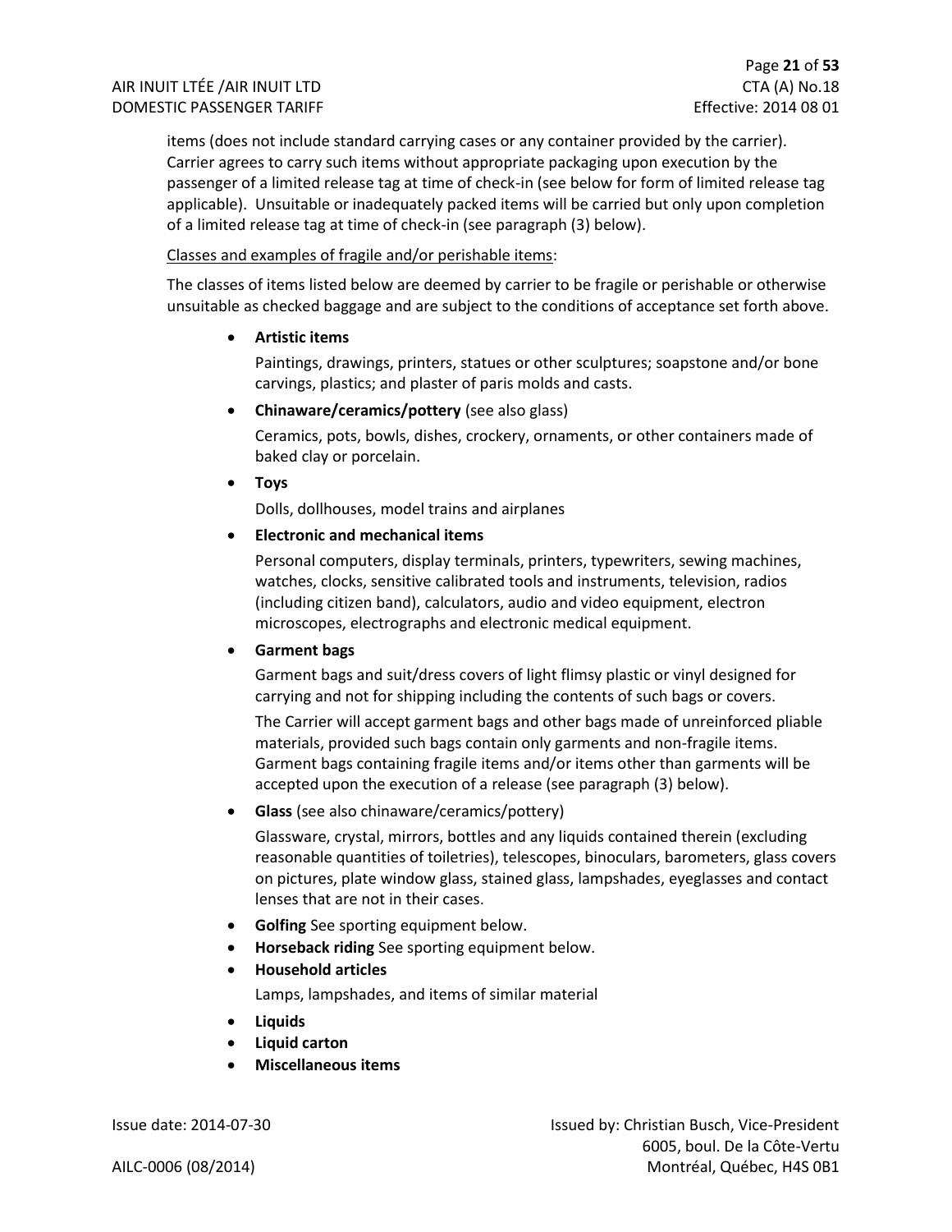items (does not include standard carrying cases or any container provided by the carrier). Carrier agrees to carry such items without appropriate packaging upon execution by the passenger of a limited release tag at time of check-in (see below for form of limited release tag applicable). Unsuitable or inadequately packed items will be carried but only upon completion of a limited release tag at time of check-in (see paragraph (3) below).

Classes and examples of fragile and/or perishable items:

The classes of items listed below are deemed by carrier to be fragile or perishable or otherwise unsuitable as checked baggage and are subject to the conditions of acceptance set forth above.

- **Artistic items**

  Paintings, drawings, printers, statues or other sculptures; soapstone and/or bone carvings, plastics; and plaster of paris molds and casts.

- **Chinaware/ceramics/pottery** (see also glass)

  Ceramics, pots, bowls, dishes, crockery, ornaments, or other containers made of baked clay or porcelain.

- **Toys**

  Dolls, dollhouses, model trains and airplanes

- **Electronic and mechanical items**

  Personal computers, display terminals, printers, typewriters, sewing machines, watches, clocks, sensitive calibrated tools and instruments, television, radios (including citizen band), calculators, audio and video equipment, electron microscopes, electrographs and electronic medical equipment.

- **Garment bags**

  Garment bags and suit/dress covers of light flimsy plastic or vinyl designed for carrying and not for shipping including the contents of such bags or covers.

  The Carrier will accept garment bags and other bags made of unreinforced pliable materials, provided such bags contain only garments and non-fragile items. Garment bags containing fragile items and/or items other than garments will be accepted upon the execution of a release (see paragraph (3) below).

- **Glass** (see also chinaware/ceramics/pottery)

  Glassware, crystal, mirrors, bottles and any liquids contained therein (excluding reasonable quantities of toiletries), telescopes, binoculars, barometers, glass covers on pictures, plate window glass, stained glass, lampshades, eyeglasses and contact lenses that are not in their cases.

- **Golfing** See sporting equipment below.
- **Horseback riding** See sporting equipment below.
- **Household articles**

  Lamps, lampshades, and items of similar material

- **Liquids**
- **Liquid carton**
- **Miscellaneous items**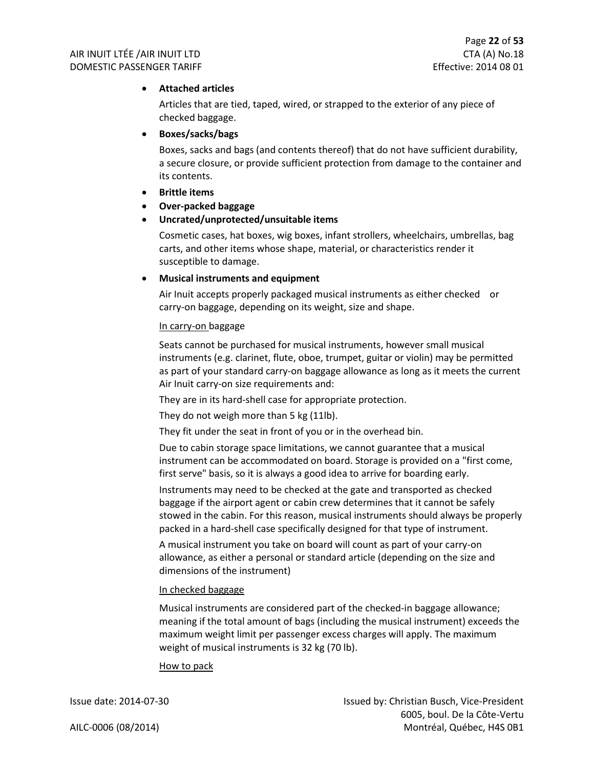- **Attached articles**

  Articles that are tied, taped, wired, or strapped to the exterior of any piece of checked baggage.

- **Boxes/sacks/bags**

  Boxes, sacks and bags (and contents thereof) that do not have sufficient durability, a secure closure, or provide sufficient protection from damage to the container and its contents.

- **Brittle items**
- **Over-packed baggage**
- **Uncrated/unprotected/unsuitable items**

  Cosmetic cases, hat boxes, wig boxes, infant strollers, wheelchairs, umbrellas, bag carts, and other items whose shape, material, or characteristics render it susceptible to damage.

- **Musical instruments and equipment**

  Air Inuit accepts properly packaged musical instruments as either checked or carry-on baggage, depending on its weight, size and shape.

  <u>In carry-on</u> baggage

  Seats cannot be purchased for musical instruments, however small musical instruments (e.g. clarinet, flute, oboe, trumpet, guitar or violin) may be permitted as part of your standard carry-on baggage allowance as long as it meets the current Air Inuit carry-on size requirements and:

  They are in its hard-shell case for appropriate protection.

  They do not weigh more than 5 kg (11lb).

  They fit under the seat in front of you or in the overhead bin.

  Due to cabin storage space limitations, we cannot guarantee that a musical instrument can be accommodated on board. Storage is provided on a "first come, first serve" basis, so it is always a good idea to arrive for boarding early.

  Instruments may need to be checked at the gate and transported as checked baggage if the airport agent or cabin crew determines that it cannot be safely stowed in the cabin. For this reason, musical instruments should always be properly packed in a hard-shell case specifically designed for that type of instrument.

  A musical instrument you take on board will count as part of your carry-on allowance, as either a personal or standard article (depending on the size and dimensions of the instrument)

  <u>In checked baggage</u>

  Musical instruments are considered part of the checked-in baggage allowance; meaning if the total amount of bags (including the musical instrument) exceeds the maximum weight limit per passenger excess charges will apply. The maximum weight of musical instruments is 32 kg (70 lb).

  <u>How to pack</u>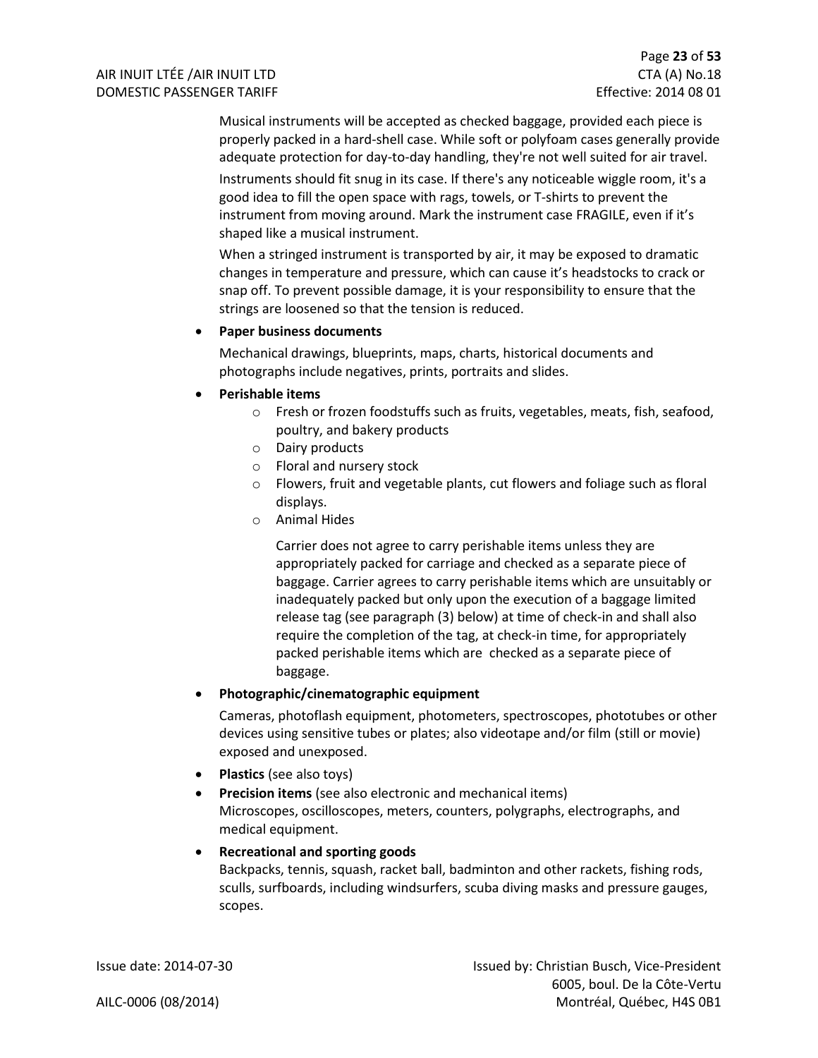Musical instruments will be accepted as checked baggage, provided each piece is properly packed in a hard-shell case. While soft or polyfoam cases generally provide adequate protection for day-to-day handling, they're not well suited for air travel.

Instruments should fit snug in its case. If there's any noticeable wiggle room, it's a good idea to fill the open space with rags, towels, or T-shirts to prevent the instrument from moving around. Mark the instrument case FRAGILE, even if it's shaped like a musical instrument.

When a stringed instrument is transported by air, it may be exposed to dramatic changes in temperature and pressure, which can cause it's headstocks to crack or snap off. To prevent possible damage, it is your responsibility to ensure that the strings are loosened so that the tension is reduced.

- **Paper business documents**

  Mechanical drawings, blueprints, maps, charts, historical documents and photographs include negatives, prints, portraits and slides.

- **Perishable items**
  - Fresh or frozen foodstuffs such as fruits, vegetables, meats, fish, seafood, poultry, and bakery products
  - Dairy products
  - Floral and nursery stock
  - Flowers, fruit and vegetable plants, cut flowers and foliage such as floral displays.
  - Animal Hides

    Carrier does not agree to carry perishable items unless they are appropriately packed for carriage and checked as a separate piece of baggage. Carrier agrees to carry perishable items which are unsuitably or inadequately packed but only upon the execution of a baggage limited release tag (see paragraph (3) below) at time of check-in and shall also require the completion of the tag, at check-in time, for appropriately packed perishable items which are checked as a separate piece of baggage.

- **Photographic/cinematographic equipment**

  Cameras, photoflash equipment, photometers, spectroscopes, phototubes or other devices using sensitive tubes or plates; also videotape and/or film (still or movie) exposed and unexposed.

- **Plastics** (see also toys)
- **Precision items** (see also electronic and mechanical items)
  Microscopes, oscilloscopes, meters, counters, polygraphs, electrographs, and medical equipment.
- **Recreational and sporting goods**
  Backpacks, tennis, squash, racket ball, badminton and other rackets, fishing rods, sculls, surfboards, including windsurfers, scuba diving masks and pressure gauges, scopes.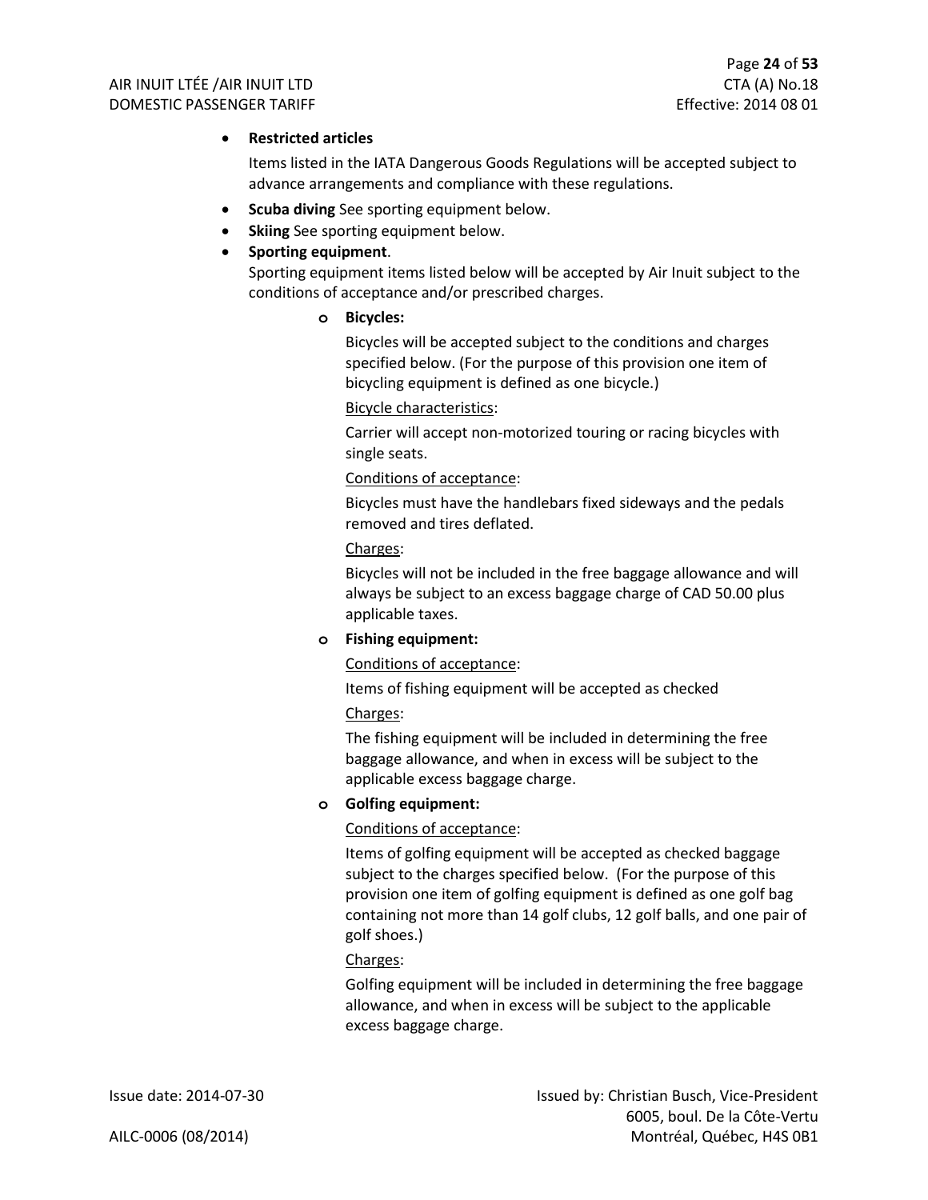- **Restricted articles**

  Items listed in the IATA Dangerous Goods Regulations will be accepted subject to advance arrangements and compliance with these regulations.

- **Scuba diving** See sporting equipment below.
- **Skiing** See sporting equipment below.
- **Sporting equipment**.

  Sporting equipment items listed below will be accepted by Air Inuit subject to the conditions of acceptance and/or prescribed charges.

  - **Bicycles:**

    Bicycles will be accepted subject to the conditions and charges specified below. (For the purpose of this provision one item of bicycling equipment is defined as one bicycle.)

    Bicycle characteristics:

    Carrier will accept non-motorized touring or racing bicycles with single seats.

    Conditions of acceptance:

    Bicycles must have the handlebars fixed sideways and the pedals removed and tires deflated.

    Charges:

    Bicycles will not be included in the free baggage allowance and will always be subject to an excess baggage charge of CAD 50.00 plus applicable taxes.

  - **Fishing equipment:**

    Conditions of acceptance:

    Items of fishing equipment will be accepted as checked

    Charges:

    The fishing equipment will be included in determining the free baggage allowance, and when in excess will be subject to the applicable excess baggage charge.

  - **Golfing equipment:**

    Conditions of acceptance:

    Items of golfing equipment will be accepted as checked baggage subject to the charges specified below. (For the purpose of this provision one item of golfing equipment is defined as one golf bag containing not more than 14 golf clubs, 12 golf balls, and one pair of golf shoes.)

    Charges:

    Golfing equipment will be included in determining the free baggage allowance, and when in excess will be subject to the applicable excess baggage charge.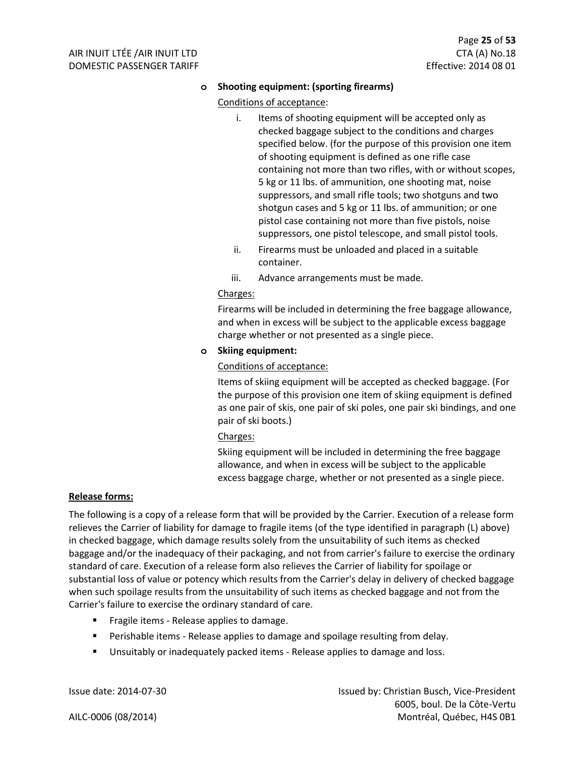- **Shooting equipment: (sporting firearms)**

  Conditions of acceptance:

  i. Items of shooting equipment will be accepted only as checked baggage subject to the conditions and charges specified below. (for the purpose of this provision one item of shooting equipment is defined as one rifle case containing not more than two rifles, with or without scopes, 5 kg or 11 lbs. of ammunition, one shooting mat, noise suppressors, and small rifle tools; two shotguns and two shotgun cases and 5 kg or 11 lbs. of ammunition; or one pistol case containing not more than five pistols, noise suppressors, one pistol telescope, and small pistol tools.

  ii. Firearms must be unloaded and placed in a suitable container.

  iii. Advance arrangements must be made.

  Charges:

  Firearms will be included in determining the free baggage allowance, and when in excess will be subject to the applicable excess baggage charge whether or not presented as a single piece.

- **Skiing equipment:**

  Conditions of acceptance:

  Items of skiing equipment will be accepted as checked baggage. (For the purpose of this provision one item of skiing equipment is defined as one pair of skis, one pair of ski poles, one pair ski bindings, and one pair of ski boots.)

  Charges:

  Skiing equipment will be included in determining the free baggage allowance, and when in excess will be subject to the applicable excess baggage charge, whether or not presented as a single piece.

**Release forms:**

The following is a copy of a release form that will be provided by the Carrier. Execution of a release form relieves the Carrier of liability for damage to fragile items (of the type identified in paragraph (L) above) in checked baggage, which damage results solely from the unsuitability of such items as checked baggage and/or the inadequacy of their packaging, and not from carrier's failure to exercise the ordinary standard of care. Execution of a release form also relieves the Carrier of liability for spoilage or substantial loss of value or potency which results from the Carrier's delay in delivery of checked baggage when such spoilage results from the unsuitability of such items as checked baggage and not from the Carrier's failure to exercise the ordinary standard of care.

- Fragile items - Release applies to damage.
- Perishable items - Release applies to damage and spoilage resulting from delay.
- Unsuitably or inadequately packed items - Release applies to damage and loss.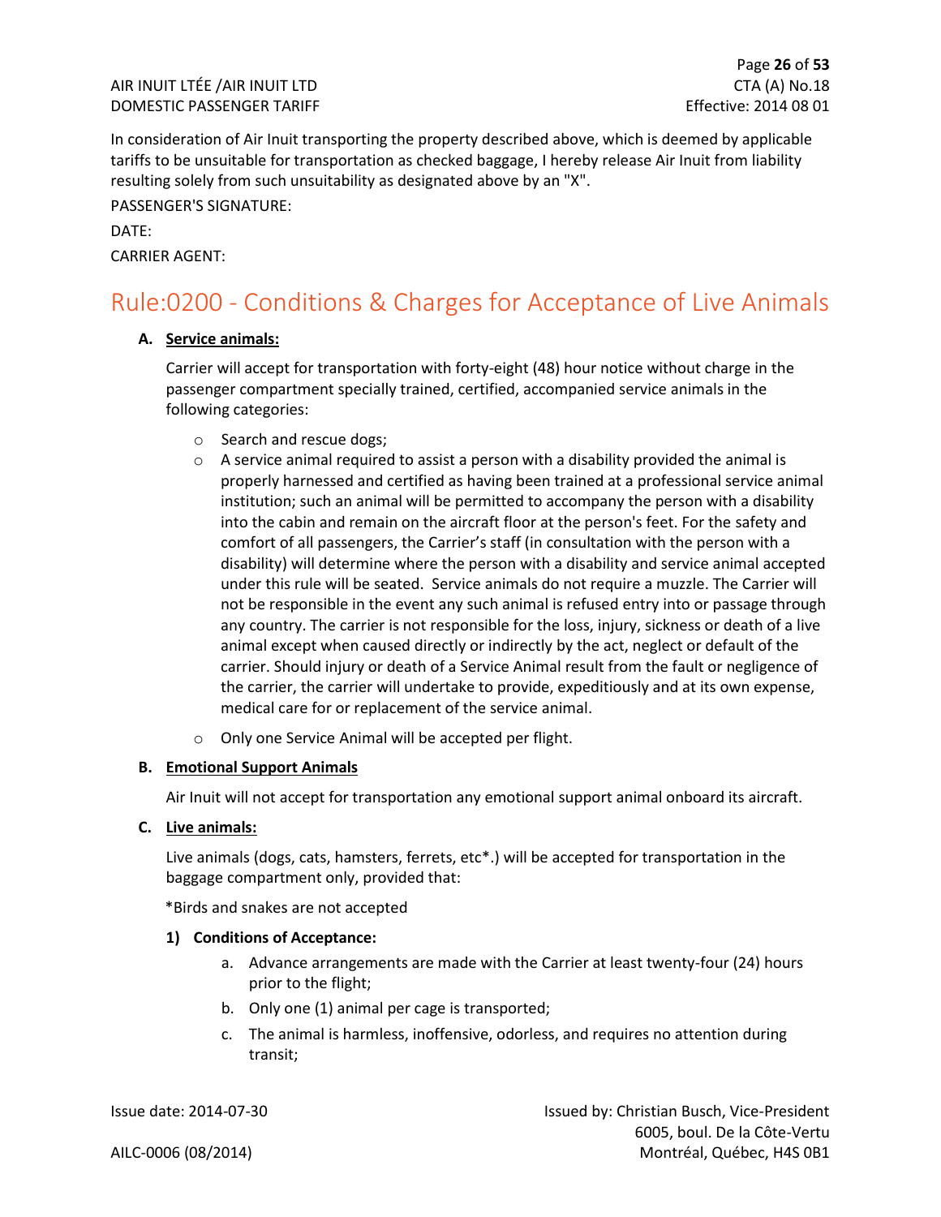In consideration of Air Inuit transporting the property described above, which is deemed by applicable tariffs to be unsuitable for transportation as checked baggage, I hereby release Air Inuit from liability resulting solely from such unsuitability as designated above by an "X".

PASSENGER'S SIGNATURE:

DATE:

CARRIER AGENT:

# Rule:0200 - Conditions & Charges for Acceptance of Live Animals

**A. Service animals:**

Carrier will accept for transportation with forty-eight (48) hour notice without charge in the passenger compartment specially trained, certified, accompanied service animals in the following categories:

- Search and rescue dogs;
- A service animal required to assist a person with a disability provided the animal is properly harnessed and certified as having been trained at a professional service animal institution; such an animal will be permitted to accompany the person with a disability into the cabin and remain on the aircraft floor at the person's feet. For the safety and comfort of all passengers, the Carrier's staff (in consultation with the person with a disability) will determine where the person with a disability and service animal accepted under this rule will be seated. Service animals do not require a muzzle. The Carrier will not be responsible in the event any such animal is refused entry into or passage through any country. The carrier is not responsible for the loss, injury, sickness or death of a live animal except when caused directly or indirectly by the act, neglect or default of the carrier. Should injury or death of a Service Animal result from the fault or negligence of the carrier, the carrier will undertake to provide, expeditiously and at its own expense, medical care for or replacement of the service animal.
- Only one Service Animal will be accepted per flight.

**B. Emotional Support Animals**

Air Inuit will not accept for transportation any emotional support animal onboard its aircraft.

**C. Live animals:**

Live animals (dogs, cats, hamsters, ferrets, etc*.) will be accepted for transportation in the baggage compartment only, provided that:

*Birds and snakes are not accepted

**1) Conditions of Acceptance:**

a. Advance arrangements are made with the Carrier at least twenty-four (24) hours prior to the flight;

b. Only one (1) animal per cage is transported;

c. The animal is harmless, inoffensive, odorless, and requires no attention during transit;

Issue date: 2014-07-30

AILC-0006 (08/2014)

Issued by: Christian Busch, Vice-President
6005, boul. De la Côte-Vertu
Montréal, Québec, H4S 0B1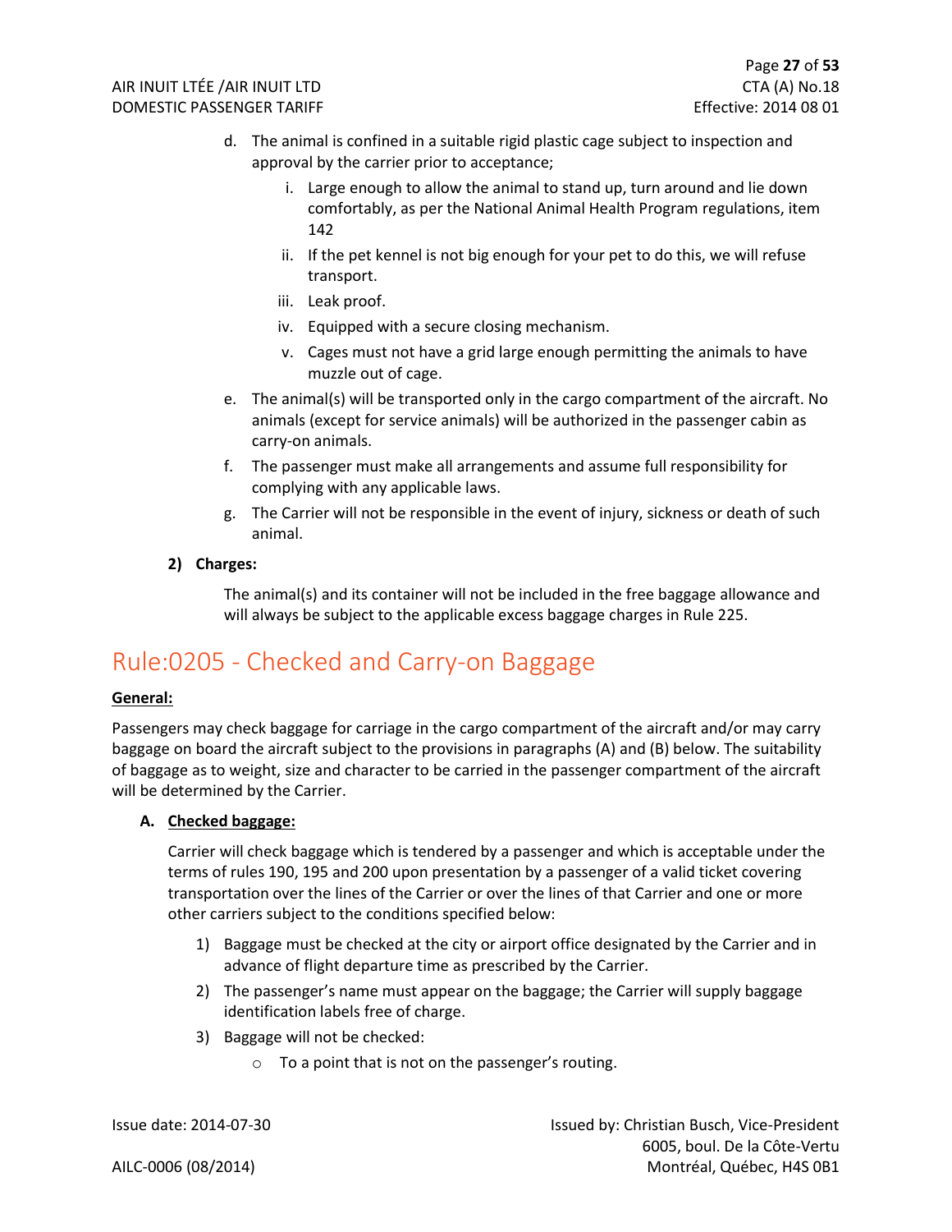d. The animal is confined in a suitable rigid plastic cage subject to inspection and approval by the carrier prior to acceptance;
   i. Large enough to allow the animal to stand up, turn around and lie down comfortably, as per the National Animal Health Program regulations, item 142
   ii. If the pet kennel is not big enough for your pet to do this, we will refuse transport.
   iii. Leak proof.
   iv. Equipped with a secure closing mechanism.
   v. Cages must not have a grid large enough permitting the animals to have muzzle out of cage.

e. The animal(s) will be transported only in the cargo compartment of the aircraft. No animals (except for service animals) will be authorized in the passenger cabin as carry-on animals.

f. The passenger must make all arrangements and assume full responsibility for complying with any applicable laws.

g. The Carrier will not be responsible in the event of injury, sickness or death of such animal.

**2) Charges:**

The animal(s) and its container will not be included in the free baggage allowance and will always be subject to the applicable excess baggage charges in Rule 225.

# Rule:0205 - Checked and Carry-on Baggage

**General:**

Passengers may check baggage for carriage in the cargo compartment of the aircraft and/or may carry baggage on board the aircraft subject to the provisions in paragraphs (A) and (B) below. The suitability of baggage as to weight, size and character to be carried in the passenger compartment of the aircraft will be determined by the Carrier.

**A. Checked baggage:**

Carrier will check baggage which is tendered by a passenger and which is acceptable under the terms of rules 190, 195 and 200 upon presentation by a passenger of a valid ticket covering transportation over the lines of the Carrier or over the lines of that Carrier and one or more other carriers subject to the conditions specified below:

1) Baggage must be checked at the city or airport office designated by the Carrier and in advance of flight departure time as prescribed by the Carrier.
2) The passenger's name must appear on the baggage; the Carrier will supply baggage identification labels free of charge.
3) Baggage will not be checked:
   - To a point that is not on the passenger's routing.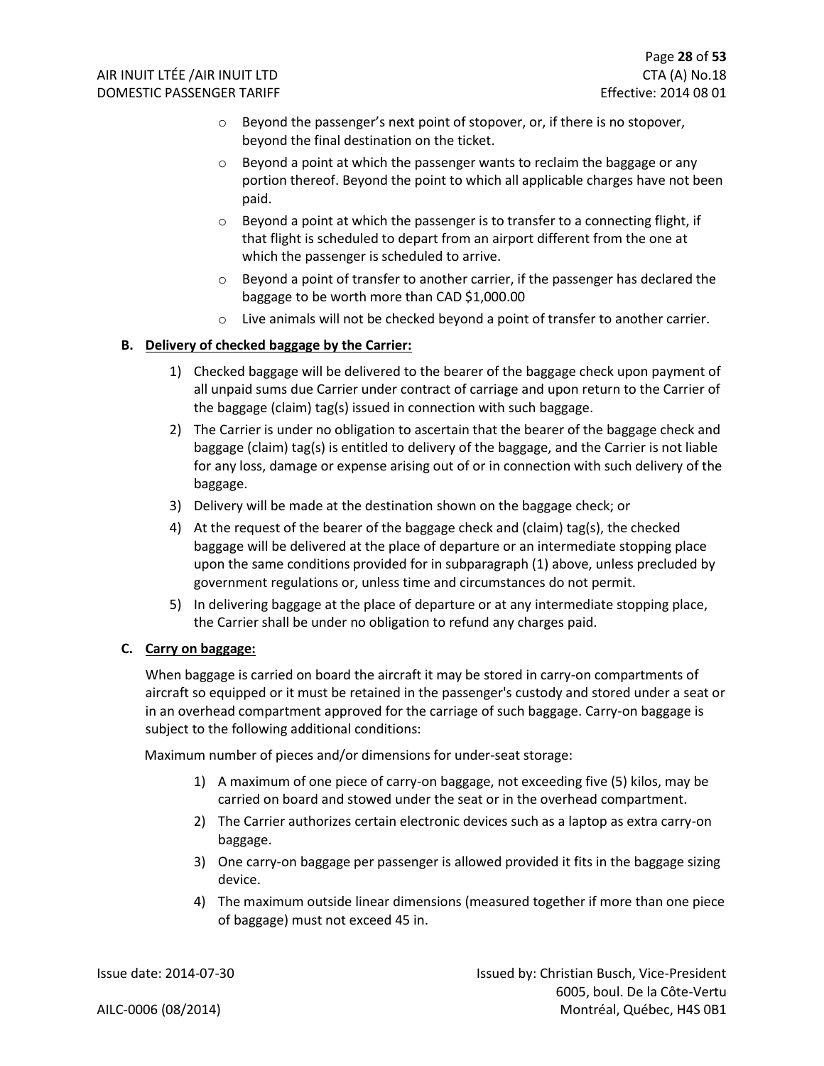- Beyond the passenger's next point of stopover, or, if there is no stopover, beyond the final destination on the ticket.
- Beyond a point at which the passenger wants to reclaim the baggage or any portion thereof. Beyond the point to which all applicable charges have not been paid.
- Beyond a point at which the passenger is to transfer to a connecting flight, if that flight is scheduled to depart from an airport different from the one at which the passenger is scheduled to arrive.
- Beyond a point of transfer to another carrier, if the passenger has declared the baggage to be worth more than CAD $1,000.00
- Live animals will not be checked beyond a point of transfer to another carrier.

**B. <u>Delivery of checked baggage by the Carrier:</u>**

1) Checked baggage will be delivered to the bearer of the baggage check upon payment of all unpaid sums due Carrier under contract of carriage and upon return to the Carrier of the baggage (claim) tag(s) issued in connection with such baggage.
2) The Carrier is under no obligation to ascertain that the bearer of the baggage check and baggage (claim) tag(s) is entitled to delivery of the baggage, and the Carrier is not liable for any loss, damage or expense arising out of or in connection with such delivery of the baggage.
3) Delivery will be made at the destination shown on the baggage check; or
4) At the request of the bearer of the baggage check and (claim) tag(s), the checked baggage will be delivered at the place of departure or an intermediate stopping place upon the same conditions provided for in subparagraph (1) above, unless precluded by government regulations or, unless time and circumstances do not permit.
5) In delivering baggage at the place of departure or at any intermediate stopping place, the Carrier shall be under no obligation to refund any charges paid.

**C. <u>Carry on baggage:</u>**

When baggage is carried on board the aircraft it may be stored in carry-on compartments of aircraft so equipped or it must be retained in the passenger's custody and stored under a seat or in an overhead compartment approved for the carriage of such baggage. Carry-on baggage is subject to the following additional conditions:

Maximum number of pieces and/or dimensions for under-seat storage:

1) A maximum of one piece of carry-on baggage, not exceeding five (5) kilos, may be carried on board and stowed under the seat or in the overhead compartment.
2) The Carrier authorizes certain electronic devices such as a laptop as extra carry-on baggage.
3) One carry-on baggage per passenger is allowed provided it fits in the baggage sizing device.
4) The maximum outside linear dimensions (measured together if more than one piece of baggage) must not exceed 45 in.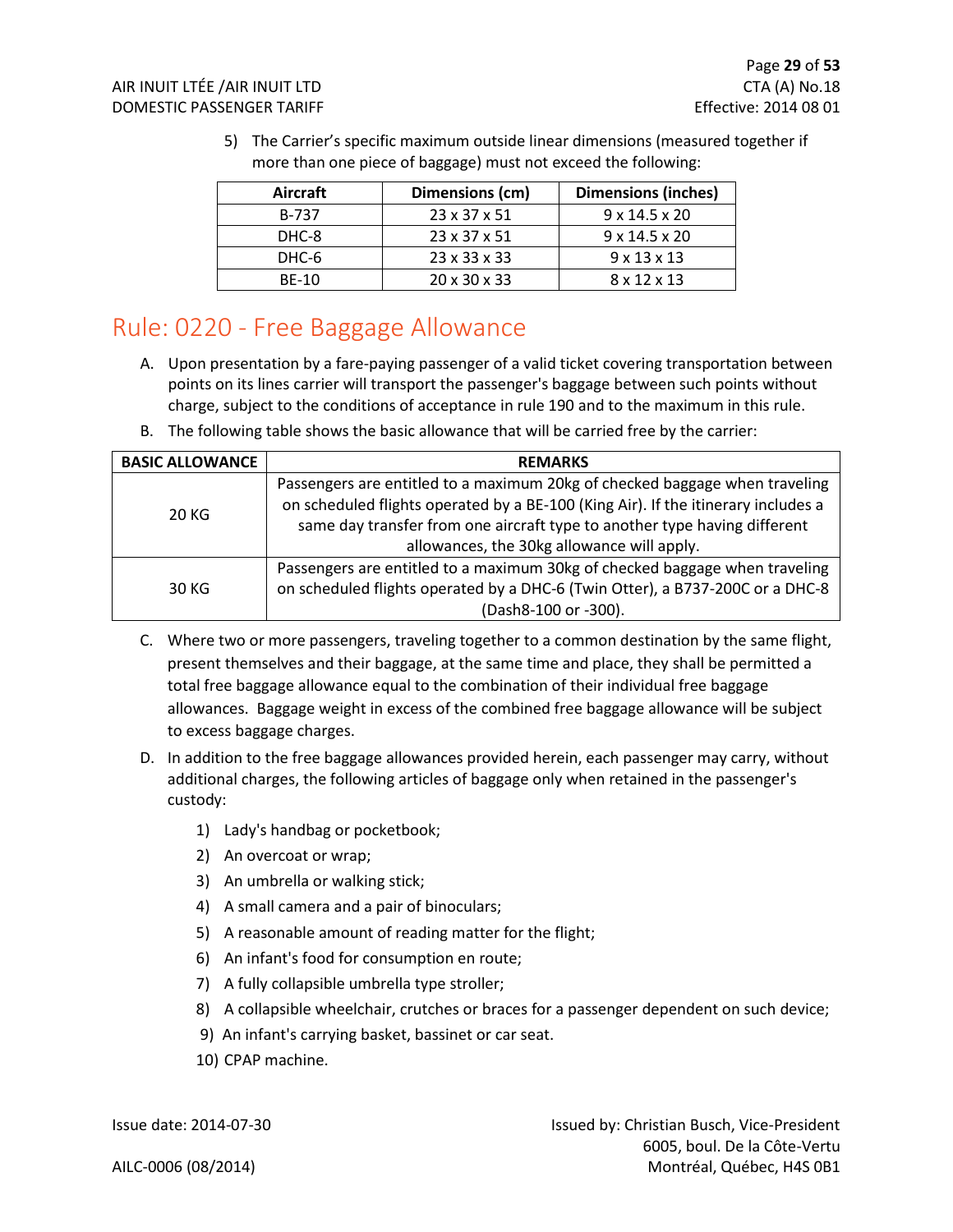5) The Carrier's specific maximum outside linear dimensions (measured together if more than one piece of baggage) must not exceed the following:

| Aircraft | Dimensions (cm) | Dimensions (inches) |
|---|---|---|
| B-737 | 23 x 37 x 51 | 9 x 14.5 x 20 |
| DHC-8 | 23 x 37 x 51 | 9 x 14.5 x 20 |
| DHC-6 | 23 x 33 x 33 | 9 x 13 x 13 |
| BE-10 | 20 x 30 x 33 | 8 x 12 x 13 |

# Rule: 0220 - Free Baggage Allowance

A. Upon presentation by a fare-paying passenger of a valid ticket covering transportation between points on its lines carrier will transport the passenger's baggage between such points without charge, subject to the conditions of acceptance in rule 190 and to the maximum in this rule.

B. The following table shows the basic allowance that will be carried free by the carrier:

| BASIC ALLOWANCE | REMARKS |
|---|---|
| 20 KG | Passengers are entitled to a maximum 20kg of checked baggage when traveling on scheduled flights operated by a BE-100 (King Air). If the itinerary includes a same day transfer from one aircraft type to another type having different allowances, the 30kg allowance will apply. |
| 30 KG | Passengers are entitled to a maximum 30kg of checked baggage when traveling on scheduled flights operated by a DHC-6 (Twin Otter), a B737-200C or a DHC-8 (Dash8-100 or -300). |

C. Where two or more passengers, traveling together to a common destination by the same flight, present themselves and their baggage, at the same time and place, they shall be permitted a total free baggage allowance equal to the combination of their individual free baggage allowances. Baggage weight in excess of the combined free baggage allowance will be subject to excess baggage charges.

D. In addition to the free baggage allowances provided herein, each passenger may carry, without additional charges, the following articles of baggage only when retained in the passenger's custody:

1) Lady's handbag or pocketbook;
2) An overcoat or wrap;
3) An umbrella or walking stick;
4) A small camera and a pair of binoculars;
5) A reasonable amount of reading matter for the flight;
6) An infant's food for consumption en route;
7) A fully collapsible umbrella type stroller;
8) A collapsible wheelchair, crutches or braces for a passenger dependent on such device;
9) An infant's carrying basket, bassinet or car seat.
10) CPAP machine.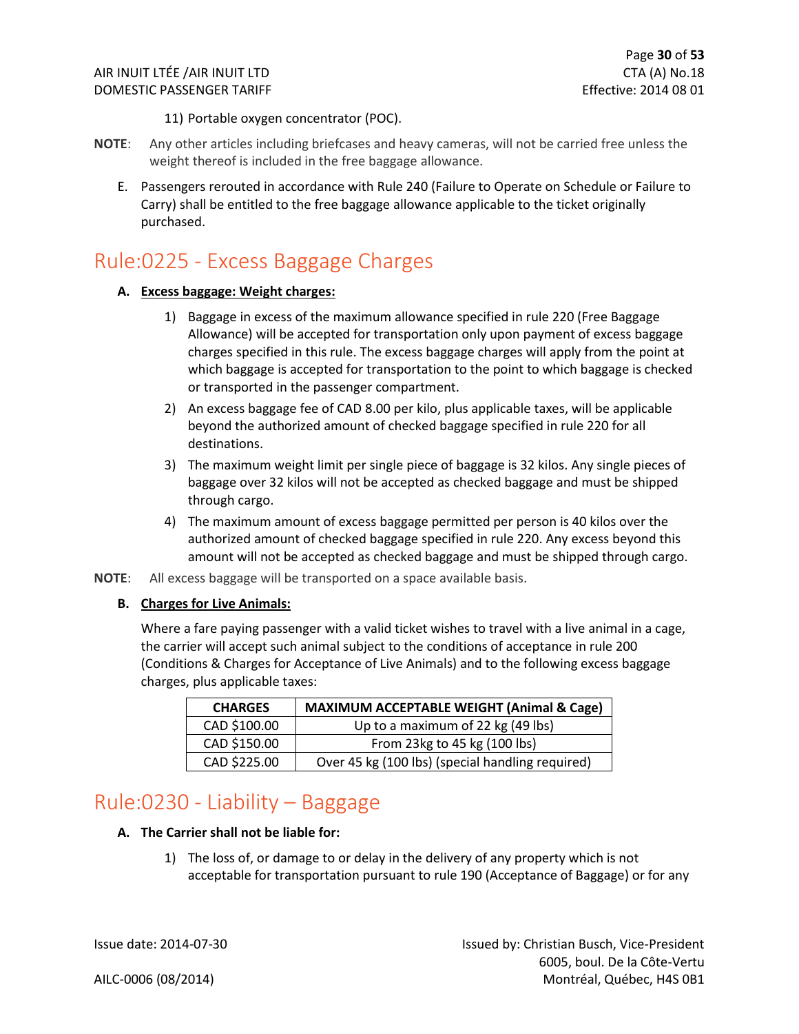11) Portable oxygen concentrator (POC).

**NOTE**: Any other articles including briefcases and heavy cameras, will not be carried free unless the weight thereof is included in the free baggage allowance.

E. Passengers rerouted in accordance with Rule 240 (Failure to Operate on Schedule or Failure to Carry) shall be entitled to the free baggage allowance applicable to the ticket originally purchased.

# Rule:0225 - Excess Baggage Charges

**A. Excess baggage: Weight charges:**

1) Baggage in excess of the maximum allowance specified in rule 220 (Free Baggage Allowance) will be accepted for transportation only upon payment of excess baggage charges specified in this rule. The excess baggage charges will apply from the point at which baggage is accepted for transportation to the point to which baggage is checked or transported in the passenger compartment.
2) An excess baggage fee of CAD 8.00 per kilo, plus applicable taxes, will be applicable beyond the authorized amount of checked baggage specified in rule 220 for all destinations.
3) The maximum weight limit per single piece of baggage is 32 kilos. Any single pieces of baggage over 32 kilos will not be accepted as checked baggage and must be shipped through cargo.
4) The maximum amount of excess baggage permitted per person is 40 kilos over the authorized amount of checked baggage specified in rule 220. Any excess beyond this amount will not be accepted as checked baggage and must be shipped through cargo.

**NOTE**: All excess baggage will be transported on a space available basis.

**B. Charges for Live Animals:**

Where a fare paying passenger with a valid ticket wishes to travel with a live animal in a cage, the carrier will accept such animal subject to the conditions of acceptance in rule 200 (Conditions & Charges for Acceptance of Live Animals) and to the following excess baggage charges, plus applicable taxes:

| CHARGES | MAXIMUM ACCEPTABLE WEIGHT (Animal & Cage) |
|---|---|
| CAD $100.00 | Up to a maximum of 22 kg (49 lbs) |
| CAD $150.00 | From 23kg to 45 kg (100 lbs) |
| CAD $225.00 | Over 45 kg (100 lbs) (special handling required) |

# Rule:0230 - Liability – Baggage

**A. The Carrier shall not be liable for:**

1) The loss of, or damage to or delay in the delivery of any property which is not acceptable for transportation pursuant to rule 190 (Acceptance of Baggage) or for any

Issue date: 2014-07-30

AILC-0006 (08/2014)

Issued by: Christian Busch, Vice-President
6005, boul. De la Côte-Vertu
Montréal, Québec, H4S 0B1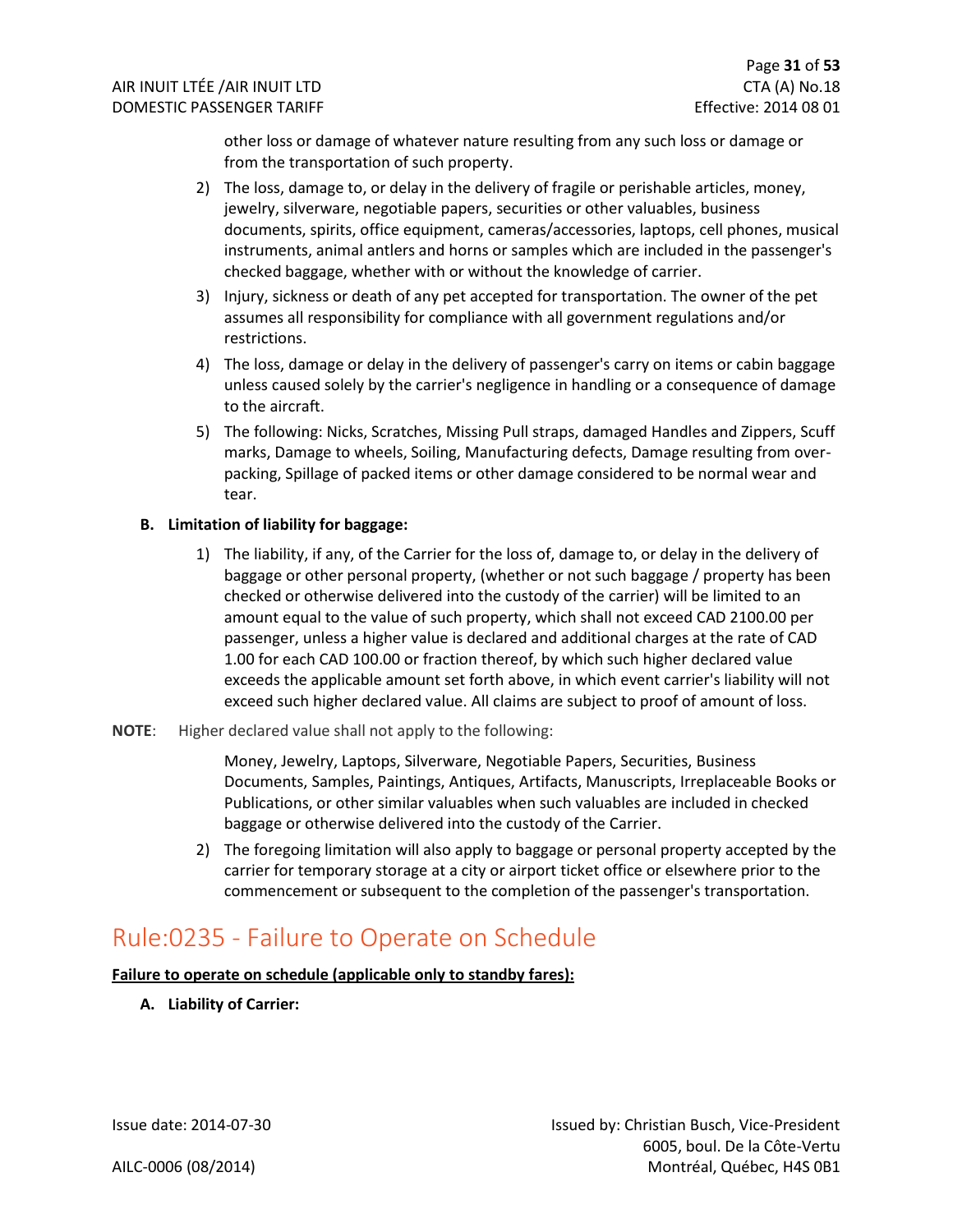other loss or damage of whatever nature resulting from any such loss or damage or from the transportation of such property.

2) The loss, damage to, or delay in the delivery of fragile or perishable articles, money, jewelry, silverware, negotiable papers, securities or other valuables, business documents, spirits, office equipment, cameras/accessories, laptops, cell phones, musical instruments, animal antlers and horns or samples which are included in the passenger's checked baggage, whether with or without the knowledge of carrier.

3) Injury, sickness or death of any pet accepted for transportation. The owner of the pet assumes all responsibility for compliance with all government regulations and/or restrictions.

4) The loss, damage or delay in the delivery of passenger's carry on items or cabin baggage unless caused solely by the carrier's negligence in handling or a consequence of damage to the aircraft.

5) The following: Nicks, Scratches, Missing Pull straps, damaged Handles and Zippers, Scuff marks, Damage to wheels, Soiling, Manufacturing defects, Damage resulting from over-packing, Spillage of packed items or other damage considered to be normal wear and tear.

**B. Limitation of liability for baggage:**

1) The liability, if any, of the Carrier for the loss of, damage to, or delay in the delivery of baggage or other personal property, (whether or not such baggage / property has been checked or otherwise delivered into the custody of the carrier) will be limited to an amount equal to the value of such property, which shall not exceed CAD 2100.00 per passenger, unless a higher value is declared and additional charges at the rate of CAD 1.00 for each CAD 100.00 or fraction thereof, by which such higher declared value exceeds the applicable amount set forth above, in which event carrier's liability will not exceed such higher declared value. All claims are subject to proof of amount of loss.

**NOTE**: Higher declared value shall not apply to the following:

Money, Jewelry, Laptops, Silverware, Negotiable Papers, Securities, Business Documents, Samples, Paintings, Antiques, Artifacts, Manuscripts, Irreplaceable Books or Publications, or other similar valuables when such valuables are included in checked baggage or otherwise delivered into the custody of the Carrier.

2) The foregoing limitation will also apply to baggage or personal property accepted by the carrier for temporary storage at a city or airport ticket office or elsewhere prior to the commencement or subsequent to the completion of the passenger's transportation.

# Rule:0235 - Failure to Operate on Schedule

**Failure to operate on schedule (applicable only to standby fares):**

**A. Liability of Carrier:**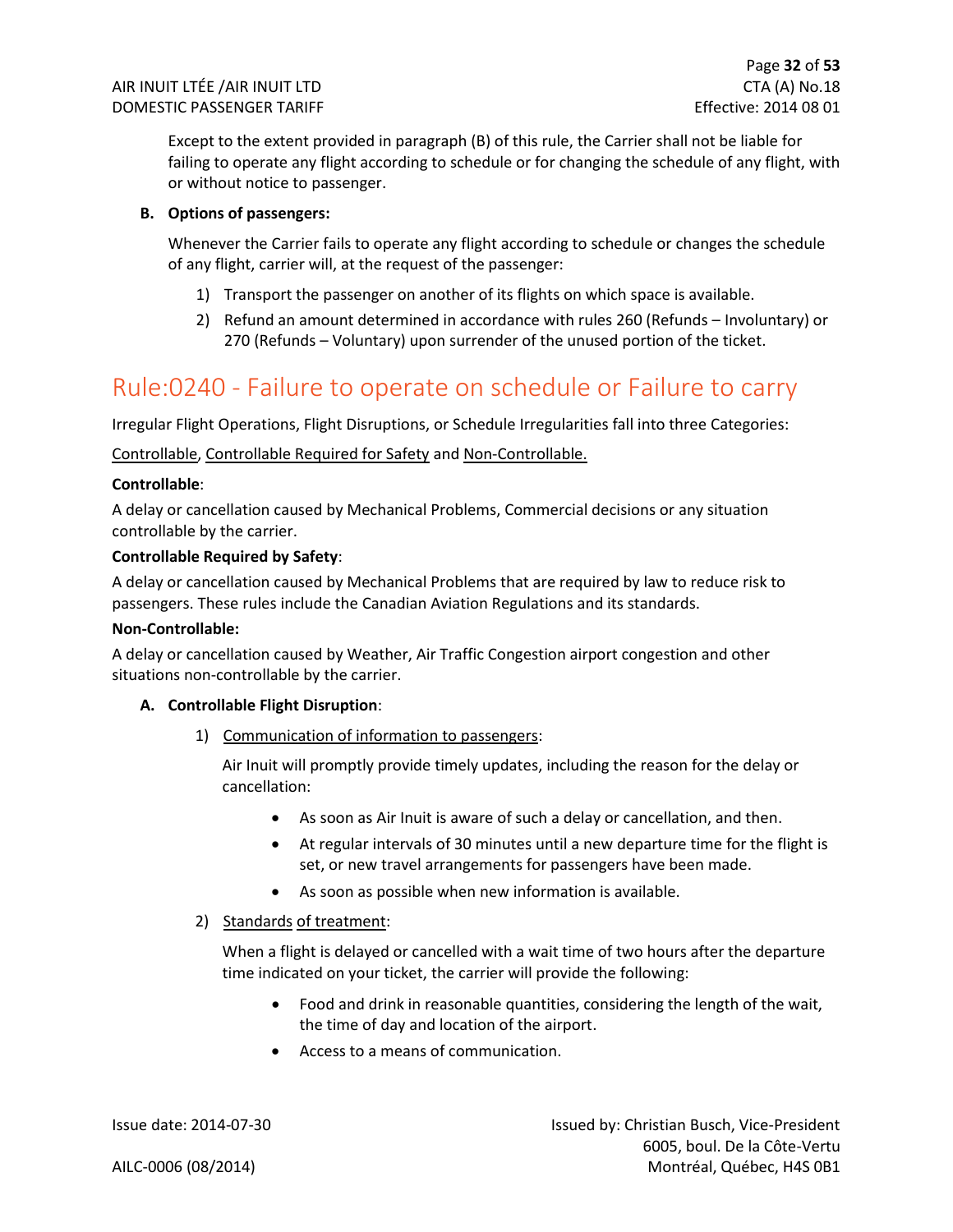Except to the extent provided in paragraph (B) of this rule, the Carrier shall not be liable for failing to operate any flight according to schedule or for changing the schedule of any flight, with or without notice to passenger.

**B. Options of passengers:**

Whenever the Carrier fails to operate any flight according to schedule or changes the schedule of any flight, carrier will, at the request of the passenger:

1) Transport the passenger on another of its flights on which space is available.
2) Refund an amount determined in accordance with rules 260 (Refunds – Involuntary) or 270 (Refunds – Voluntary) upon surrender of the unused portion of the ticket.

# Rule:0240 - Failure to operate on schedule or Failure to carry

Irregular Flight Operations, Flight Disruptions, or Schedule Irregularities fall into three Categories:

Controllable, Controllable Required for Safety and Non-Controllable.

**Controllable**:

A delay or cancellation caused by Mechanical Problems, Commercial decisions or any situation controllable by the carrier.

**Controllable Required by Safety**:

A delay or cancellation caused by Mechanical Problems that are required by law to reduce risk to passengers. These rules include the Canadian Aviation Regulations and its standards.

**Non-Controllable:**

A delay or cancellation caused by Weather, Air Traffic Congestion airport congestion and other situations non-controllable by the carrier.

**A. Controllable Flight Disruption**:

1) Communication of information to passengers:

   Air Inuit will promptly provide timely updates, including the reason for the delay or cancellation:

   - As soon as Air Inuit is aware of such a delay or cancellation, and then.
   - At regular intervals of 30 minutes until a new departure time for the flight is set, or new travel arrangements for passengers have been made.
   - As soon as possible when new information is available.

2) Standards of treatment:

   When a flight is delayed or cancelled with a wait time of two hours after the departure time indicated on your ticket, the carrier will provide the following:

   - Food and drink in reasonable quantities, considering the length of the wait, the time of day and location of the airport.
   - Access to a means of communication.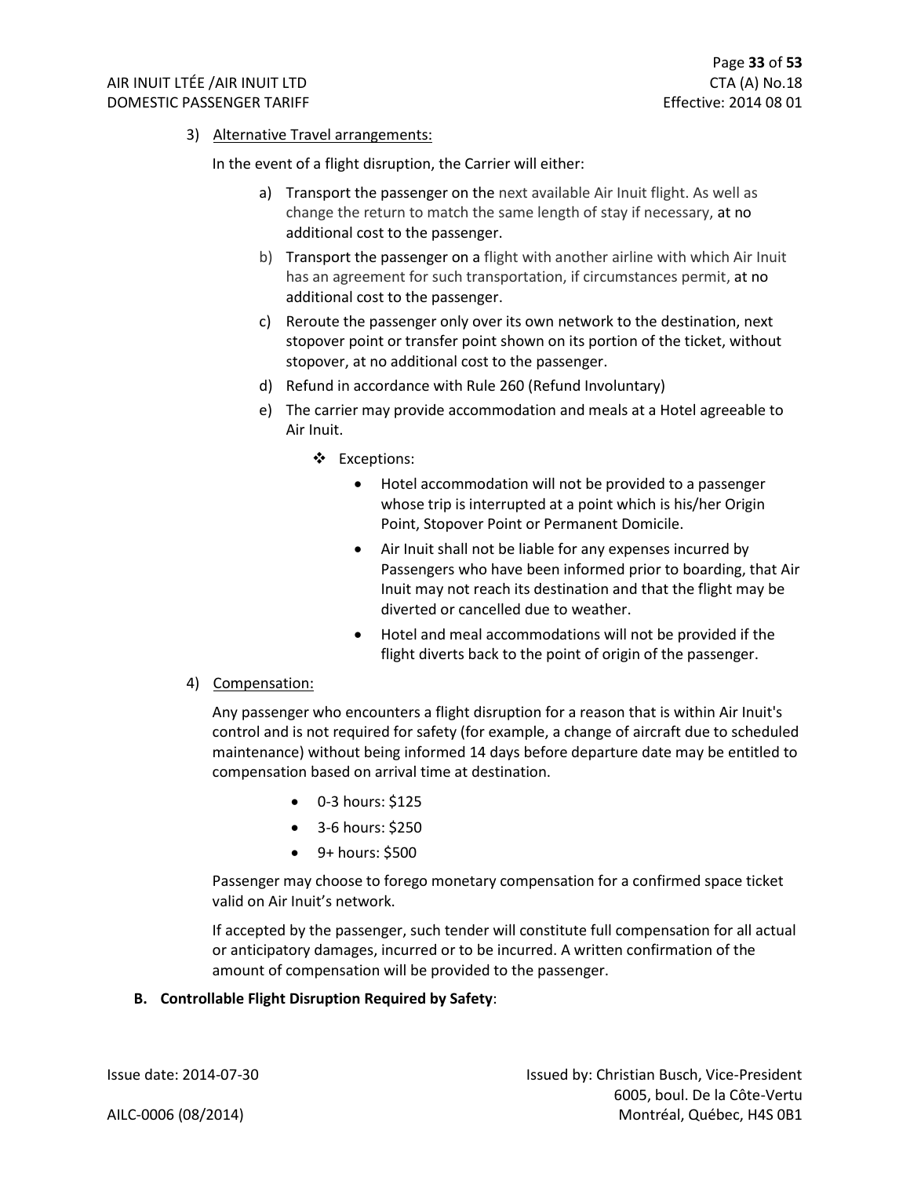3) Alternative Travel arrangements:

In the event of a flight disruption, the Carrier will either:

a) Transport the passenger on the next available Air Inuit flight. As well as change the return to match the same length of stay if necessary, at no additional cost to the passenger.

b) Transport the passenger on a flight with another airline with which Air Inuit has an agreement for such transportation, if circumstances permit, at no additional cost to the passenger.

c) Reroute the passenger only over its own network to the destination, next stopover point or transfer point shown on its portion of the ticket, without stopover, at no additional cost to the passenger.

d) Refund in accordance with Rule 260 (Refund Involuntary)

e) The carrier may provide accommodation and meals at a Hotel agreeable to Air Inuit.

❖ Exceptions:

- Hotel accommodation will not be provided to a passenger whose trip is interrupted at a point which is his/her Origin Point, Stopover Point or Permanent Domicile.
- Air Inuit shall not be liable for any expenses incurred by Passengers who have been informed prior to boarding, that Air Inuit may not reach its destination and that the flight may be diverted or cancelled due to weather.
- Hotel and meal accommodations will not be provided if the flight diverts back to the point of origin of the passenger.

4) Compensation:

Any passenger who encounters a flight disruption for a reason that is within Air Inuit's control and is not required for safety (for example, a change of aircraft due to scheduled maintenance) without being informed 14 days before departure date may be entitled to compensation based on arrival time at destination.

- 0-3 hours: $125
- 3-6 hours: $250
- 9+ hours: $500

Passenger may choose to forego monetary compensation for a confirmed space ticket valid on Air Inuit's network.

If accepted by the passenger, such tender will constitute full compensation for all actual or anticipatory damages, incurred or to be incurred. A written confirmation of the amount of compensation will be provided to the passenger.

**B. Controllable Flight Disruption Required by Safety**: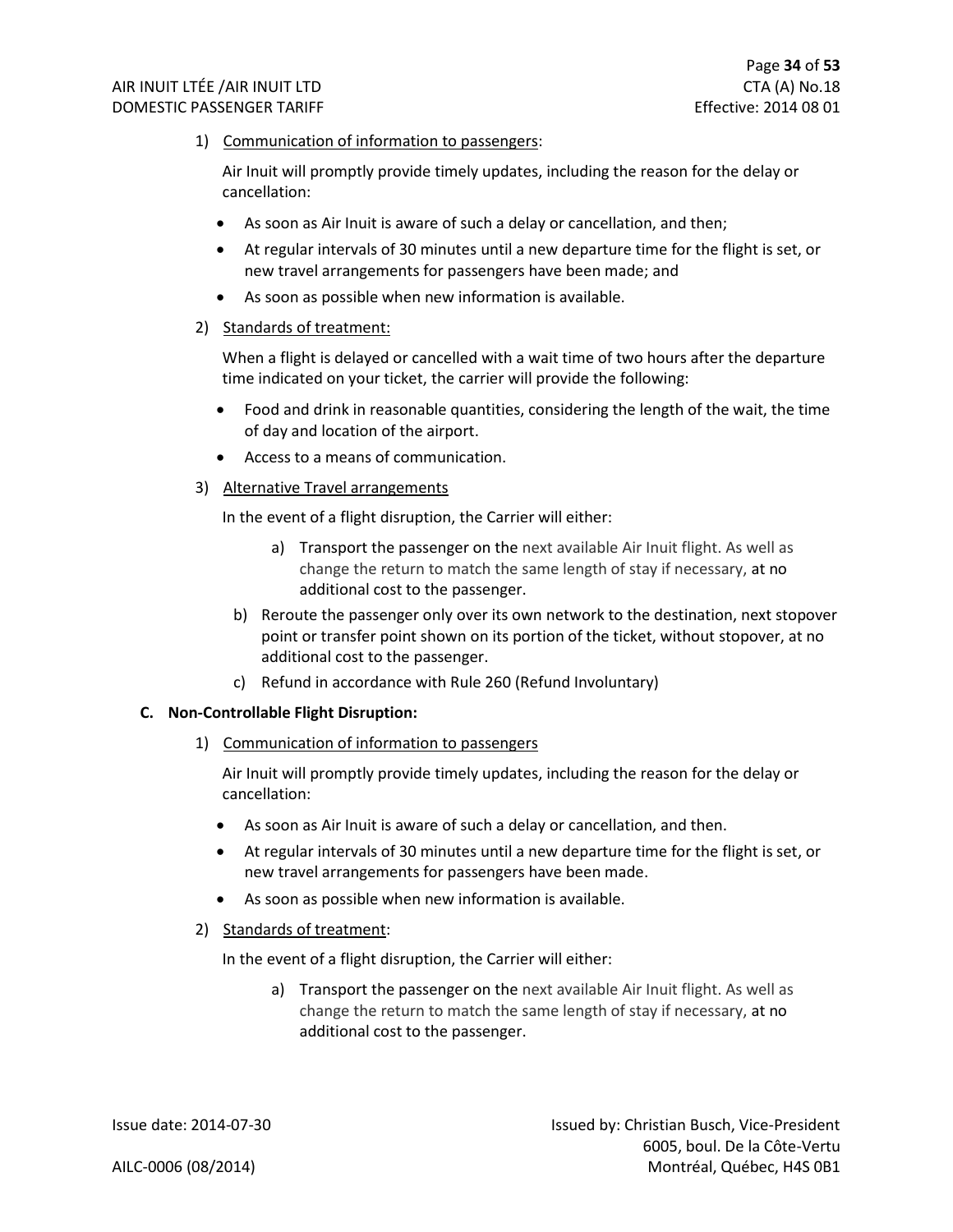1) Communication of information to passengers:

   Air Inuit will promptly provide timely updates, including the reason for the delay or cancellation:

   - As soon as Air Inuit is aware of such a delay or cancellation, and then;
   - At regular intervals of 30 minutes until a new departure time for the flight is set, or new travel arrangements for passengers have been made; and
   - As soon as possible when new information is available.

2) Standards of treatment:

   When a flight is delayed or cancelled with a wait time of two hours after the departure time indicated on your ticket, the carrier will provide the following:

   - Food and drink in reasonable quantities, considering the length of the wait, the time of day and location of the airport.
   - Access to a means of communication.

3) Alternative Travel arrangements

   In the event of a flight disruption, the Carrier will either:

   a) Transport the passenger on the next available Air Inuit flight. As well as change the return to match the same length of stay if necessary, at no additional cost to the passenger.

   b) Reroute the passenger only over its own network to the destination, next stopover point or transfer point shown on its portion of the ticket, without stopover, at no additional cost to the passenger.

   c) Refund in accordance with Rule 260 (Refund Involuntary)

**C. Non-Controllable Flight Disruption:**

1) Communication of information to passengers

   Air Inuit will promptly provide timely updates, including the reason for the delay or cancellation:

   - As soon as Air Inuit is aware of such a delay or cancellation, and then.
   - At regular intervals of 30 minutes until a new departure time for the flight is set, or new travel arrangements for passengers have been made.
   - As soon as possible when new information is available.

2) Standards of treatment:

   In the event of a flight disruption, the Carrier will either:

   a) Transport the passenger on the next available Air Inuit flight. As well as change the return to match the same length of stay if necessary, at no additional cost to the passenger.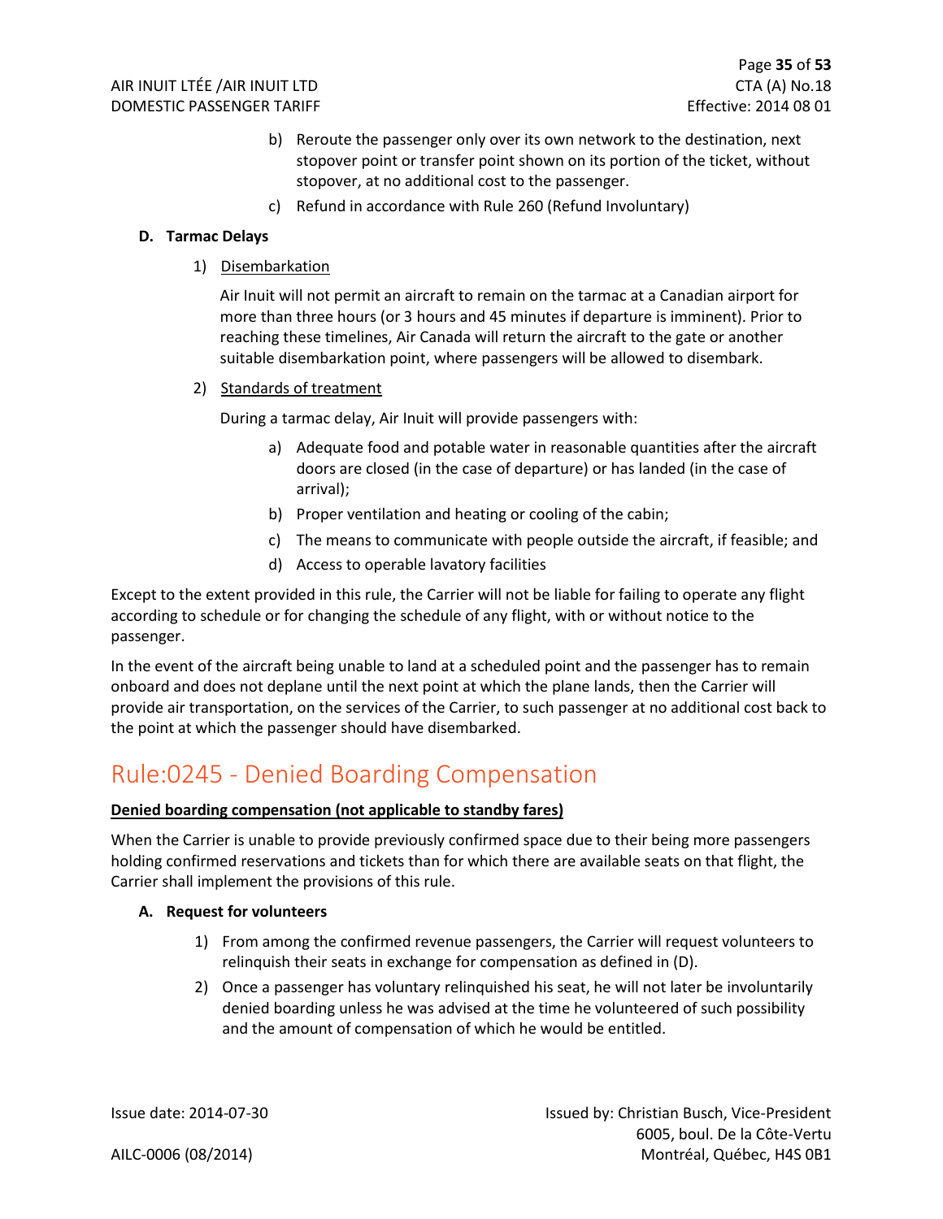b) Reroute the passenger only over its own network to the destination, next stopover point or transfer point shown on its portion of the ticket, without stopover, at no additional cost to the passenger.

c) Refund in accordance with Rule 260 (Refund Involuntary)

**D. Tarmac Delays**

1) Disembarkation

Air Inuit will not permit an aircraft to remain on the tarmac at a Canadian airport for more than three hours (or 3 hours and 45 minutes if departure is imminent). Prior to reaching these timelines, Air Canada will return the aircraft to the gate or another suitable disembarkation point, where passengers will be allowed to disembark.

2) Standards of treatment

During a tarmac delay, Air Inuit will provide passengers with:

a) Adequate food and potable water in reasonable quantities after the aircraft doors are closed (in the case of departure) or has landed (in the case of arrival);

b) Proper ventilation and heating or cooling of the cabin;

c) The means to communicate with people outside the aircraft, if feasible; and

d) Access to operable lavatory facilities

Except to the extent provided in this rule, the Carrier will not be liable for failing to operate any flight according to schedule or for changing the schedule of any flight, with or without notice to the passenger.

In the event of the aircraft being unable to land at a scheduled point and the passenger has to remain onboard and does not deplane until the next point at which the plane lands, then the Carrier will provide air transportation, on the services of the Carrier, to such passenger at no additional cost back to the point at which the passenger should have disembarked.

# Rule:0245 - Denied Boarding Compensation

**Denied boarding compensation (not applicable to standby fares)**

When the Carrier is unable to provide previously confirmed space due to their being more passengers holding confirmed reservations and tickets than for which there are available seats on that flight, the Carrier shall implement the provisions of this rule.

**A. Request for volunteers**

1) From among the confirmed revenue passengers, the Carrier will request volunteers to relinquish their seats in exchange for compensation as defined in (D).

2) Once a passenger has voluntary relinquished his seat, he will not later be involuntarily denied boarding unless he was advised at the time he volunteered of such possibility and the amount of compensation of which he would be entitled.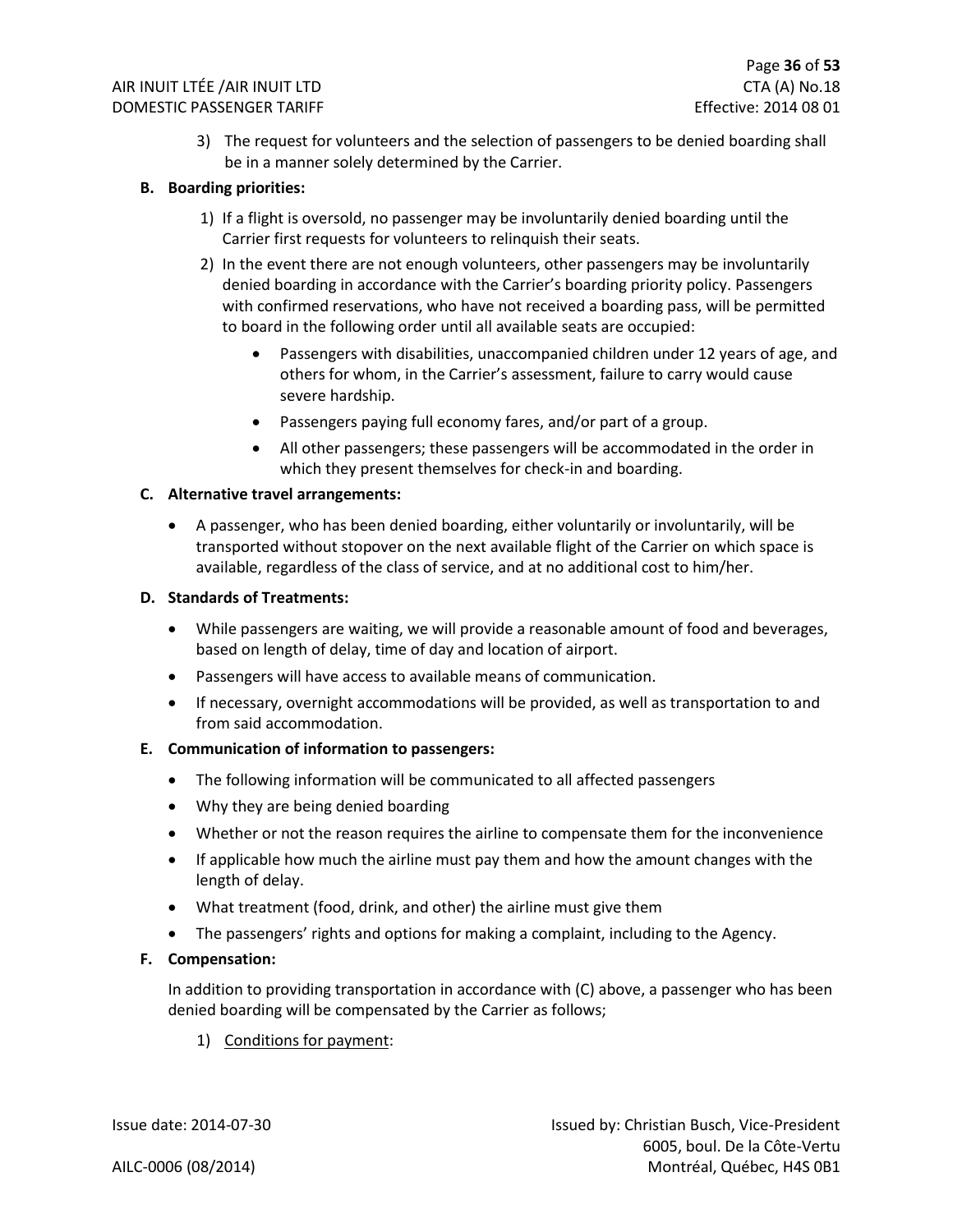3) The request for volunteers and the selection of passengers to be denied boarding shall be in a manner solely determined by the Carrier.

**B. Boarding priorities:**

1) If a flight is oversold, no passenger may be involuntarily denied boarding until the Carrier first requests for volunteers to relinquish their seats.
2) In the event there are not enough volunteers, other passengers may be involuntarily denied boarding in accordance with the Carrier's boarding priority policy. Passengers with confirmed reservations, who have not received a boarding pass, will be permitted to board in the following order until all available seats are occupied:
   - Passengers with disabilities, unaccompanied children under 12 years of age, and others for whom, in the Carrier's assessment, failure to carry would cause severe hardship.
   - Passengers paying full economy fares, and/or part of a group.
   - All other passengers; these passengers will be accommodated in the order in which they present themselves for check-in and boarding.

**C. Alternative travel arrangements:**

- A passenger, who has been denied boarding, either voluntarily or involuntarily, will be transported without stopover on the next available flight of the Carrier on which space is available, regardless of the class of service, and at no additional cost to him/her.

**D. Standards of Treatments:**

- While passengers are waiting, we will provide a reasonable amount of food and beverages, based on length of delay, time of day and location of airport.
- Passengers will have access to available means of communication.
- If necessary, overnight accommodations will be provided, as well as transportation to and from said accommodation.

**E. Communication of information to passengers:**

- The following information will be communicated to all affected passengers
- Why they are being denied boarding
- Whether or not the reason requires the airline to compensate them for the inconvenience
- If applicable how much the airline must pay them and how the amount changes with the length of delay.
- What treatment (food, drink, and other) the airline must give them
- The passengers' rights and options for making a complaint, including to the Agency.

**F. Compensation:**

In addition to providing transportation in accordance with (C) above, a passenger who has been denied boarding will be compensated by the Carrier as follows;

1) Conditions for payment: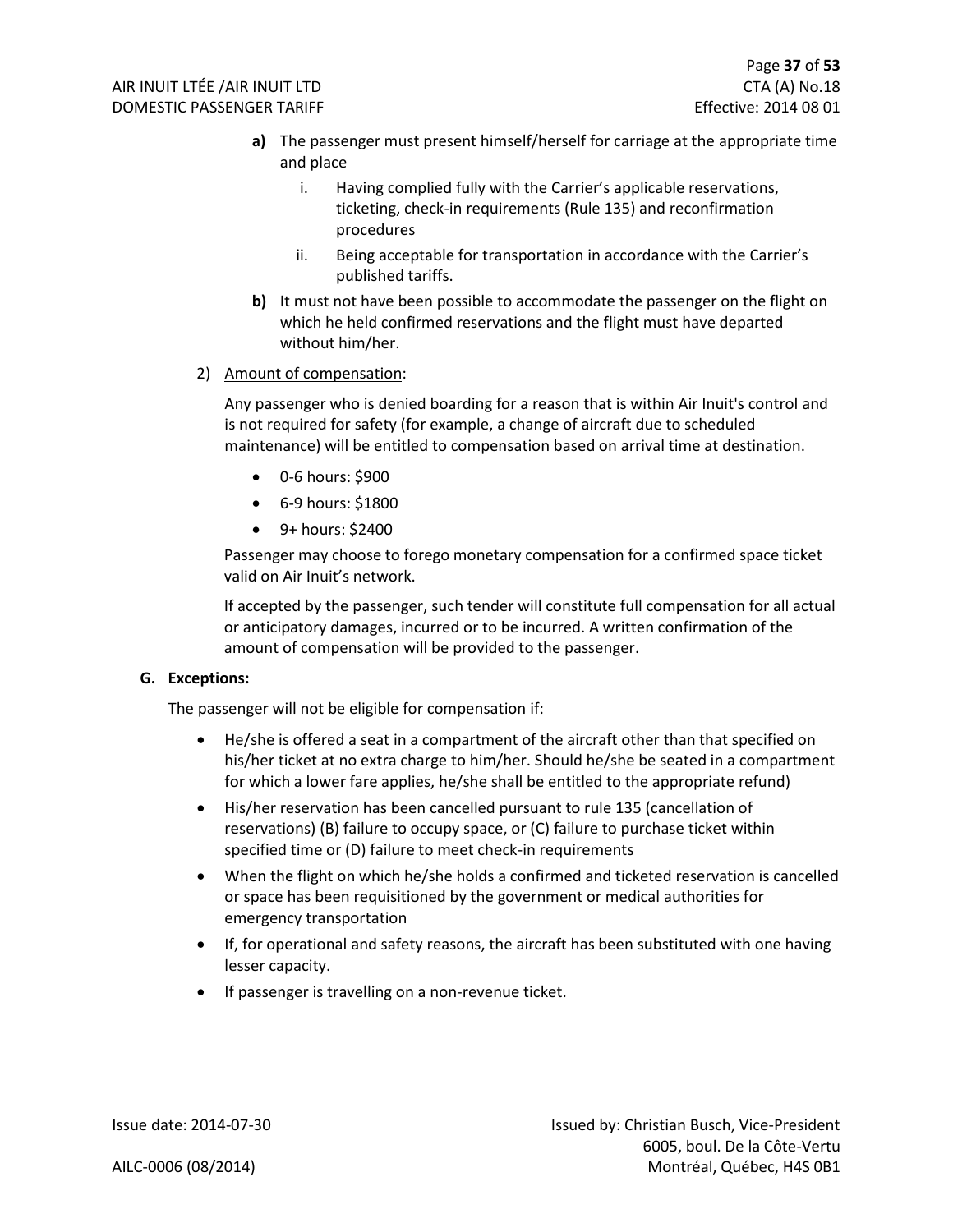- **a)** The passenger must present himself/herself for carriage at the appropriate time and place
  - i. Having complied fully with the Carrier's applicable reservations, ticketing, check-in requirements (Rule 135) and reconfirmation procedures
  - ii. Being acceptable for transportation in accordance with the Carrier's published tariffs.
- **b)** It must not have been possible to accommodate the passenger on the flight on which he held confirmed reservations and the flight must have departed without him/her.

2) Amount of compensation:

Any passenger who is denied boarding for a reason that is within Air Inuit's control and is not required for safety (for example, a change of aircraft due to scheduled maintenance) will be entitled to compensation based on arrival time at destination.

- 0-6 hours: $900
- 6-9 hours: $1800
- 9+ hours: $2400

Passenger may choose to forego monetary compensation for a confirmed space ticket valid on Air Inuit's network.

If accepted by the passenger, such tender will constitute full compensation for all actual or anticipatory damages, incurred or to be incurred. A written confirmation of the amount of compensation will be provided to the passenger.

**G. Exceptions:**

The passenger will not be eligible for compensation if:

- He/she is offered a seat in a compartment of the aircraft other than that specified on his/her ticket at no extra charge to him/her. Should he/she be seated in a compartment for which a lower fare applies, he/she shall be entitled to the appropriate refund)
- His/her reservation has been cancelled pursuant to rule 135 (cancellation of reservations) (B) failure to occupy space, or (C) failure to purchase ticket within specified time or (D) failure to meet check-in requirements
- When the flight on which he/she holds a confirmed and ticketed reservation is cancelled or space has been requisitioned by the government or medical authorities for emergency transportation
- If, for operational and safety reasons, the aircraft has been substituted with one having lesser capacity.
- If passenger is travelling on a non-revenue ticket.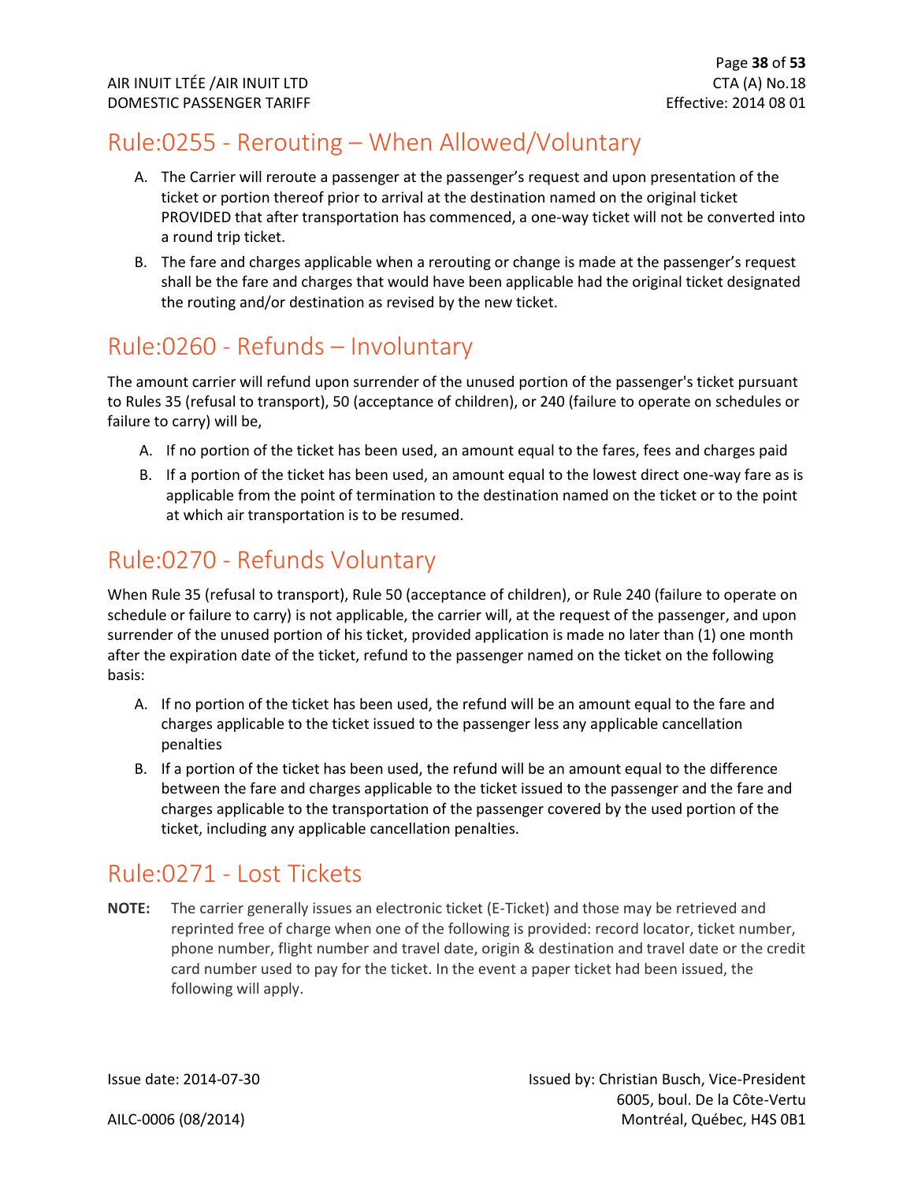## Rule:0255 - Rerouting – When Allowed/Voluntary

A. The Carrier will reroute a passenger at the passenger's request and upon presentation of the ticket or portion thereof prior to arrival at the destination named on the original ticket PROVIDED that after transportation has commenced, a one-way ticket will not be converted into a round trip ticket.

B. The fare and charges applicable when a rerouting or change is made at the passenger's request shall be the fare and charges that would have been applicable had the original ticket designated the routing and/or destination as revised by the new ticket.

## Rule:0260 - Refunds – Involuntary

The amount carrier will refund upon surrender of the unused portion of the passenger's ticket pursuant to Rules 35 (refusal to transport), 50 (acceptance of children), or 240 (failure to operate on schedules or failure to carry) will be,

A. If no portion of the ticket has been used, an amount equal to the fares, fees and charges paid

B. If a portion of the ticket has been used, an amount equal to the lowest direct one-way fare as is applicable from the point of termination to the destination named on the ticket or to the point at which air transportation is to be resumed.

## Rule:0270 - Refunds Voluntary

When Rule 35 (refusal to transport), Rule 50 (acceptance of children), or Rule 240 (failure to operate on schedule or failure to carry) is not applicable, the carrier will, at the request of the passenger, and upon surrender of the unused portion of his ticket, provided application is made no later than (1) one month after the expiration date of the ticket, refund to the passenger named on the ticket on the following basis:

A. If no portion of the ticket has been used, the refund will be an amount equal to the fare and charges applicable to the ticket issued to the passenger less any applicable cancellation penalties

B. If a portion of the ticket has been used, the refund will be an amount equal to the difference between the fare and charges applicable to the ticket issued to the passenger and the fare and charges applicable to the transportation of the passenger covered by the used portion of the ticket, including any applicable cancellation penalties.

## Rule:0271 - Lost Tickets

**NOTE:** The carrier generally issues an electronic ticket (E-Ticket) and those may be retrieved and reprinted free of charge when one of the following is provided: record locator, ticket number, phone number, flight number and travel date, origin & destination and travel date or the credit card number used to pay for the ticket. In the event a paper ticket had been issued, the following will apply.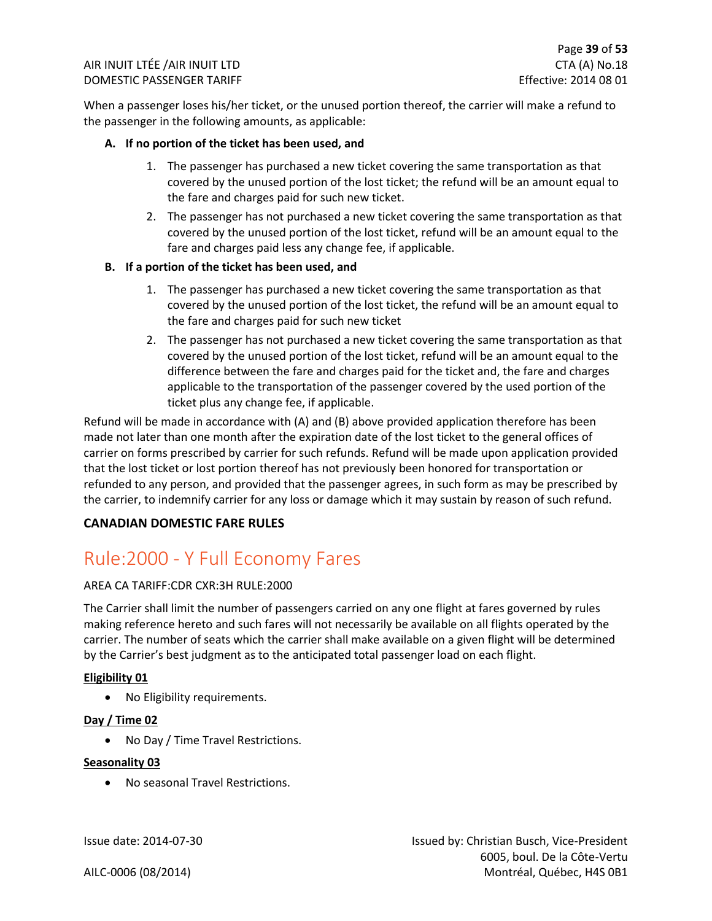When a passenger loses his/her ticket, or the unused portion thereof, the carrier will make a refund to the passenger in the following amounts, as applicable:

**A. If no portion of the ticket has been used, and**

1. The passenger has purchased a new ticket covering the same transportation as that covered by the unused portion of the lost ticket; the refund will be an amount equal to the fare and charges paid for such new ticket.
2. The passenger has not purchased a new ticket covering the same transportation as that covered by the unused portion of the lost ticket, refund will be an amount equal to the fare and charges paid less any change fee, if applicable.

**B. If a portion of the ticket has been used, and**

1. The passenger has purchased a new ticket covering the same transportation as that covered by the unused portion of the lost ticket, the refund will be an amount equal to the fare and charges paid for such new ticket
2. The passenger has not purchased a new ticket covering the same transportation as that covered by the unused portion of the lost ticket, refund will be an amount equal to the difference between the fare and charges paid for the ticket and, the fare and charges applicable to the transportation of the passenger covered by the used portion of the ticket plus any change fee, if applicable.

Refund will be made in accordance with (A) and (B) above provided application therefore has been made not later than one month after the expiration date of the lost ticket to the general offices of carrier on forms prescribed by carrier for such refunds. Refund will be made upon application provided that the lost ticket or lost portion thereof has not previously been honored for transportation or refunded to any person, and provided that the passenger agrees, in such form as may be prescribed by the carrier, to indemnify carrier for any loss or damage which it may sustain by reason of such refund.

**CANADIAN DOMESTIC FARE RULES**

# Rule:2000 - Y Full Economy Fares

AREA CA TARIFF:CDR CXR:3H RULE:2000

The Carrier shall limit the number of passengers carried on any one flight at fares governed by rules making reference hereto and such fares will not necessarily be available on all flights operated by the carrier. The number of seats which the carrier shall make available on a given flight will be determined by the Carrier's best judgment as to the anticipated total passenger load on each flight.

**Eligibility 01**

- No Eligibility requirements.

**Day / Time 02**

- No Day / Time Travel Restrictions.

**Seasonality 03**

- No seasonal Travel Restrictions.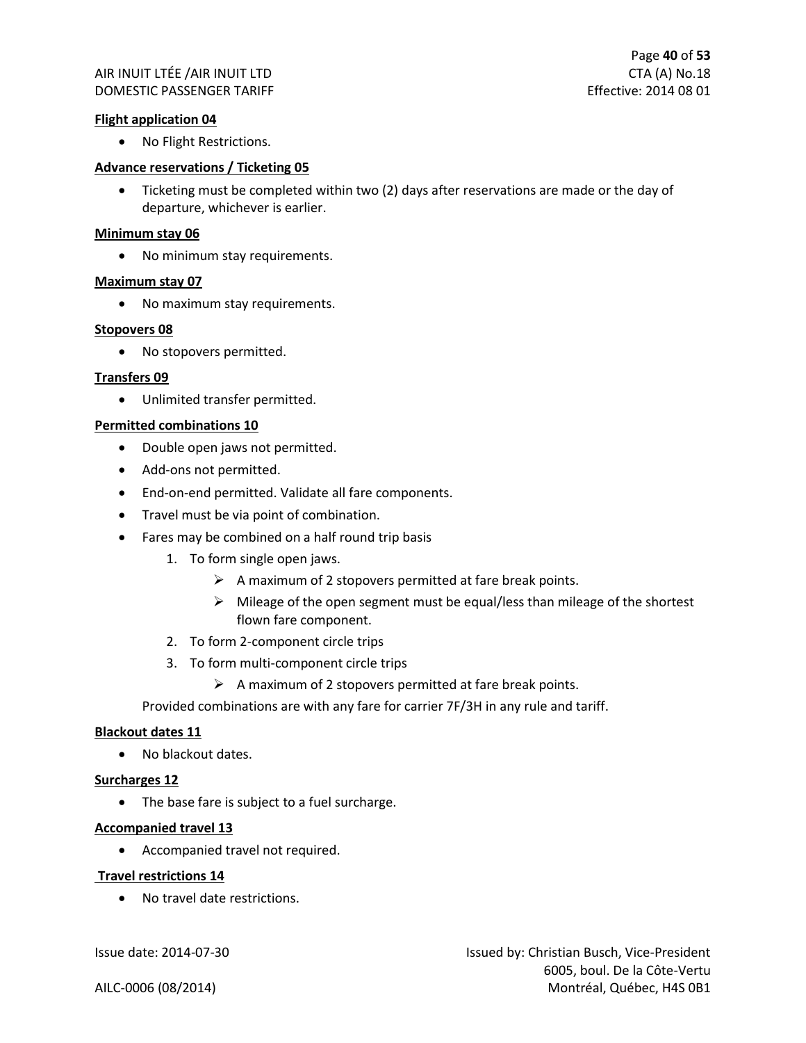**Flight application 04**

- No Flight Restrictions.

**Advance reservations / Ticketing 05**

- Ticketing must be completed within two (2) days after reservations are made or the day of departure, whichever is earlier.

**Minimum stay 06**

- No minimum stay requirements.

**Maximum stay 07**

- No maximum stay requirements.

**Stopovers 08**

- No stopovers permitted.

**Transfers 09**

- Unlimited transfer permitted.

**Permitted combinations 10**

- Double open jaws not permitted.
- Add-ons not permitted.
- End-on-end permitted. Validate all fare components.
- Travel must be via point of combination.
- Fares may be combined on a half round trip basis
    1. To form single open jaws.
        - A maximum of 2 stopovers permitted at fare break points.
        - Mileage of the open segment must be equal/less than mileage of the shortest flown fare component.
    2. To form 2-component circle trips
    3. To form multi-component circle trips
        - A maximum of 2 stopovers permitted at fare break points.

  Provided combinations are with any fare for carrier 7F/3H in any rule and tariff.

**Blackout dates 11**

- No blackout dates.

**Surcharges 12**

- The base fare is subject to a fuel surcharge.

**Accompanied travel 13**

- Accompanied travel not required.

**Travel restrictions 14**

- No travel date restrictions.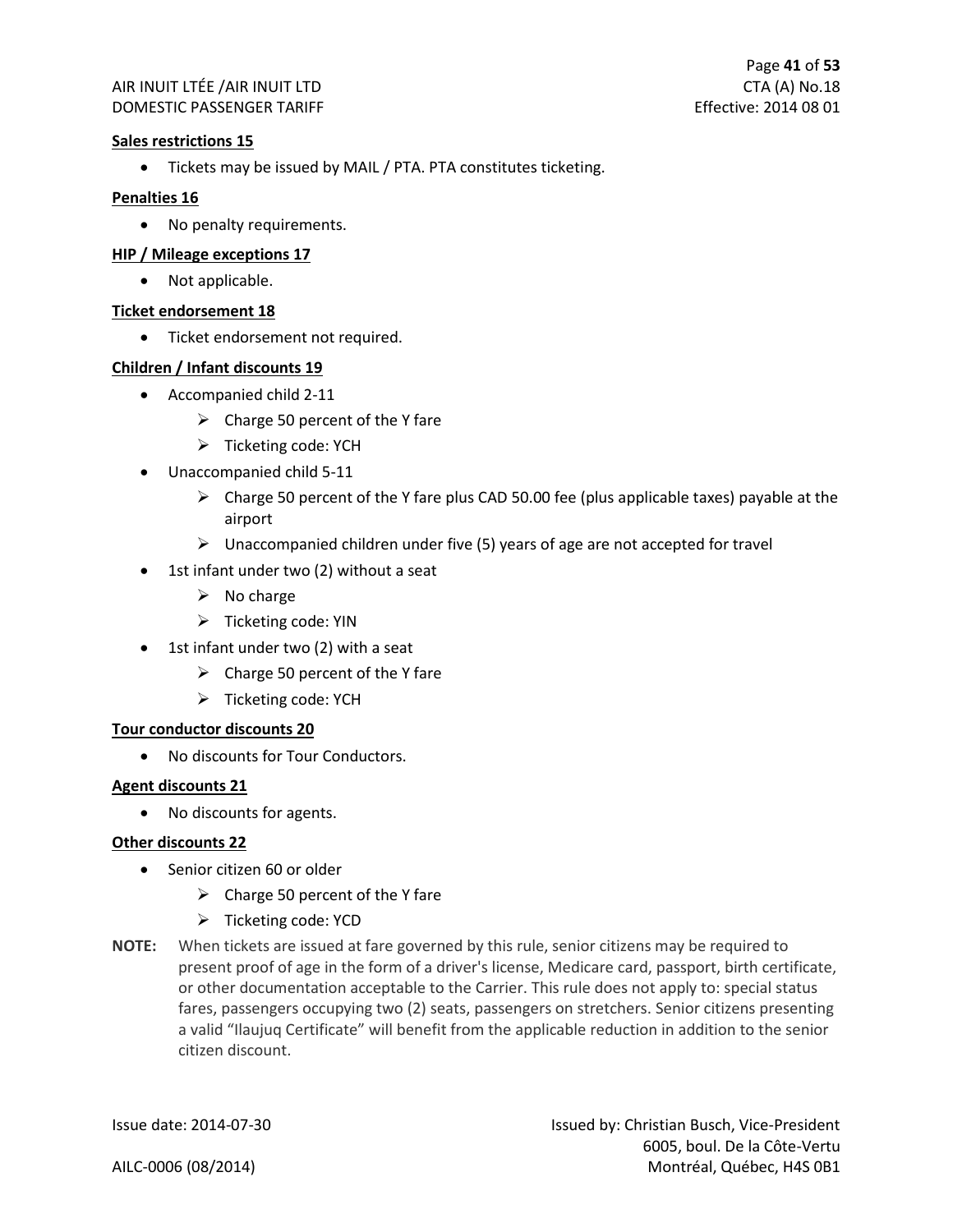**Sales restrictions 15**

- Tickets may be issued by MAIL / PTA. PTA constitutes ticketing.

**Penalties 16**

- No penalty requirements.

**HIP / Mileage exceptions 17**

- Not applicable.

**Ticket endorsement 18**

- Ticket endorsement not required.

**Children / Infant discounts 19**

- Accompanied child 2-11
  - Charge 50 percent of the Y fare
  - Ticketing code: YCH
- Unaccompanied child 5-11
  - Charge 50 percent of the Y fare plus CAD 50.00 fee (plus applicable taxes) payable at the airport
  - Unaccompanied children under five (5) years of age are not accepted for travel
- 1st infant under two (2) without a seat
  - No charge
  - Ticketing code: YIN
- 1st infant under two (2) with a seat
  - Charge 50 percent of the Y fare
  - Ticketing code: YCH

**Tour conductor discounts 20**

- No discounts for Tour Conductors.

**Agent discounts 21**

- No discounts for agents.

**Other discounts 22**

- Senior citizen 60 or older
  - Charge 50 percent of the Y fare
  - Ticketing code: YCD

**NOTE:** When tickets are issued at fare governed by this rule, senior citizens may be required to present proof of age in the form of a driver's license, Medicare card, passport, birth certificate, or other documentation acceptable to the Carrier. This rule does not apply to: special status fares, passengers occupying two (2) seats, passengers on stretchers. Senior citizens presenting a valid "Ilaujuq Certificate" will benefit from the applicable reduction in addition to the senior citizen discount.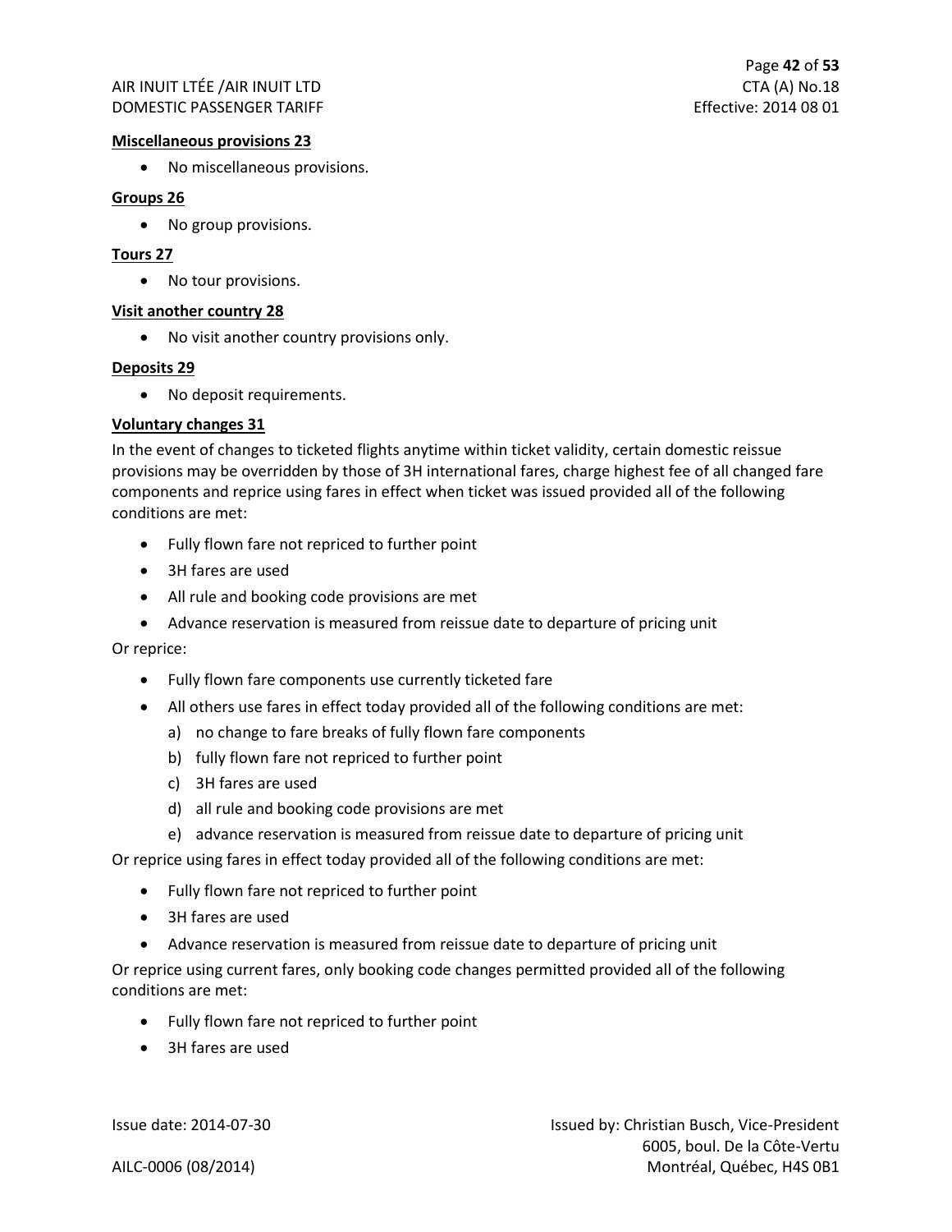**Miscellaneous provisions 23**

- No miscellaneous provisions.

**Groups 26**

- No group provisions.

**Tours 27**

- No tour provisions.

**Visit another country 28**

- No visit another country provisions only.

**Deposits 29**

- No deposit requirements.

**Voluntary changes 31**

In the event of changes to ticketed flights anytime within ticket validity, certain domestic reissue provisions may be overridden by those of 3H international fares, charge highest fee of all changed fare components and reprice using fares in effect when ticket was issued provided all of the following conditions are met:

- Fully flown fare not repriced to further point
- 3H fares are used
- All rule and booking code provisions are met
- Advance reservation is measured from reissue date to departure of pricing unit

Or reprice:

- Fully flown fare components use currently ticketed fare
- All others use fares in effect today provided all of the following conditions are met:
  a) no change to fare breaks of fully flown fare components
  b) fully flown fare not repriced to further point
  c) 3H fares are used
  d) all rule and booking code provisions are met
  e) advance reservation is measured from reissue date to departure of pricing unit

Or reprice using fares in effect today provided all of the following conditions are met:

- Fully flown fare not repriced to further point
- 3H fares are used
- Advance reservation is measured from reissue date to departure of pricing unit

Or reprice using current fares, only booking code changes permitted provided all of the following conditions are met:

- Fully flown fare not repriced to further point
- 3H fares are used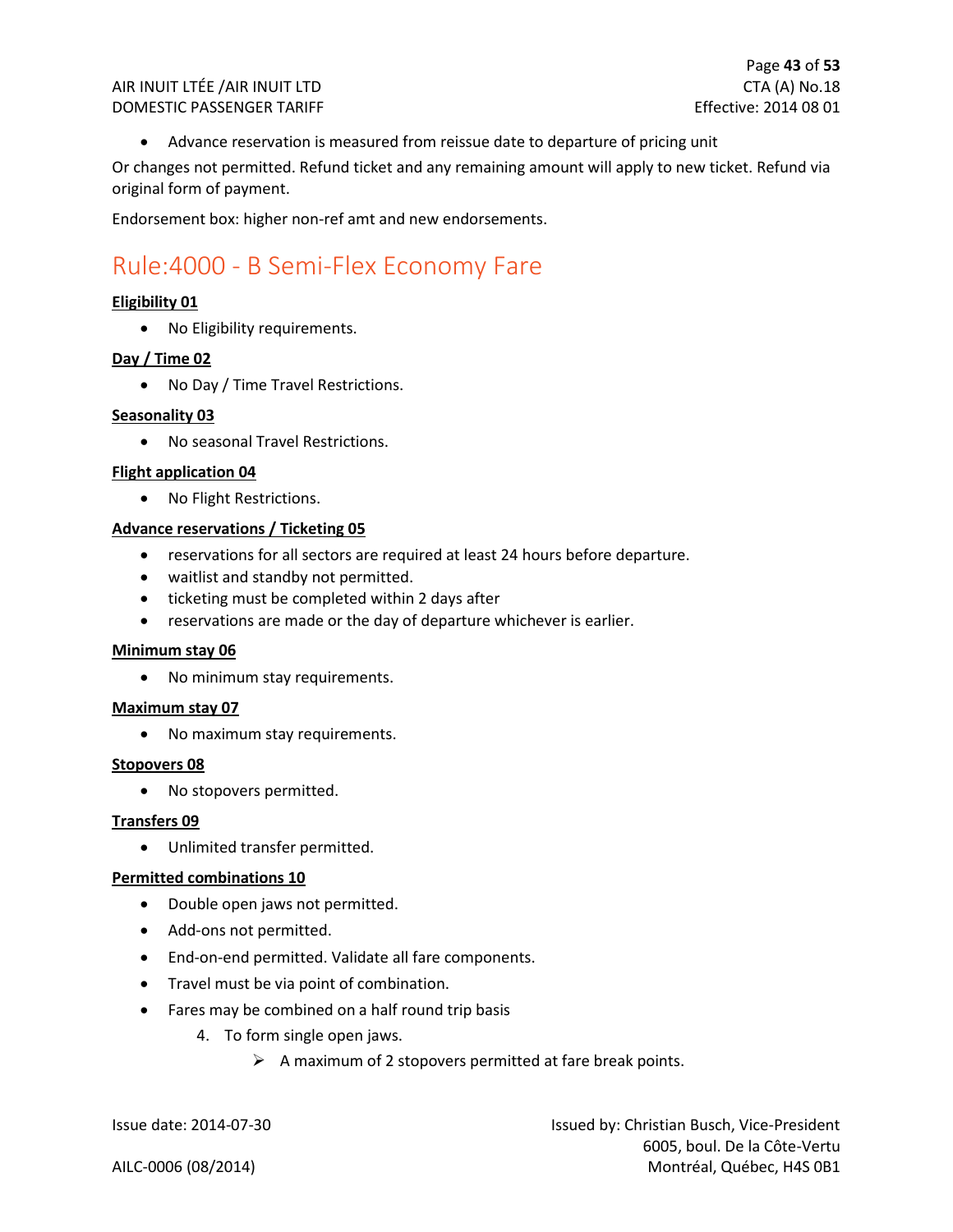- Advance reservation is measured from reissue date to departure of pricing unit

Or changes not permitted. Refund ticket and any remaining amount will apply to new ticket. Refund via original form of payment.

Endorsement box: higher non-ref amt and new endorsements.

# Rule:4000 - B Semi-Flex Economy Fare

**Eligibility 01**

- No Eligibility requirements.

**Day / Time 02**

- No Day / Time Travel Restrictions.

**Seasonality 03**

- No seasonal Travel Restrictions.

**Flight application 04**

- No Flight Restrictions.

**Advance reservations / Ticketing 05**

- reservations for all sectors are required at least 24 hours before departure.
- waitlist and standby not permitted.
- ticketing must be completed within 2 days after
- reservations are made or the day of departure whichever is earlier.

**Minimum stay 06**

- No minimum stay requirements.

**Maximum stay 07**

- No maximum stay requirements.

**Stopovers 08**

- No stopovers permitted.

**Transfers 09**

- Unlimited transfer permitted.

**Permitted combinations 10**

- Double open jaws not permitted.
- Add-ons not permitted.
- End-on-end permitted. Validate all fare components.
- Travel must be via point of combination.
- Fares may be combined on a half round trip basis
  4. To form single open jaws.
     - A maximum of 2 stopovers permitted at fare break points.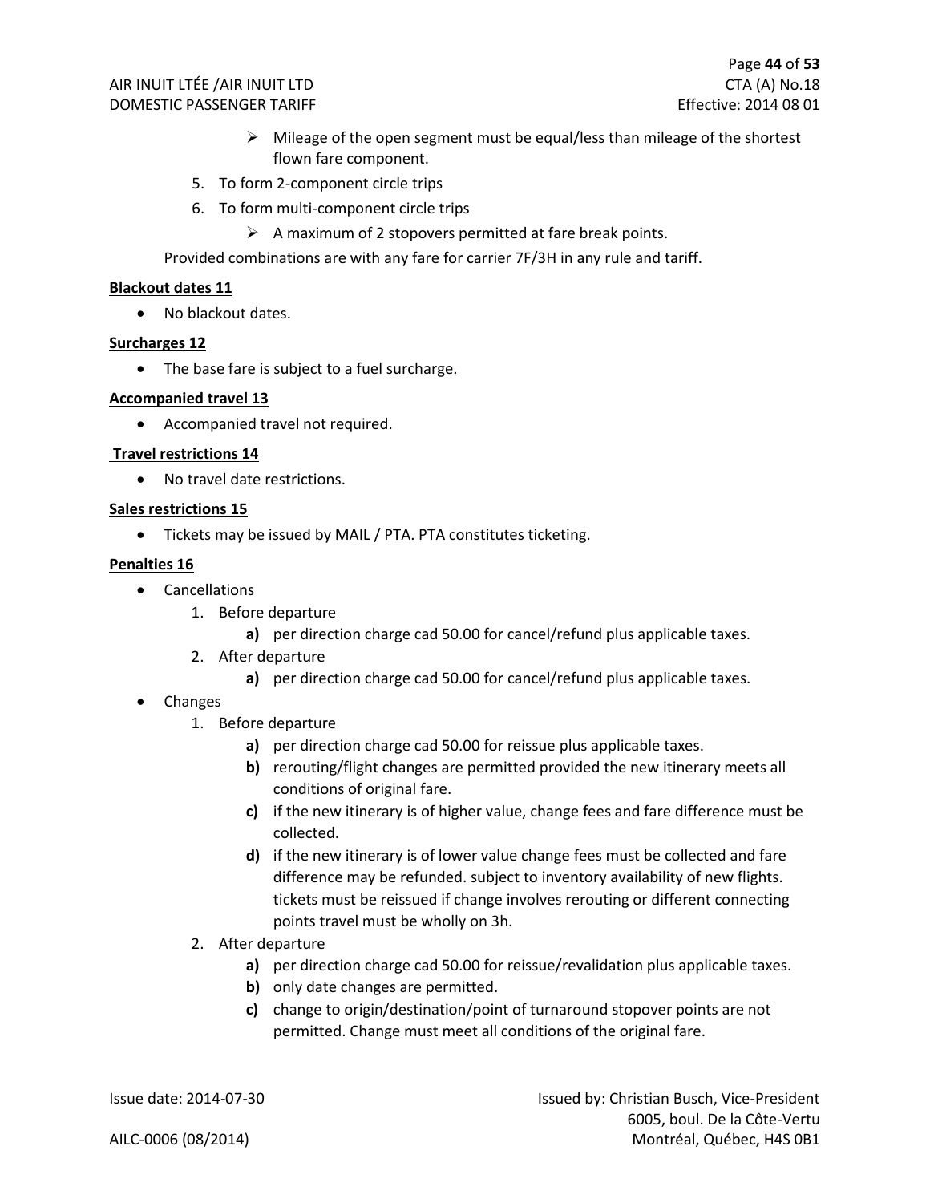- Mileage of the open segment must be equal/less than mileage of the shortest flown fare component.

5. To form 2-component circle trips
6. To form multi-component circle trips
   - A maximum of 2 stopovers permitted at fare break points.

Provided combinations are with any fare for carrier 7F/3H in any rule and tariff.

**Blackout dates 11**

- No blackout dates.

**Surcharges 12**

- The base fare is subject to a fuel surcharge.

**Accompanied travel 13**

- Accompanied travel not required.

**Travel restrictions 14**

- No travel date restrictions.

**Sales restrictions 15**

- Tickets may be issued by MAIL / PTA. PTA constitutes ticketing.

**Penalties 16**

- Cancellations
  1. Before departure
     **a)** per direction charge cad 50.00 for cancel/refund plus applicable taxes.
  2. After departure
     **a)** per direction charge cad 50.00 for cancel/refund plus applicable taxes.
- Changes
  1. Before departure
     **a)** per direction charge cad 50.00 for reissue plus applicable taxes.
     **b)** rerouting/flight changes are permitted provided the new itinerary meets all conditions of original fare.
     **c)** if the new itinerary is of higher value, change fees and fare difference must be collected.
     **d)** if the new itinerary is of lower value change fees must be collected and fare difference may be refunded. subject to inventory availability of new flights. tickets must be reissued if change involves rerouting or different connecting points travel must be wholly on 3h.
  2. After departure
     **a)** per direction charge cad 50.00 for reissue/revalidation plus applicable taxes.
     **b)** only date changes are permitted.
     **c)** change to origin/destination/point of turnaround stopover points are not permitted. Change must meet all conditions of the original fare.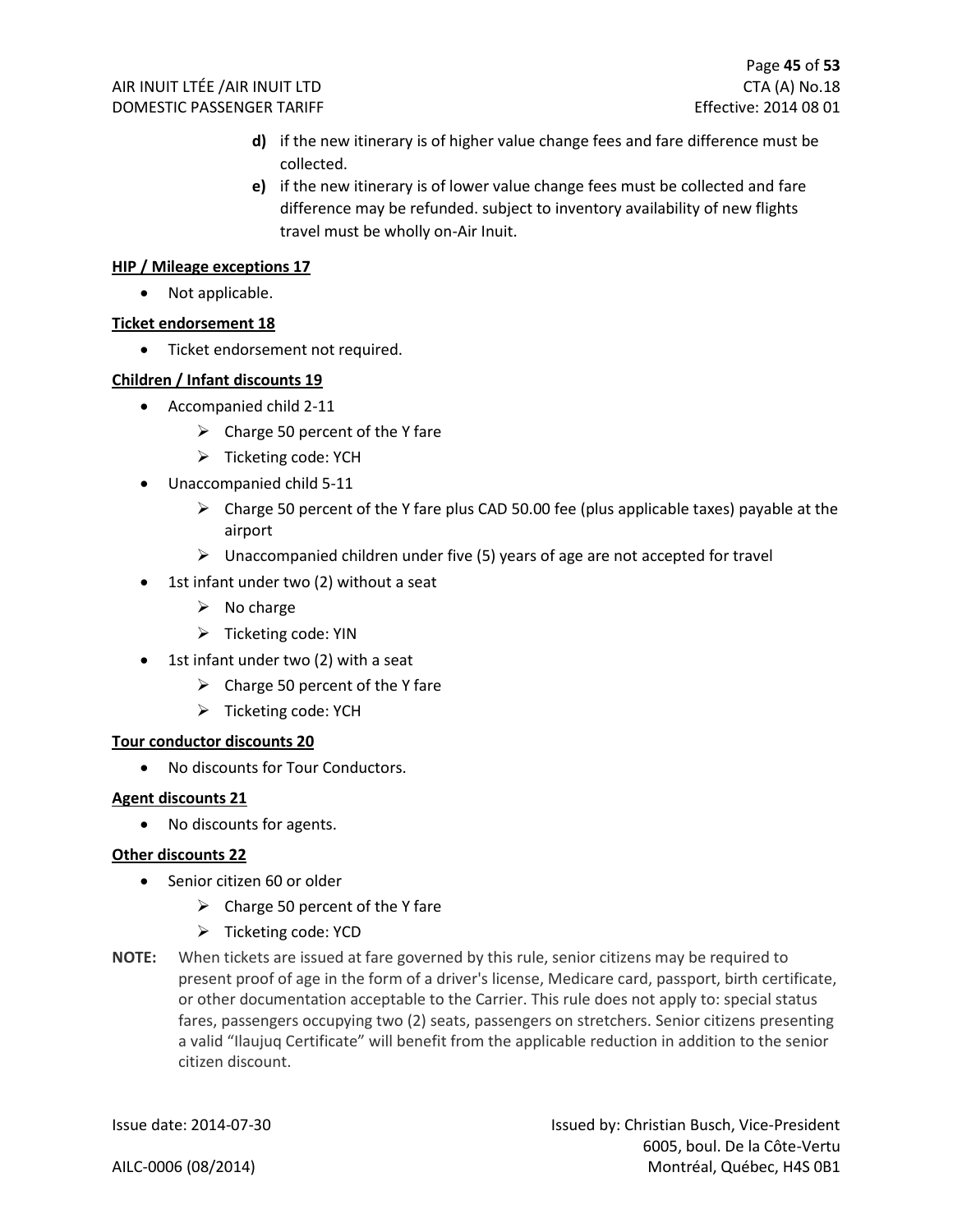**d)** if the new itinerary is of higher value change fees and fare difference must be collected.

**e)** if the new itinerary is of lower value change fees must be collected and fare difference may be refunded. subject to inventory availability of new flights travel must be wholly on-Air Inuit.

**HIP / Mileage exceptions 17**

- Not applicable.

**Ticket endorsement 18**

- Ticket endorsement not required.

**Children / Infant discounts 19**

- Accompanied child 2-11
  - Charge 50 percent of the Y fare
  - Ticketing code: YCH
- Unaccompanied child 5-11
  - Charge 50 percent of the Y fare plus CAD 50.00 fee (plus applicable taxes) payable at the airport
  - Unaccompanied children under five (5) years of age are not accepted for travel
- 1st infant under two (2) without a seat
  - No charge
  - Ticketing code: YIN
- 1st infant under two (2) with a seat
  - Charge 50 percent of the Y fare
  - Ticketing code: YCH

**Tour conductor discounts 20**

- No discounts for Tour Conductors.

**Agent discounts 21**

- No discounts for agents.

**Other discounts 22**

- Senior citizen 60 or older
  - Charge 50 percent of the Y fare
  - Ticketing code: YCD

**NOTE:** When tickets are issued at fare governed by this rule, senior citizens may be required to present proof of age in the form of a driver's license, Medicare card, passport, birth certificate, or other documentation acceptable to the Carrier. This rule does not apply to: special status fares, passengers occupying two (2) seats, passengers on stretchers. Senior citizens presenting a valid "Ilaujuq Certificate" will benefit from the applicable reduction in addition to the senior citizen discount.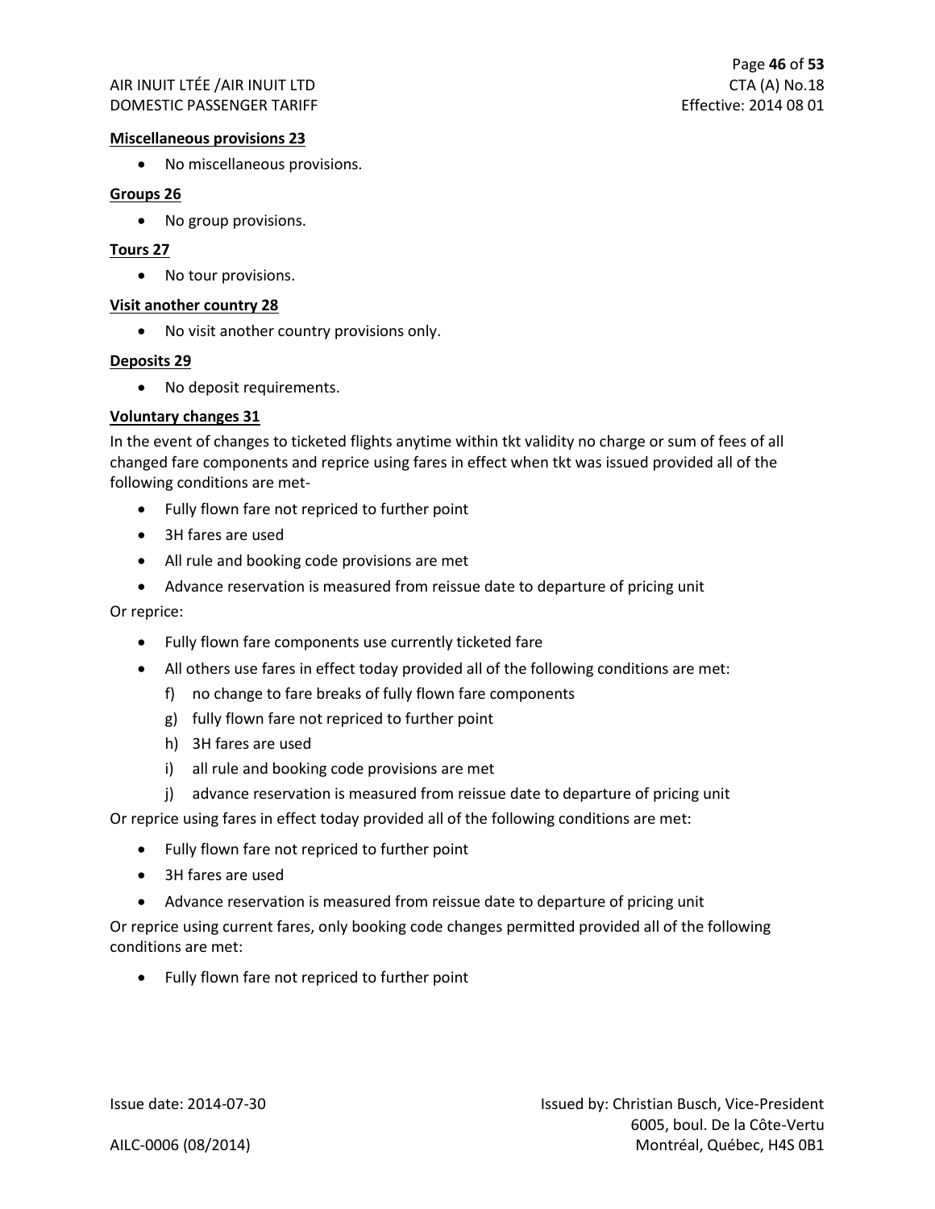**Miscellaneous provisions 23**

- No miscellaneous provisions.

**Groups 26**

- No group provisions.

**Tours 27**

- No tour provisions.

**Visit another country 28**

- No visit another country provisions only.

**Deposits 29**

- No deposit requirements.

**Voluntary changes 31**

In the event of changes to ticketed flights anytime within tkt validity no charge or sum of fees of all changed fare components and reprice using fares in effect when tkt was issued provided all of the following conditions are met-

- Fully flown fare not repriced to further point
- 3H fares are used
- All rule and booking code provisions are met
- Advance reservation is measured from reissue date to departure of pricing unit

Or reprice:

- Fully flown fare components use currently ticketed fare
- All others use fares in effect today provided all of the following conditions are met:
  - f) no change to fare breaks of fully flown fare components
  - g) fully flown fare not repriced to further point
  - h) 3H fares are used
  - i) all rule and booking code provisions are met
  - j) advance reservation is measured from reissue date to departure of pricing unit

Or reprice using fares in effect today provided all of the following conditions are met:

- Fully flown fare not repriced to further point
- 3H fares are used
- Advance reservation is measured from reissue date to departure of pricing unit

Or reprice using current fares, only booking code changes permitted provided all of the following conditions are met:

- Fully flown fare not repriced to further point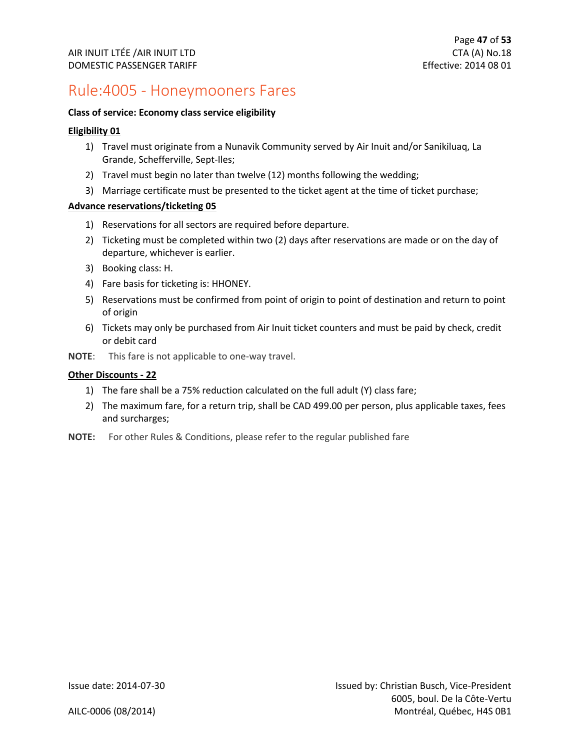# Rule:4005 - Honeymooners Fares

**Class of service: Economy class service eligibility**

**Eligibility 01**

1) Travel must originate from a Nunavik Community served by Air Inuit and/or Sanikiluaq, La Grande, Schefferville, Sept-Iles;
2) Travel must begin no later than twelve (12) months following the wedding;
3) Marriage certificate must be presented to the ticket agent at the time of ticket purchase;

**Advance reservations/ticketing 05**

1) Reservations for all sectors are required before departure.
2) Ticketing must be completed within two (2) days after reservations are made or on the day of departure, whichever is earlier.
3) Booking class: H.
4) Fare basis for ticketing is: HHONEY.
5) Reservations must be confirmed from point of origin to point of destination and return to point of origin
6) Tickets may only be purchased from Air Inuit ticket counters and must be paid by check, credit or debit card

**NOTE**: This fare is not applicable to one-way travel.

**Other Discounts - 22**

1) The fare shall be a 75% reduction calculated on the full adult (Y) class fare;
2) The maximum fare, for a return trip, shall be CAD 499.00 per person, plus applicable taxes, fees and surcharges;

**NOTE:** For other Rules & Conditions, please refer to the regular published fare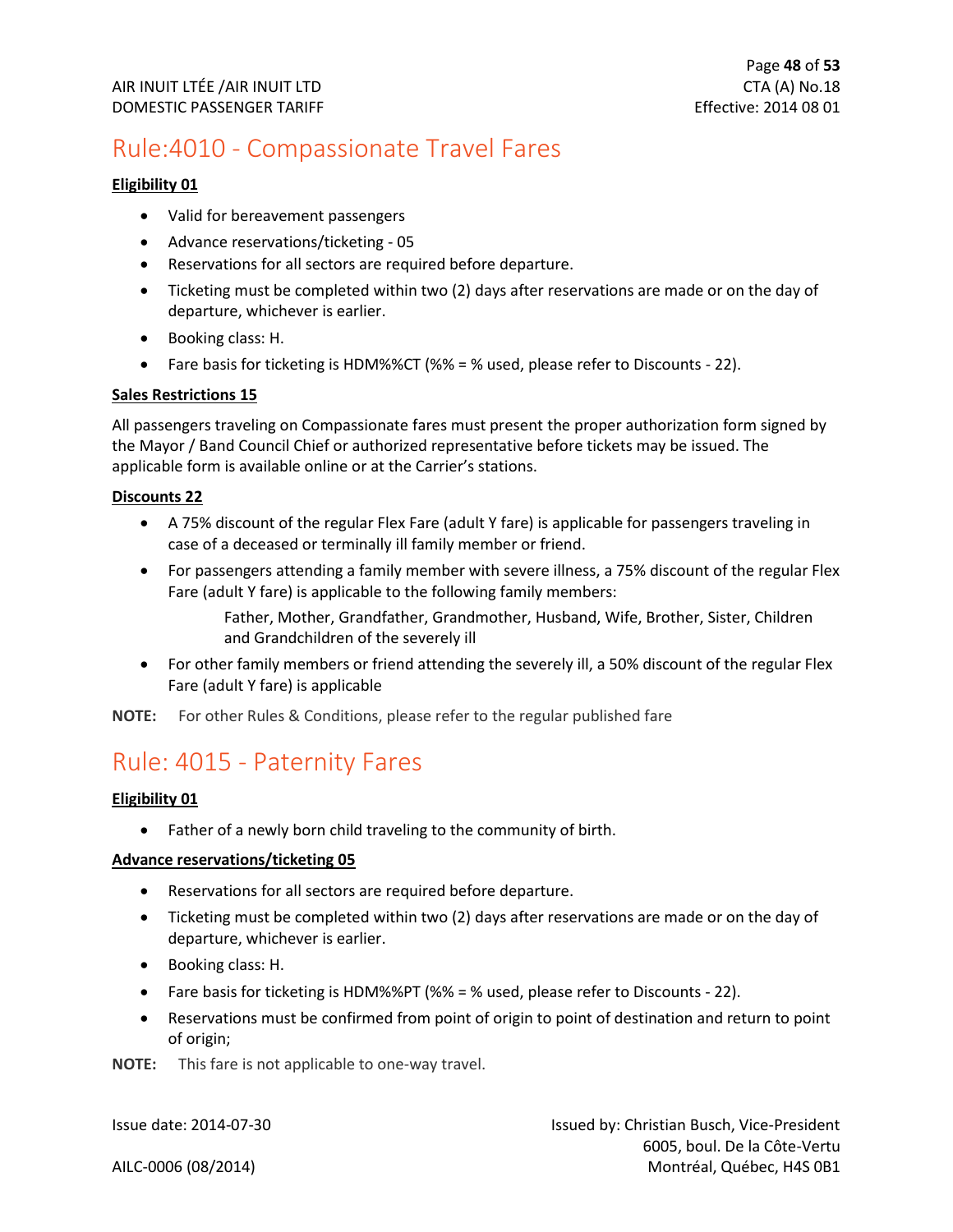# Rule:4010 - Compassionate Travel Fares

**Eligibility 01**

- Valid for bereavement passengers
- Advance reservations/ticketing - 05
- Reservations for all sectors are required before departure.
- Ticketing must be completed within two (2) days after reservations are made or on the day of departure, whichever is earlier.
- Booking class: H.
- Fare basis for ticketing is HDM%%CT (%% = % used, please refer to Discounts - 22).

**Sales Restrictions 15**

All passengers traveling on Compassionate fares must present the proper authorization form signed by the Mayor / Band Council Chief or authorized representative before tickets may be issued. The applicable form is available online or at the Carrier's stations.

**Discounts 22**

- A 75% discount of the regular Flex Fare (adult Y fare) is applicable for passengers traveling in case of a deceased or terminally ill family member or friend.
- For passengers attending a family member with severe illness, a 75% discount of the regular Flex Fare (adult Y fare) is applicable to the following family members:

  Father, Mother, Grandfather, Grandmother, Husband, Wife, Brother, Sister, Children and Grandchildren of the severely ill

- For other family members or friend attending the severely ill, a 50% discount of the regular Flex Fare (adult Y fare) is applicable

**NOTE:** For other Rules & Conditions, please refer to the regular published fare

# Rule: 4015 - Paternity Fares

**Eligibility 01**

- Father of a newly born child traveling to the community of birth.

**Advance reservations/ticketing 05**

- Reservations for all sectors are required before departure.
- Ticketing must be completed within two (2) days after reservations are made or on the day of departure, whichever is earlier.
- Booking class: H.
- Fare basis for ticketing is HDM%%PT (%% = % used, please refer to Discounts - 22).
- Reservations must be confirmed from point of origin to point of destination and return to point of origin;

**NOTE:** This fare is not applicable to one-way travel.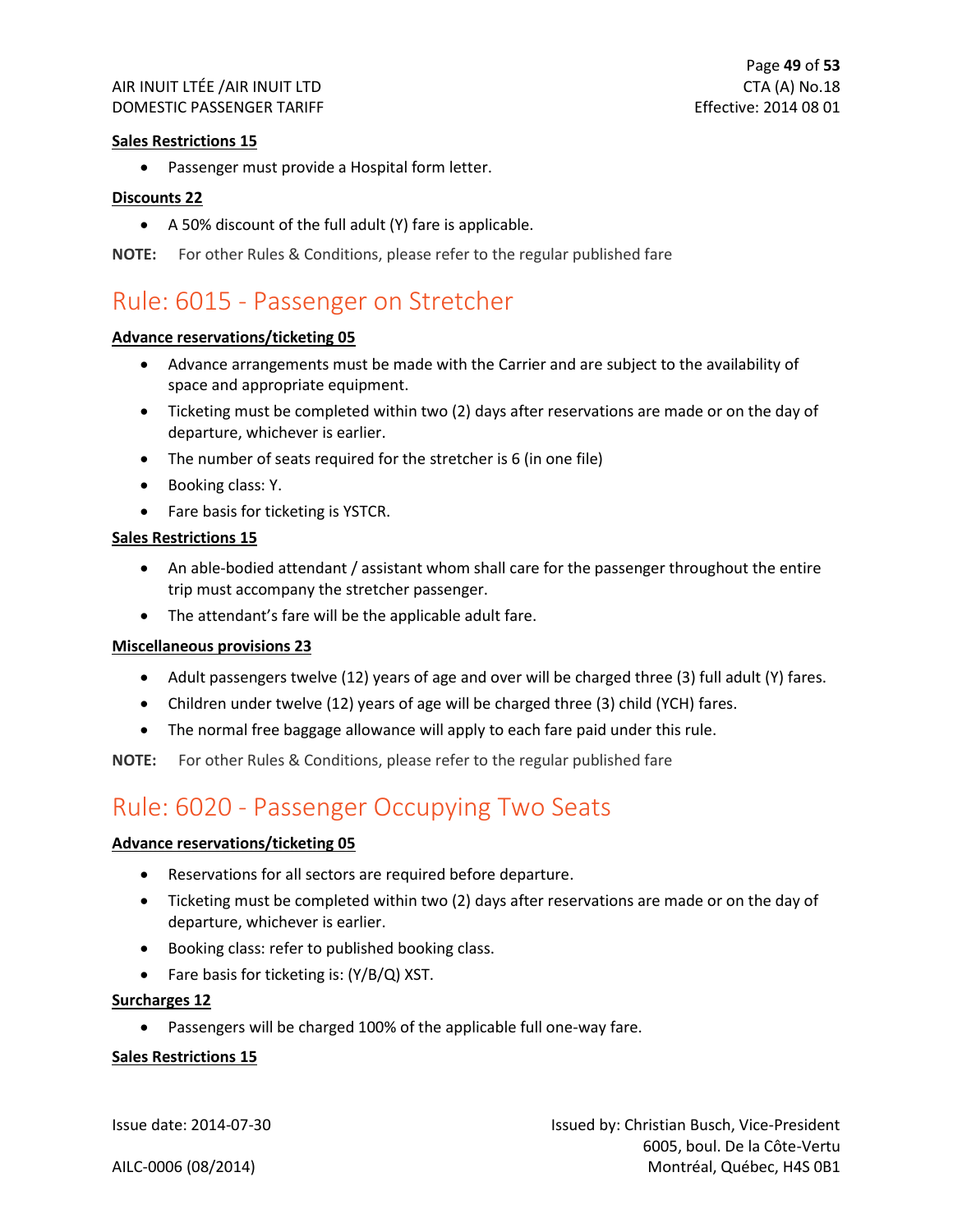**Sales Restrictions 15**

- Passenger must provide a Hospital form letter.

**Discounts 22**

- A 50% discount of the full adult (Y) fare is applicable.

**NOTE:** For other Rules & Conditions, please refer to the regular published fare

# Rule: 6015 - Passenger on Stretcher

**Advance reservations/ticketing 05**

- Advance arrangements must be made with the Carrier and are subject to the availability of space and appropriate equipment.
- Ticketing must be completed within two (2) days after reservations are made or on the day of departure, whichever is earlier.
- The number of seats required for the stretcher is 6 (in one file)
- Booking class: Y.
- Fare basis for ticketing is YSTCR.

**Sales Restrictions 15**

- An able-bodied attendant / assistant whom shall care for the passenger throughout the entire trip must accompany the stretcher passenger.
- The attendant's fare will be the applicable adult fare.

**Miscellaneous provisions 23**

- Adult passengers twelve (12) years of age and over will be charged three (3) full adult (Y) fares.
- Children under twelve (12) years of age will be charged three (3) child (YCH) fares.
- The normal free baggage allowance will apply to each fare paid under this rule.

**NOTE:** For other Rules & Conditions, please refer to the regular published fare

# Rule: 6020 - Passenger Occupying Two Seats

**Advance reservations/ticketing 05**

- Reservations for all sectors are required before departure.
- Ticketing must be completed within two (2) days after reservations are made or on the day of departure, whichever is earlier.
- Booking class: refer to published booking class.
- Fare basis for ticketing is: (Y/B/Q) XST.

**Surcharges 12**

- Passengers will be charged 100% of the applicable full one-way fare.

**Sales Restrictions 15**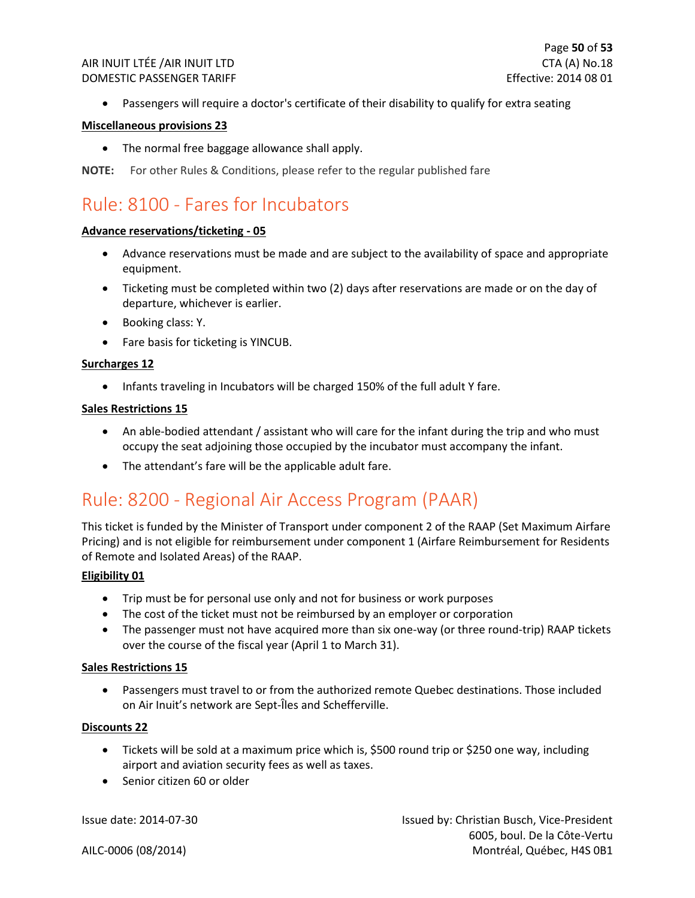- Passengers will require a doctor's certificate of their disability to qualify for extra seating

**Miscellaneous provisions 23**

- The normal free baggage allowance shall apply.

**NOTE:** For other Rules & Conditions, please refer to the regular published fare

# Rule: 8100 - Fares for Incubators

**Advance reservations/ticketing - 05**

- Advance reservations must be made and are subject to the availability of space and appropriate equipment.
- Ticketing must be completed within two (2) days after reservations are made or on the day of departure, whichever is earlier.
- Booking class: Y.
- Fare basis for ticketing is YINCUB.

**Surcharges 12**

- Infants traveling in Incubators will be charged 150% of the full adult Y fare.

**Sales Restrictions 15**

- An able-bodied attendant / assistant who will care for the infant during the trip and who must occupy the seat adjoining those occupied by the incubator must accompany the infant.
- The attendant's fare will be the applicable adult fare.

# Rule: 8200 - Regional Air Access Program (PAAR)

This ticket is funded by the Minister of Transport under component 2 of the RAAP (Set Maximum Airfare Pricing) and is not eligible for reimbursement under component 1 (Airfare Reimbursement for Residents of Remote and Isolated Areas) of the RAAP.

**Eligibility 01**

- Trip must be for personal use only and not for business or work purposes
- The cost of the ticket must not be reimbursed by an employer or corporation
- The passenger must not have acquired more than six one-way (or three round-trip) RAAP tickets over the course of the fiscal year (April 1 to March 31).

**Sales Restrictions 15**

- Passengers must travel to or from the authorized remote Quebec destinations. Those included on Air Inuit's network are Sept-Îles and Schefferville.

**Discounts 22**

- Tickets will be sold at a maximum price which is, $500 round trip or $250 one way, including airport and aviation security fees as well as taxes.
- Senior citizen 60 or older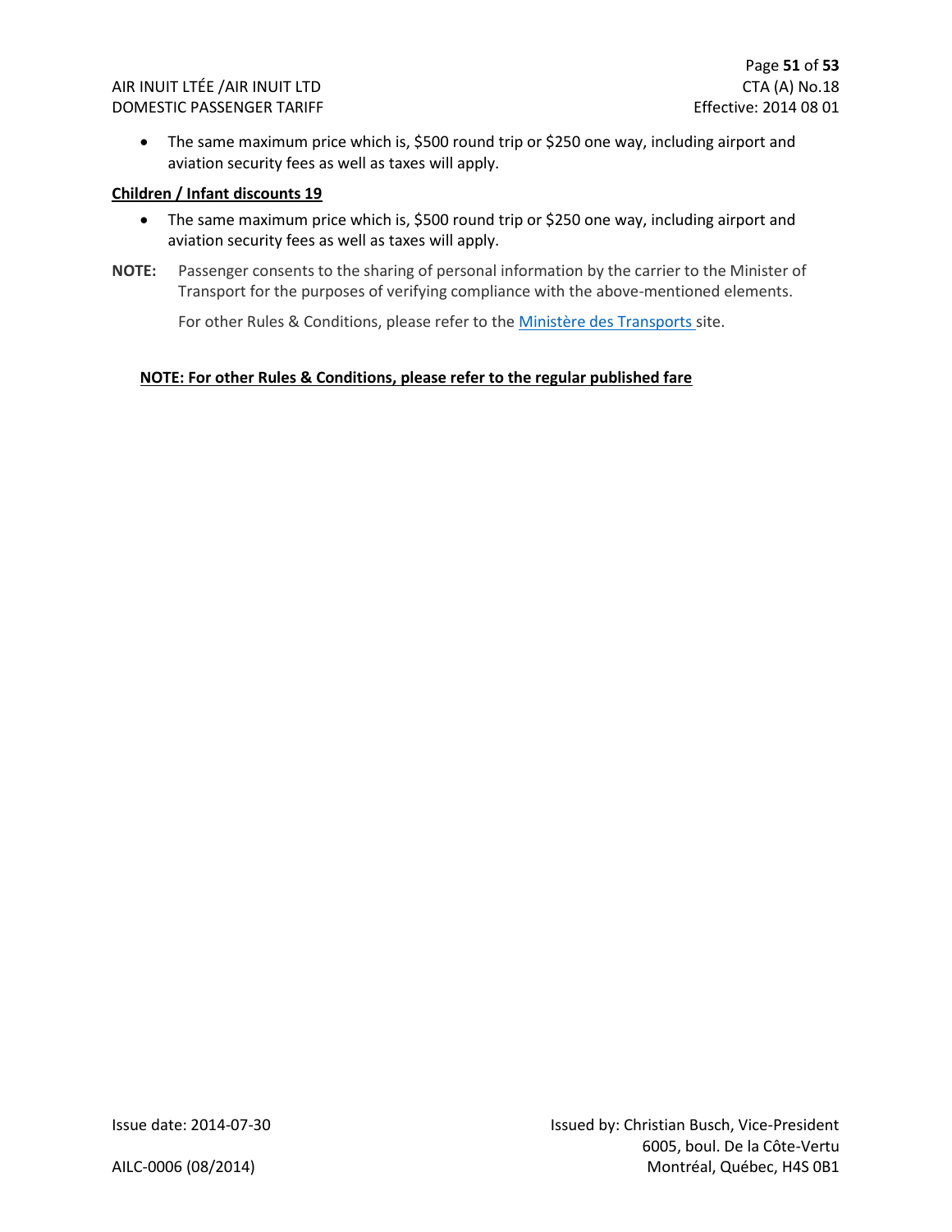- The same maximum price which is, $500 round trip or $250 one way, including airport and aviation security fees as well as taxes will apply.

**Children / Infant discounts 19**

- The same maximum price which is, $500 round trip or $250 one way, including airport and aviation security fees as well as taxes will apply.

**NOTE:** Passenger consents to the sharing of personal information by the carrier to the Minister of Transport for the purposes of verifying compliance with the above-mentioned elements.

For other Rules & Conditions, please refer to the Ministère des Transports site.

**NOTE: For other Rules & Conditions, please refer to the regular published fare**

Issue date: 2014-07-30

Issued by: Christian Busch, Vice-President
6005, boul. De la Côte-Vertu
Montréal, Québec, H4S 0B1

AILC-0006 (08/2014)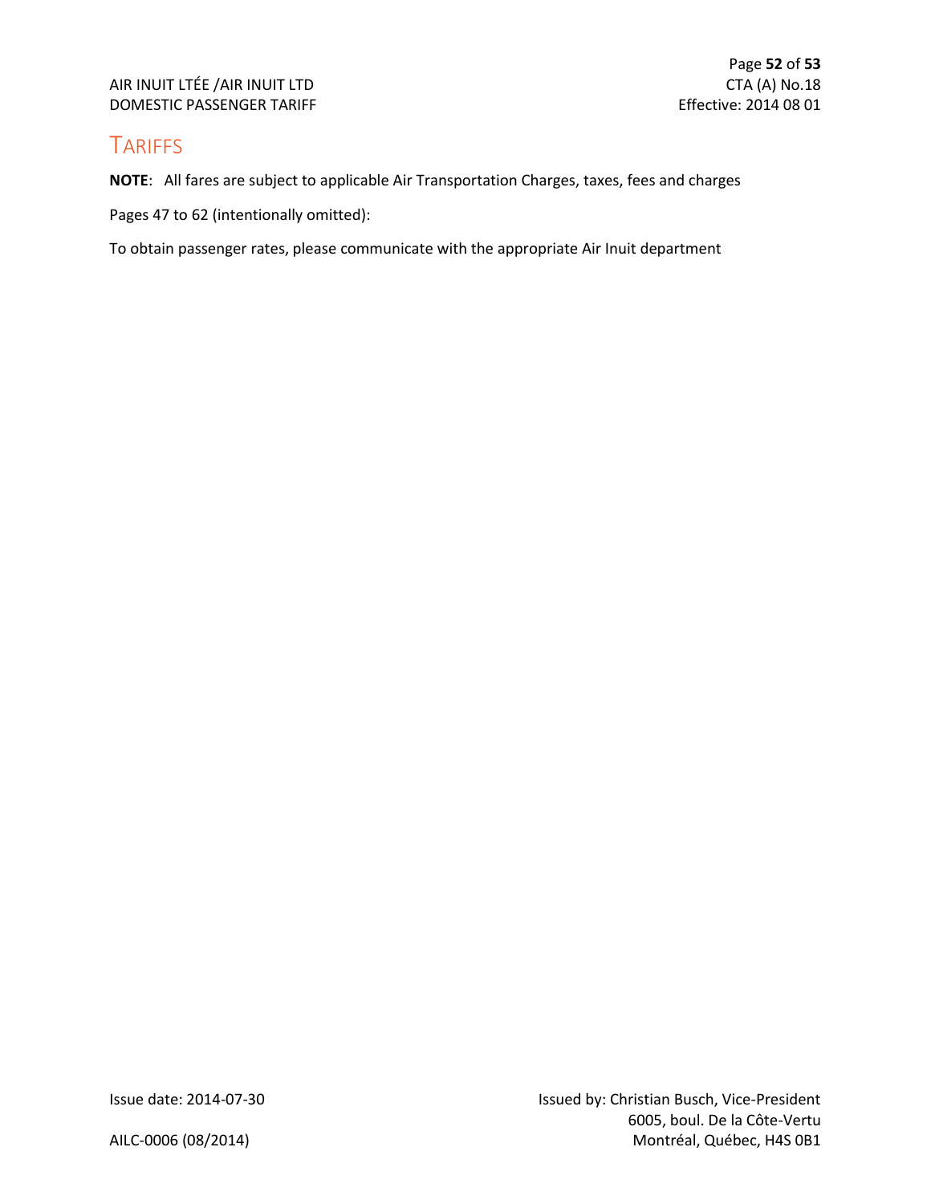# TARIFFS

**NOTE**: All fares are subject to applicable Air Transportation Charges, taxes, fees and charges

Pages 47 to 62 (intentionally omitted):

To obtain passenger rates, please communicate with the appropriate Air Inuit department